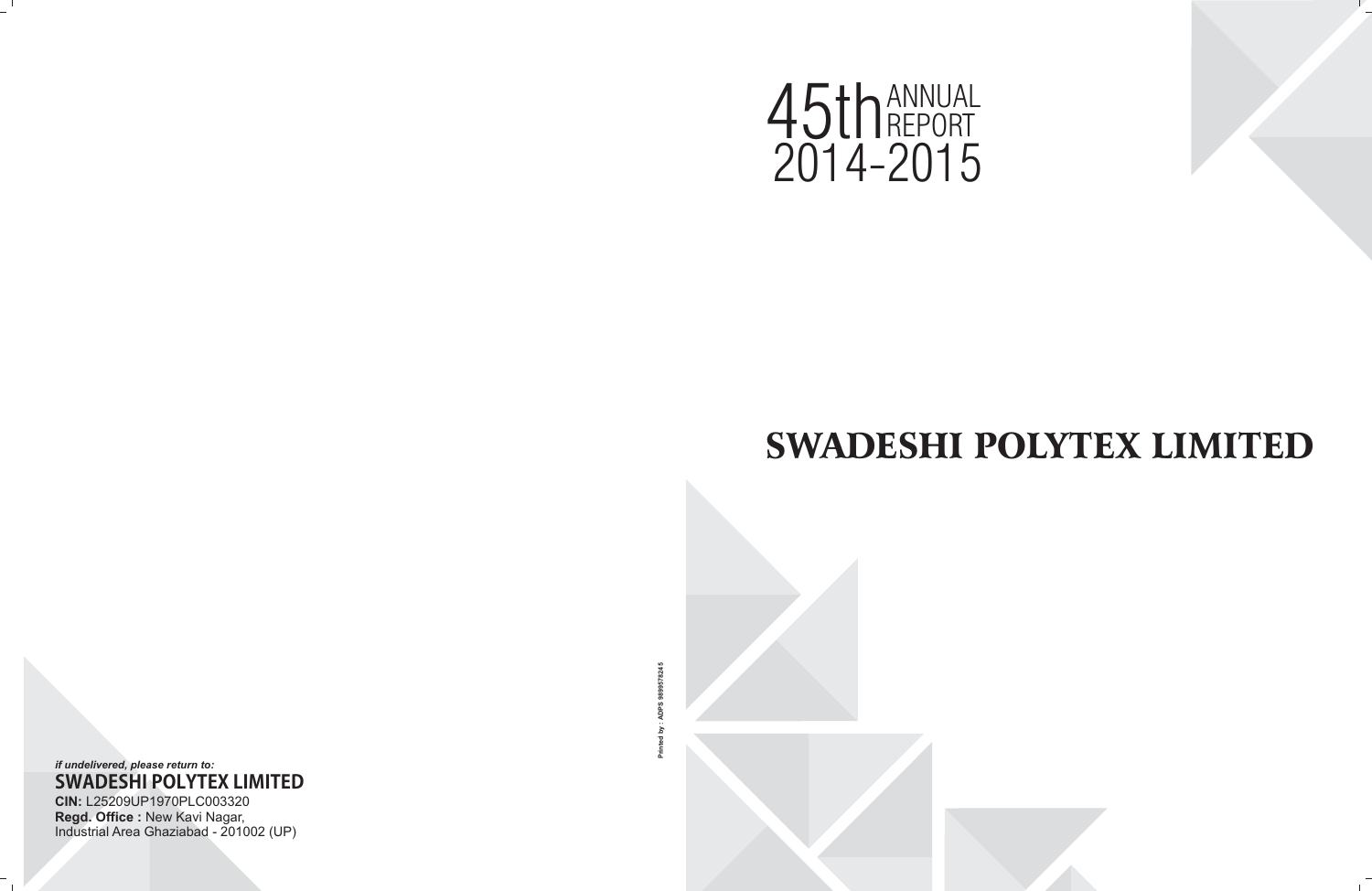# 45th ANNUAL REPORT 2014-2015

# SWADESHI POLYTEX LIMITED

Printed by : ADPS 9899578245

*if undelivered, please return to:*

**SWADESHI POLYTEX LIMITED**

**CIN:** L25209UP1970PLC003320

**Regd. Office :** New Kavi Nagar, Industrial Area Ghaziabad - 201002 (UP)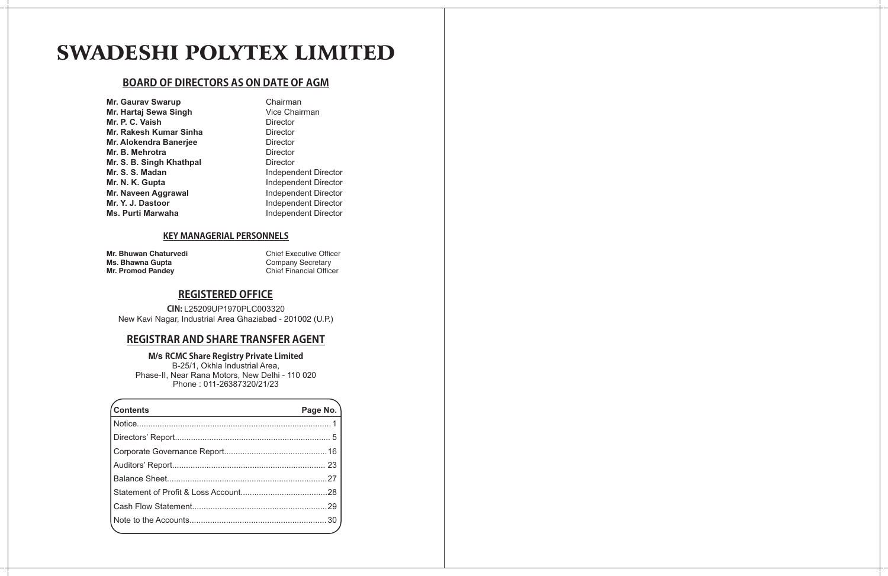# SWADESHI POLYTEX LIMITED

## BOARD OF DIRECTORS AS ON DATE OF AGM

| | |
|---|---|
| **Mr. Gaurav Swarup** | Chairman |
| **Mr. Hartaj Sewa Singh** | Vice Chairman |
| **Mr. P. C. Vaish** | Director |
| **Mr. Rakesh Kumar Sinha** | Director |
| **Mr. Alokendra Banerjee** | Director |
| **Mr. B. Mehrotra** | Director |
| **Mr. S. B. Singh Khathpal** | Director |
| **Mr. S. S. Madan** | Independent Director |
| **Mr. N. K. Gupta** | Independent Director |
| **Mr. Naveen Aggrawal** | Independent Director |
| **Mr. Y. J. Dastoor** | Independent Director |
| **Ms. Purti Marwaha** | Independent Director |

### KEY MANAGERIAL PERSONNELS

| | |
|---|---|
| **Mr. Bhuwan Chaturvedi** | Chief Executive Officer |
| **Ms. Bhawna Gupta** | Company Secretary |
| **Mr. Promod Pandey** | Chief Financial Officer |

## REGISTERED OFFICE

**CIN:** L25209UP1970PLC003320
New Kavi Nagar, Industrial Area Ghaziabad - 201002 (U.P.)

## REGISTRAR AND SHARE TRANSFER AGENT

**M/s RCMC Share Registry Private Limited**
B-25/1, Okhla Industrial Area,
Phase-II, Near Rana Motors, New Delhi - 110 020
Phone : 011-26387320/21/23

| Contents | Page No. |
|---|---|
| Notice | 1 |
| Directors' Report | 5 |
| Corporate Governance Report | 16 |
| Auditors' Report | 23 |
| Balance Sheet | 27 |
| Statement of Profit & Loss Account | 28 |
| Cash Flow Statement | 29 |
| Note to the Accounts | 30 |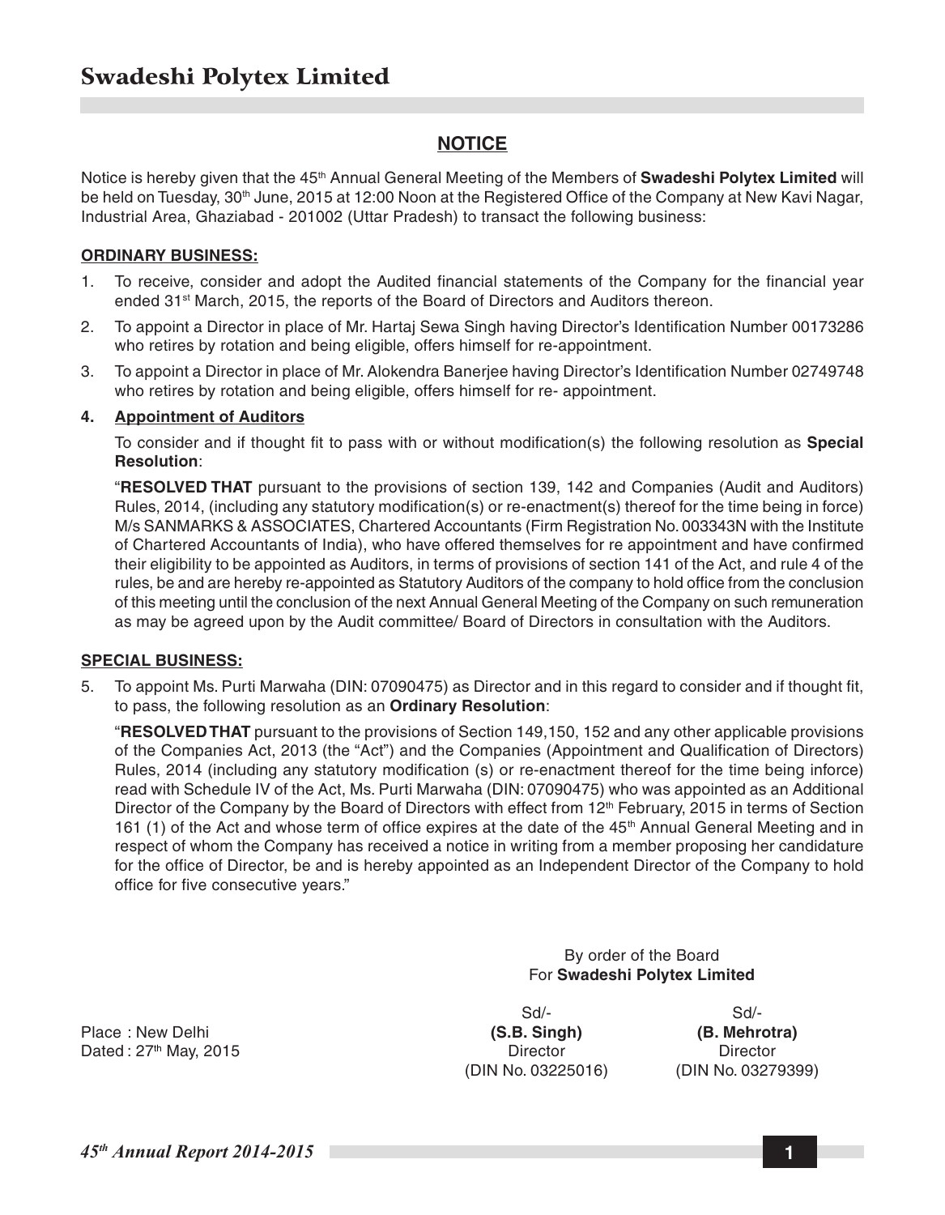## NOTICE

Notice is hereby given that the 45th Annual General Meeting of the Members of **Swadeshi Polytex Limited** will be held on Tuesday, 30th June, 2015 at 12:00 Noon at the Registered Office of the Company at New Kavi Nagar, Industrial Area, Ghaziabad - 201002 (Uttar Pradesh) to transact the following business:

**ORDINARY BUSINESS:**

1. To receive, consider and adopt the Audited financial statements of the Company for the financial year ended 31st March, 2015, the reports of the Board of Directors and Auditors thereon.
2. To appoint a Director in place of Mr. Hartaj Sewa Singh having Director's Identification Number 00173286 who retires by rotation and being eligible, offers himself for re-appointment.
3. To appoint a Director in place of Mr. Alokendra Banerjee having Director's Identification Number 02749748 who retires by rotation and being eligible, offers himself for re- appointment.
4. **Appointment of Auditors**

   To consider and if thought fit to pass with or without modification(s) the following resolution as **Special Resolution**:

   "**RESOLVED THAT** pursuant to the provisions of section 139, 142 and Companies (Audit and Auditors) Rules, 2014, (including any statutory modification(s) or re-enactment(s) thereof for the time being in force) M/s SANMARKS & ASSOCIATES, Chartered Accountants (Firm Registration No. 003343N with the Institute of Chartered Accountants of India), who have offered themselves for re appointment and have confirmed their eligibility to be appointed as Auditors, in terms of provisions of section 141 of the Act, and rule 4 of the rules, be and are hereby re-appointed as Statutory Auditors of the company to hold office from the conclusion of this meeting until the conclusion of the next Annual General Meeting of the Company on such remuneration as may be agreed upon by the Audit committee/ Board of Directors in consultation with the Auditors.

**SPECIAL BUSINESS:**

5. To appoint Ms. Purti Marwaha (DIN: 07090475) as Director and in this regard to consider and if thought fit, to pass, the following resolution as an **Ordinary Resolution**:

   "**RESOLVED THAT** pursuant to the provisions of Section 149,150, 152 and any other applicable provisions of the Companies Act, 2013 (the "Act") and the Companies (Appointment and Qualification of Directors) Rules, 2014 (including any statutory modification (s) or re-enactment thereof for the time being inforce) read with Schedule IV of the Act, Ms. Purti Marwaha (DIN: 07090475) who was appointed as an Additional Director of the Company by the Board of Directors with effect from 12th February, 2015 in terms of Section 161 (1) of the Act and whose term of office expires at the date of the 45th Annual General Meeting and in respect of whom the Company has received a notice in writing from a member proposing her candidature for the office of Director, be and is hereby appointed as an Independent Director of the Company to hold office for five consecutive years."

By order of the Board
For **Swadeshi Polytex Limited**

| | Sd/- | Sd/- |
|---|---|---|
| Place : New Delhi | **(S.B. Singh)** | **(B. Mehrotra)** |
| Dated : 27th May, 2015 | Director | Director |
| | (DIN No. 03225016) | (DIN No. 03279399) |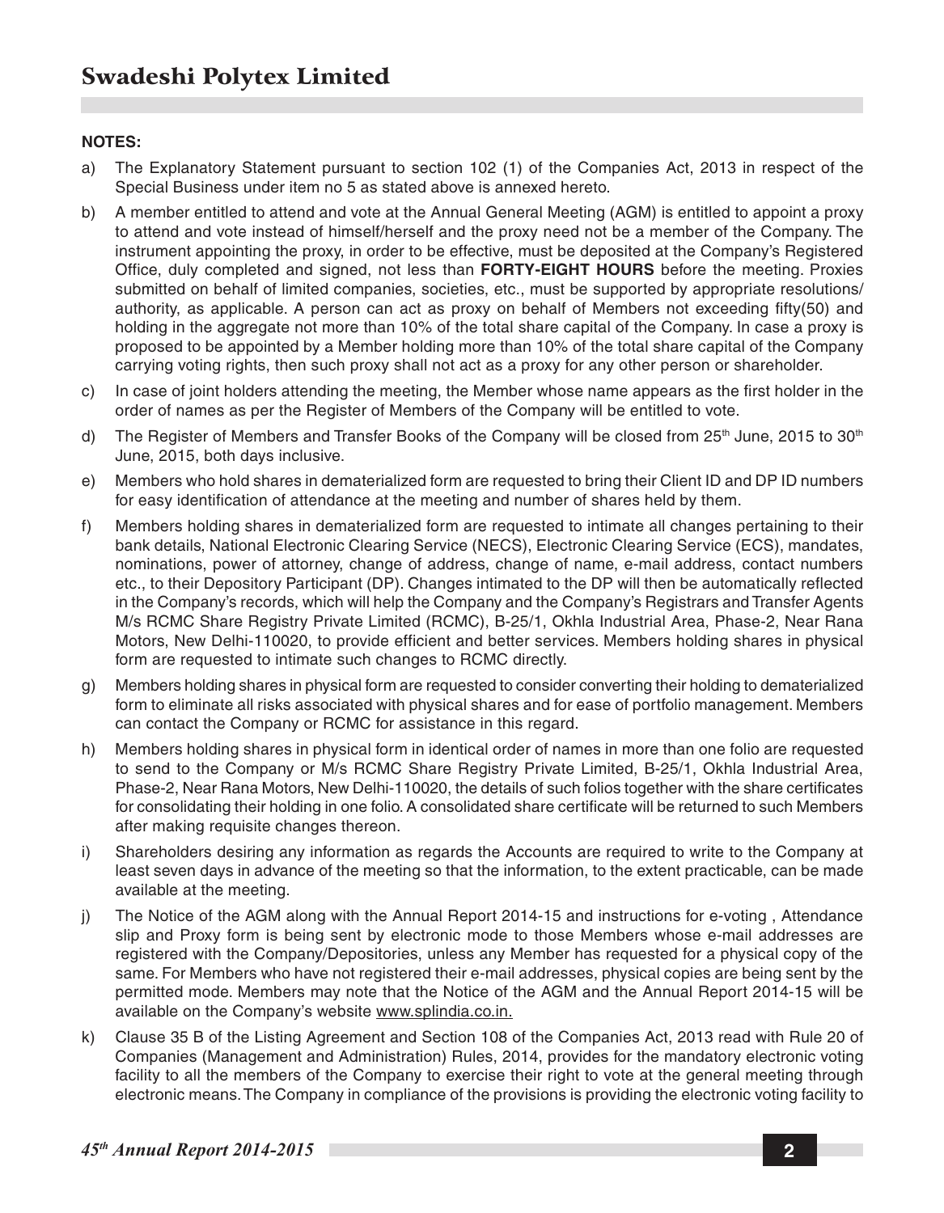**NOTES:**

a) The Explanatory Statement pursuant to section 102 (1) of the Companies Act, 2013 in respect of the Special Business under item no 5 as stated above is annexed hereto.

b) A member entitled to attend and vote at the Annual General Meeting (AGM) is entitled to appoint a proxy to attend and vote instead of himself/herself and the proxy need not be a member of the Company. The instrument appointing the proxy, in order to be effective, must be deposited at the Company's Registered Office, duly completed and signed, not less than **FORTY-EIGHT HOURS** before the meeting. Proxies submitted on behalf of limited companies, societies, etc., must be supported by appropriate resolutions/ authority, as applicable. A person can act as proxy on behalf of Members not exceeding fifty(50) and holding in the aggregate not more than 10% of the total share capital of the Company. In case a proxy is proposed to be appointed by a Member holding more than 10% of the total share capital of the Company carrying voting rights, then such proxy shall not act as a proxy for any other person or shareholder.

c) In case of joint holders attending the meeting, the Member whose name appears as the first holder in the order of names as per the Register of Members of the Company will be entitled to vote.

d) The Register of Members and Transfer Books of the Company will be closed from 25th June, 2015 to 30th June, 2015, both days inclusive.

e) Members who hold shares in dematerialized form are requested to bring their Client ID and DP ID numbers for easy identification of attendance at the meeting and number of shares held by them.

f) Members holding shares in dematerialized form are requested to intimate all changes pertaining to their bank details, National Electronic Clearing Service (NECS), Electronic Clearing Service (ECS), mandates, nominations, power of attorney, change of address, change of name, e-mail address, contact numbers etc., to their Depository Participant (DP). Changes intimated to the DP will then be automatically reflected in the Company's records, which will help the Company and the Company's Registrars and Transfer Agents M/s RCMC Share Registry Private Limited (RCMC), B-25/1, Okhla Industrial Area, Phase-2, Near Rana Motors, New Delhi-110020, to provide efficient and better services. Members holding shares in physical form are requested to intimate such changes to RCMC directly.

g) Members holding shares in physical form are requested to consider converting their holding to dematerialized form to eliminate all risks associated with physical shares and for ease of portfolio management. Members can contact the Company or RCMC for assistance in this regard.

h) Members holding shares in physical form in identical order of names in more than one folio are requested to send to the Company or M/s RCMC Share Registry Private Limited, B-25/1, Okhla Industrial Area, Phase-2, Near Rana Motors, New Delhi-110020, the details of such folios together with the share certificates for consolidating their holding in one folio. A consolidated share certificate will be returned to such Members after making requisite changes thereon.

i) Shareholders desiring any information as regards the Accounts are required to write to the Company at least seven days in advance of the meeting so that the information, to the extent practicable, can be made available at the meeting.

j) The Notice of the AGM along with the Annual Report 2014-15 and instructions for e-voting , Attendance slip and Proxy form is being sent by electronic mode to those Members whose e-mail addresses are registered with the Company/Depositories, unless any Member has requested for a physical copy of the same. For Members who have not registered their e-mail addresses, physical copies are being sent by the permitted mode. Members may note that the Notice of the AGM and the Annual Report 2014-15 will be available on the Company's website www.splindia.co.in.

k) Clause 35 B of the Listing Agreement and Section 108 of the Companies Act, 2013 read with Rule 20 of Companies (Management and Administration) Rules, 2014, provides for the mandatory electronic voting facility to all the members of the Company to exercise their right to vote at the general meeting through electronic means. The Company in compliance of the provisions is providing the electronic voting facility to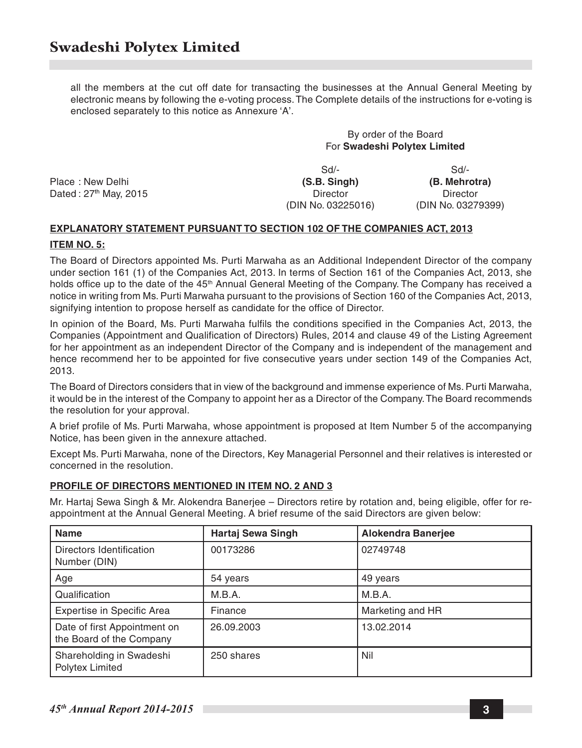all the members at the cut off date for transacting the businesses at the Annual General Meeting by electronic means by following the e-voting process. The Complete details of the instructions for e-voting is enclosed separately to this notice as Annexure 'A'.

By order of the Board
For **Swadeshi Polytex Limited**

Place : New Delhi
Dated : 27th May, 2015

| Sd/- | Sd/- |
|---|---|
| **(S.B. Singh)** | **(B. Mehrotra)** |
| Director | Director |
| (DIN No. 03225016) | (DIN No. 03279399) |

**EXPLANATORY STATEMENT PURSUANT TO SECTION 102 OF THE COMPANIES ACT, 2013**

**ITEM NO. 5:**

The Board of Directors appointed Ms. Purti Marwaha as an Additional Independent Director of the company under section 161 (1) of the Companies Act, 2013. In terms of Section 161 of the Companies Act, 2013, she holds office up to the date of the 45th Annual General Meeting of the Company. The Company has received a notice in writing from Ms. Purti Marwaha pursuant to the provisions of Section 160 of the Companies Act, 2013, signifying intention to propose herself as candidate for the office of Director.

In opinion of the Board, Ms. Purti Marwaha fulfils the conditions specified in the Companies Act, 2013, the Companies (Appointment and Qualification of Directors) Rules, 2014 and clause 49 of the Listing Agreement for her appointment as an independent Director of the Company and is independent of the management and hence recommend her to be appointed for five consecutive years under section 149 of the Companies Act, 2013.

The Board of Directors considers that in view of the background and immense experience of Ms. Purti Marwaha, it would be in the interest of the Company to appoint her as a Director of the Company. The Board recommends the resolution for your approval.

A brief profile of Ms. Purti Marwaha, whose appointment is proposed at Item Number 5 of the accompanying Notice, has been given in the annexure attached.

Except Ms. Purti Marwaha, none of the Directors, Key Managerial Personnel and their relatives is interested or concerned in the resolution.

**PROFILE OF DIRECTORS MENTIONED IN ITEM NO. 2 AND 3**

Mr. Hartaj Sewa Singh & Mr. Alokendra Banerjee – Directors retire by rotation and, being eligible, offer for re-appointment at the Annual General Meeting. A brief resume of the said Directors are given below:

| Name | Hartaj Sewa Singh | Alokendra Banerjee |
|---|---|---|
| Directors Identification Number (DIN) | 00173286 | 02749748 |
| Age | 54 years | 49 years |
| Qualification | M.B.A. | M.B.A. |
| Expertise in Specific Area | Finance | Marketing and HR |
| Date of first Appointment on the Board of the Company | 26.09.2003 | 13.02.2014 |
| Shareholding in Swadeshi Polytex Limited | 250 shares | Nil |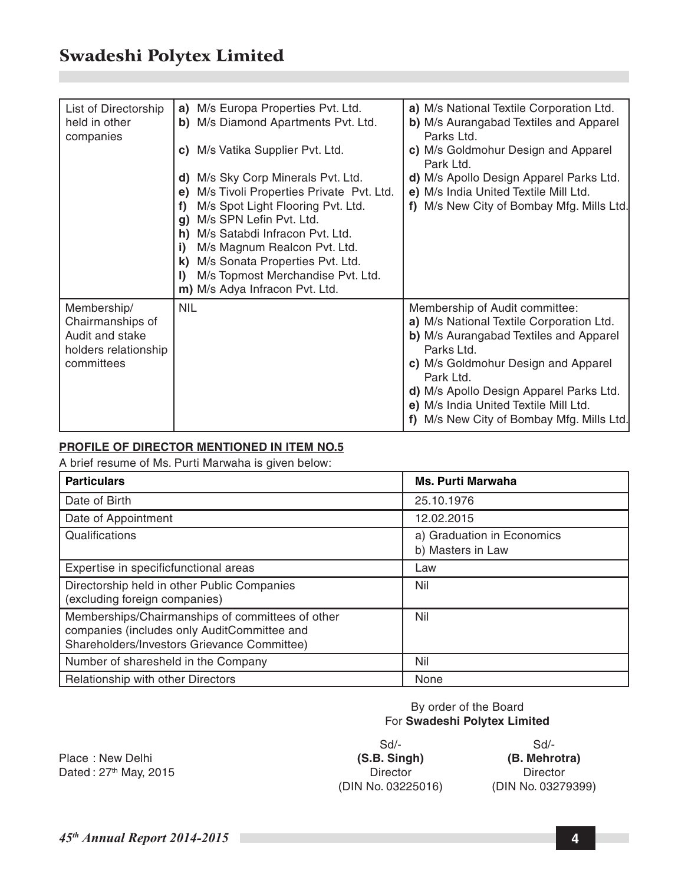| List of Directorship held in other companies | a) M/s Europa Properties Pvt. Ltd.<br>b) M/s Diamond Apartments Pvt. Ltd.<br>c) M/s Vatika Supplier Pvt. Ltd.<br>d) M/s Sky Corp Minerals Pvt. Ltd.<br>e) M/s Tivoli Properties Private Pvt. Ltd.<br>f) M/s Spot Light Flooring Pvt. Ltd.<br>g) M/s SPN Lefin Pvt. Ltd.<br>h) M/s Satabdi Infracon Pvt. Ltd.<br>i) M/s Magnum Realcon Pvt. Ltd.<br>k) M/s Sonata Properties Pvt. Ltd.<br>l) M/s Topmost Merchandise Pvt. Ltd.<br>m) M/s Adya Infracon Pvt. Ltd. | a) M/s National Textile Corporation Ltd.<br>b) M/s Aurangabad Textiles and Apparel Parks Ltd.<br>c) M/s Goldmohur Design and Apparel Park Ltd.<br>d) M/s Apollo Design Apparel Parks Ltd.<br>e) M/s India United Textile Mill Ltd.<br>f) M/s New City of Bombay Mfg. Mills Ltd. |
|---|---|---|
| Membership/ Chairmanships of Audit and stake holders relationship committees | NIL | Membership of Audit committee:<br>a) M/s National Textile Corporation Ltd.<br>b) M/s Aurangabad Textiles and Apparel Parks Ltd.<br>c) M/s Goldmohur Design and Apparel Park Ltd.<br>d) M/s Apollo Design Apparel Parks Ltd.<br>e) M/s India United Textile Mill Ltd.<br>f) M/s New City of Bombay Mfg. Mills Ltd. |

**PROFILE OF DIRECTOR MENTIONED IN ITEM NO.5**

A brief resume of Ms. Purti Marwaha is given below:

| Particulars | Ms. Purti Marwaha |
|---|---|
| Date of Birth | 25.10.1976 |
| Date of Appointment | 12.02.2015 |
| Qualifications | a) Graduation in Economics<br>b) Masters in Law |
| Expertise in specificfunctional areas | Law |
| Directorship held in other Public Companies (excluding foreign companies) | Nil |
| Memberships/Chairmanships of committees of other companies (includes only AuditCommittee and Shareholders/Investors Grievance Committee) | Nil |
| Number of sharesheld in the Company | Nil |
| Relationship with other Directors | None |

By order of the Board
For **Swadeshi Polytex Limited**

Place : New Delhi
Dated : 27th May, 2015

Sd/-
**(S.B. Singh)**
Director
(DIN No. 03225016)

Sd/-
**(B. Mehrotra)**
Director
(DIN No. 03279399)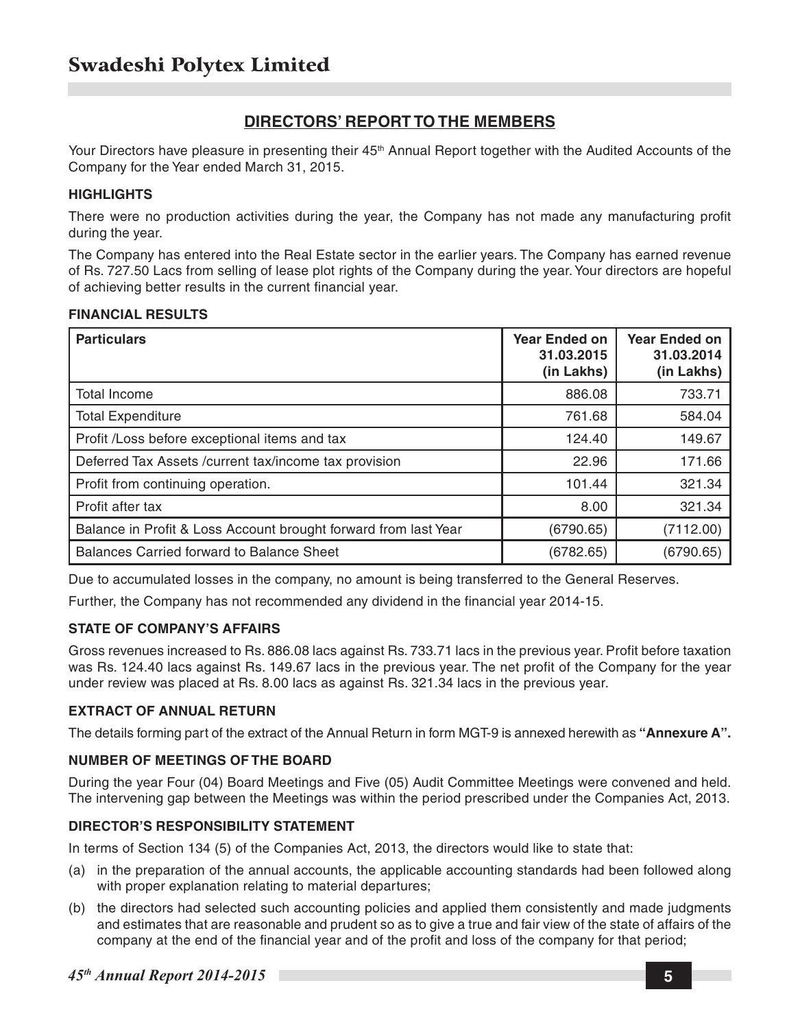## DIRECTORS' REPORT TO THE MEMBERS

Your Directors have pleasure in presenting their 45th Annual Report together with the Audited Accounts of the Company for the Year ended March 31, 2015.

### HIGHLIGHTS

There were no production activities during the year, the Company has not made any manufacturing profit during the year.

The Company has entered into the Real Estate sector in the earlier years. The Company has earned revenue of Rs. 727.50 Lacs from selling of lease plot rights of the Company during the year. Your directors are hopeful of achieving better results in the current financial year.

### FINANCIAL RESULTS

| Particulars | Year Ended on 31.03.2015 (in Lakhs) | Year Ended on 31.03.2014 (in Lakhs) |
|---|---|---|
| Total Income | 886.08 | 733.71 |
| Total Expenditure | 761.68 | 584.04 |
| Profit /Loss before exceptional items and tax | 124.40 | 149.67 |
| Deferred Tax Assets /current tax/income tax provision | 22.96 | 171.66 |
| Profit from continuing operation. | 101.44 | 321.34 |
| Profit after tax | 8.00 | 321.34 |
| Balance in Profit & Loss Account brought forward from last Year | (6790.65) | (7112.00) |
| Balances Carried forward to Balance Sheet | (6782.65) | (6790.65) |

Due to accumulated losses in the company, no amount is being transferred to the General Reserves.

Further, the Company has not recommended any dividend in the financial year 2014-15.

### STATE OF COMPANY'S AFFAIRS

Gross revenues increased to Rs. 886.08 lacs against Rs. 733.71 lacs in the previous year. Profit before taxation was Rs. 124.40 lacs against Rs. 149.67 lacs in the previous year. The net profit of the Company for the year under review was placed at Rs. 8.00 lacs as against Rs. 321.34 lacs in the previous year.

### EXTRACT OF ANNUAL RETURN

The details forming part of the extract of the Annual Return in form MGT-9 is annexed herewith as **"Annexure A".**

### NUMBER OF MEETINGS OF THE BOARD

During the year Four (04) Board Meetings and Five (05) Audit Committee Meetings were convened and held. The intervening gap between the Meetings was within the period prescribed under the Companies Act, 2013.

### DIRECTOR'S RESPONSIBILITY STATEMENT

In terms of Section 134 (5) of the Companies Act, 2013, the directors would like to state that:

(a) in the preparation of the annual accounts, the applicable accounting standards had been followed along with proper explanation relating to material departures;

(b) the directors had selected such accounting policies and applied them consistently and made judgments and estimates that are reasonable and prudent so as to give a true and fair view of the state of affairs of the company at the end of the financial year and of the profit and loss of the company for that period;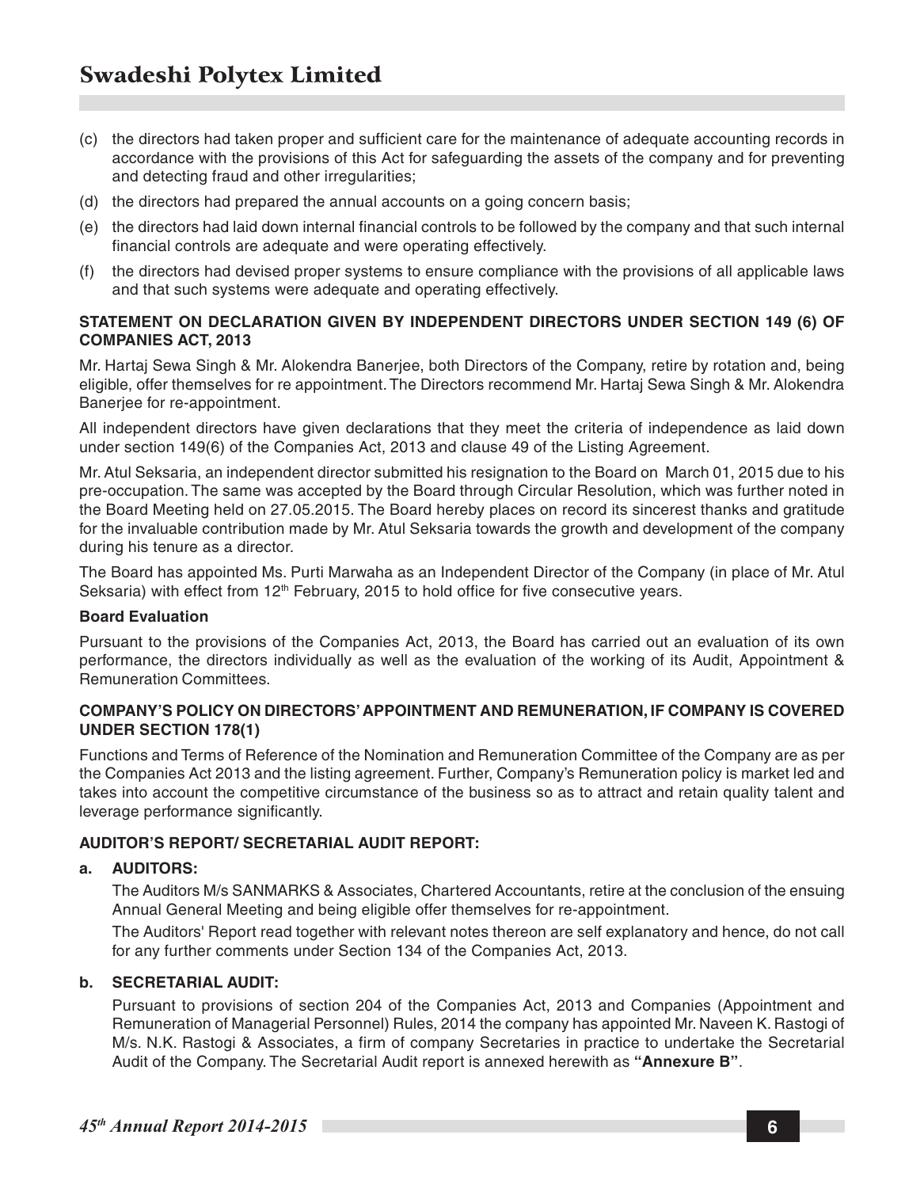(c) the directors had taken proper and sufficient care for the maintenance of adequate accounting records in accordance with the provisions of this Act for safeguarding the assets of the company and for preventing and detecting fraud and other irregularities;

(d) the directors had prepared the annual accounts on a going concern basis;

(e) the directors had laid down internal financial controls to be followed by the company and that such internal financial controls are adequate and were operating effectively.

(f) the directors had devised proper systems to ensure compliance with the provisions of all applicable laws and that such systems were adequate and operating effectively.

**STATEMENT ON DECLARATION GIVEN BY INDEPENDENT DIRECTORS UNDER SECTION 149 (6) OF COMPANIES ACT, 2013**

Mr. Hartaj Sewa Singh & Mr. Alokendra Banerjee, both Directors of the Company, retire by rotation and, being eligible, offer themselves for re appointment. The Directors recommend Mr. Hartaj Sewa Singh & Mr. Alokendra Banerjee for re-appointment.

All independent directors have given declarations that they meet the criteria of independence as laid down under section 149(6) of the Companies Act, 2013 and clause 49 of the Listing Agreement.

Mr. Atul Seksaria, an independent director submitted his resignation to the Board on March 01, 2015 due to his pre-occupation. The same was accepted by the Board through Circular Resolution, which was further noted in the Board Meeting held on 27.05.2015. The Board hereby places on record its sincerest thanks and gratitude for the invaluable contribution made by Mr. Atul Seksaria towards the growth and development of the company during his tenure as a director.

The Board has appointed Ms. Purti Marwaha as an Independent Director of the Company (in place of Mr. Atul Seksaria) with effect from 12th February, 2015 to hold office for five consecutive years.

**Board Evaluation**

Pursuant to the provisions of the Companies Act, 2013, the Board has carried out an evaluation of its own performance, the directors individually as well as the evaluation of the working of its Audit, Appointment & Remuneration Committees.

**COMPANY'S POLICY ON DIRECTORS' APPOINTMENT AND REMUNERATION, IF COMPANY IS COVERED UNDER SECTION 178(1)**

Functions and Terms of Reference of the Nomination and Remuneration Committee of the Company are as per the Companies Act 2013 and the listing agreement. Further, Company's Remuneration policy is market led and takes into account the competitive circumstance of the business so as to attract and retain quality talent and leverage performance significantly.

**AUDITOR'S REPORT/ SECRETARIAL AUDIT REPORT:**

**a. AUDITORS:**

The Auditors M/s SANMARKS & Associates, Chartered Accountants, retire at the conclusion of the ensuing Annual General Meeting and being eligible offer themselves for re-appointment.

The Auditors' Report read together with relevant notes thereon are self explanatory and hence, do not call for any further comments under Section 134 of the Companies Act, 2013.

**b. SECRETARIAL AUDIT:**

Pursuant to provisions of section 204 of the Companies Act, 2013 and Companies (Appointment and Remuneration of Managerial Personnel) Rules, 2014 the company has appointed Mr. Naveen K. Rastogi of M/s. N.K. Rastogi & Associates, a firm of company Secretaries in practice to undertake the Secretarial Audit of the Company. The Secretarial Audit report is annexed herewith as **"Annexure B"**.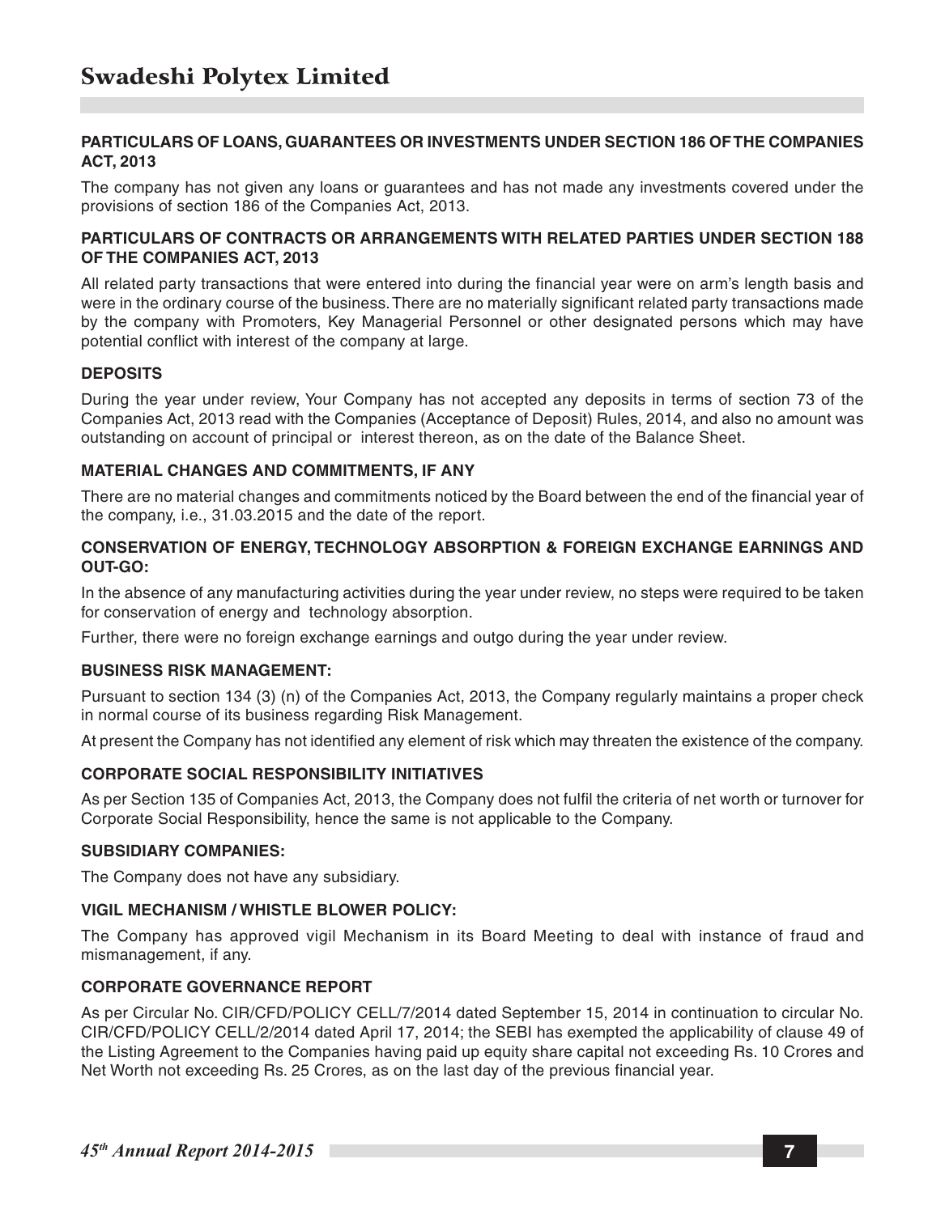## PARTICULARS OF LOANS, GUARANTEES OR INVESTMENTS UNDER SECTION 186 OF THE COMPANIES ACT, 2013

The company has not given any loans or guarantees and has not made any investments covered under the provisions of section 186 of the Companies Act, 2013.

## PARTICULARS OF CONTRACTS OR ARRANGEMENTS WITH RELATED PARTIES UNDER SECTION 188 OF THE COMPANIES ACT, 2013

All related party transactions that were entered into during the financial year were on arm's length basis and were in the ordinary course of the business. There are no materially significant related party transactions made by the company with Promoters, Key Managerial Personnel or other designated persons which may have potential conflict with interest of the company at large.

## DEPOSITS

During the year under review, Your Company has not accepted any deposits in terms of section 73 of the Companies Act, 2013 read with the Companies (Acceptance of Deposit) Rules, 2014, and also no amount was outstanding on account of principal or interest thereon, as on the date of the Balance Sheet.

## MATERIAL CHANGES AND COMMITMENTS, IF ANY

There are no material changes and commitments noticed by the Board between the end of the financial year of the company, i.e., 31.03.2015 and the date of the report.

## CONSERVATION OF ENERGY, TECHNOLOGY ABSORPTION & FOREIGN EXCHANGE EARNINGS AND OUT-GO:

In the absence of any manufacturing activities during the year under review, no steps were required to be taken for conservation of energy and technology absorption.

Further, there were no foreign exchange earnings and outgo during the year under review.

## BUSINESS RISK MANAGEMENT:

Pursuant to section 134 (3) (n) of the Companies Act, 2013, the Company regularly maintains a proper check in normal course of its business regarding Risk Management.

At present the Company has not identified any element of risk which may threaten the existence of the company.

## CORPORATE SOCIAL RESPONSIBILITY INITIATIVES

As per Section 135 of Companies Act, 2013, the Company does not fulfil the criteria of net worth or turnover for Corporate Social Responsibility, hence the same is not applicable to the Company.

## SUBSIDIARY COMPANIES:

The Company does not have any subsidiary.

## VIGIL MECHANISM / WHISTLE BLOWER POLICY:

The Company has approved vigil Mechanism in its Board Meeting to deal with instance of fraud and mismanagement, if any.

## CORPORATE GOVERNANCE REPORT

As per Circular No. CIR/CFD/POLICY CELL/7/2014 dated September 15, 2014 in continuation to circular No. CIR/CFD/POLICY CELL/2/2014 dated April 17, 2014; the SEBI has exempted the applicability of clause 49 of the Listing Agreement to the Companies having paid up equity share capital not exceeding Rs. 10 Crores and Net Worth not exceeding Rs. 25 Crores, as on the last day of the previous financial year.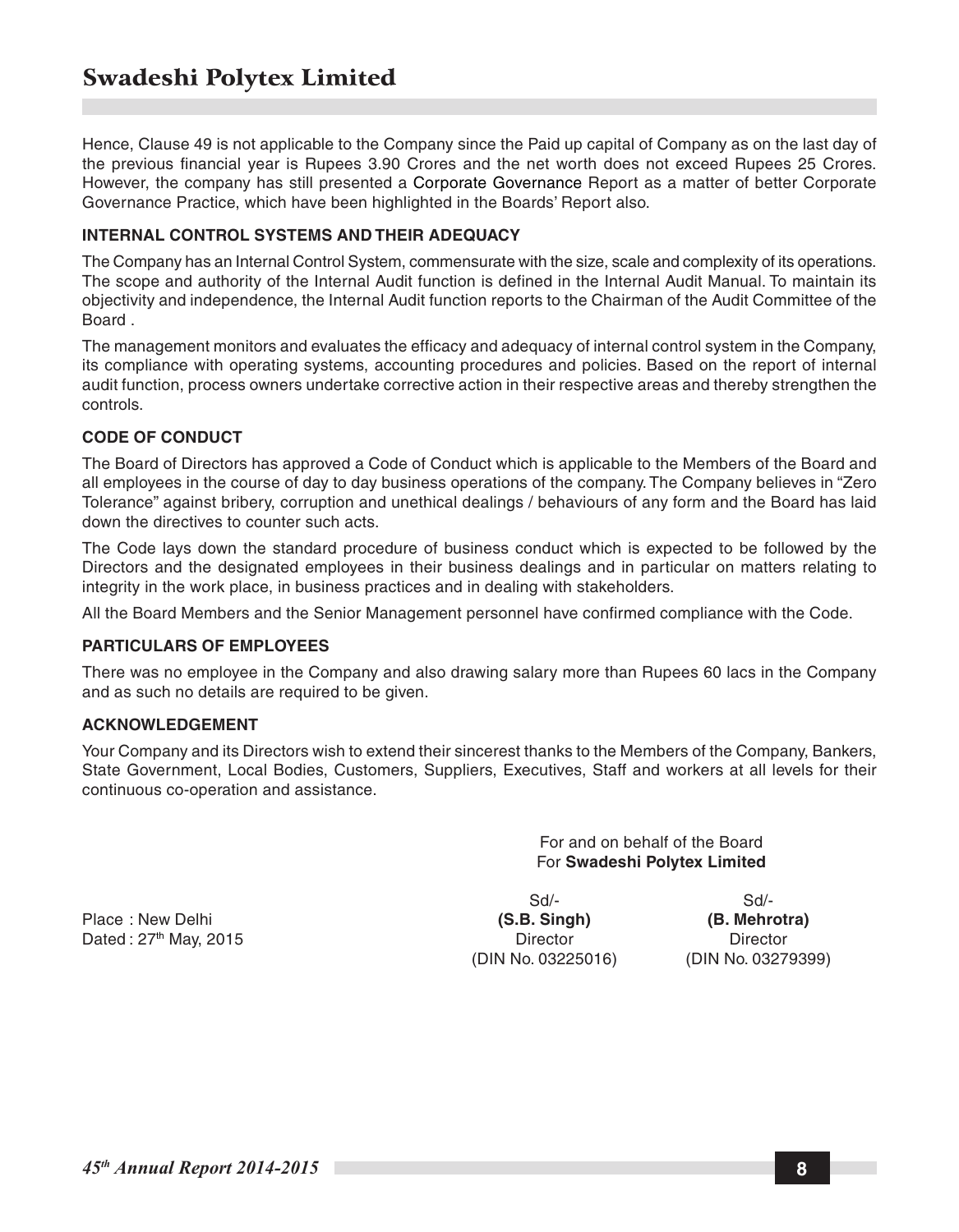Hence, Clause 49 is not applicable to the Company since the Paid up capital of Company as on the last day of the previous financial year is Rupees 3.90 Crores and the net worth does not exceed Rupees 25 Crores. However, the company has still presented a Corporate Governance Report as a matter of better Corporate Governance Practice, which have been highlighted in the Boards' Report also.

**INTERNAL CONTROL SYSTEMS AND THEIR ADEQUACY**

The Company has an Internal Control System, commensurate with the size, scale and complexity of its operations. The scope and authority of the Internal Audit function is defined in the Internal Audit Manual. To maintain its objectivity and independence, the Internal Audit function reports to the Chairman of the Audit Committee of the Board .

The management monitors and evaluates the efficacy and adequacy of internal control system in the Company, its compliance with operating systems, accounting procedures and policies. Based on the report of internal audit function, process owners undertake corrective action in their respective areas and thereby strengthen the controls.

**CODE OF CONDUCT**

The Board of Directors has approved a Code of Conduct which is applicable to the Members of the Board and all employees in the course of day to day business operations of the company. The Company believes in "Zero Tolerance" against bribery, corruption and unethical dealings / behaviours of any form and the Board has laid down the directives to counter such acts.

The Code lays down the standard procedure of business conduct which is expected to be followed by the Directors and the designated employees in their business dealings and in particular on matters relating to integrity in the work place, in business practices and in dealing with stakeholders.

All the Board Members and the Senior Management personnel have confirmed compliance with the Code.

**PARTICULARS OF EMPLOYEES**

There was no employee in the Company and also drawing salary more than Rupees 60 lacs in the Company and as such no details are required to be given.

**ACKNOWLEDGEMENT**

Your Company and its Directors wish to extend their sincerest thanks to the Members of the Company, Bankers, State Government, Local Bodies, Customers, Suppliers, Executives, Staff and workers at all levels for their continuous co-operation and assistance.

For and on behalf of the Board
For **Swadeshi Polytex Limited**

| | Sd/- | Sd/- |
|---|---|---|
| Place : New Delhi | **(S.B. Singh)** | **(B. Mehrotra)** |
| Dated : 27th May, 2015 | Director | Director |
| | (DIN No. 03225016) | (DIN No. 03279399) |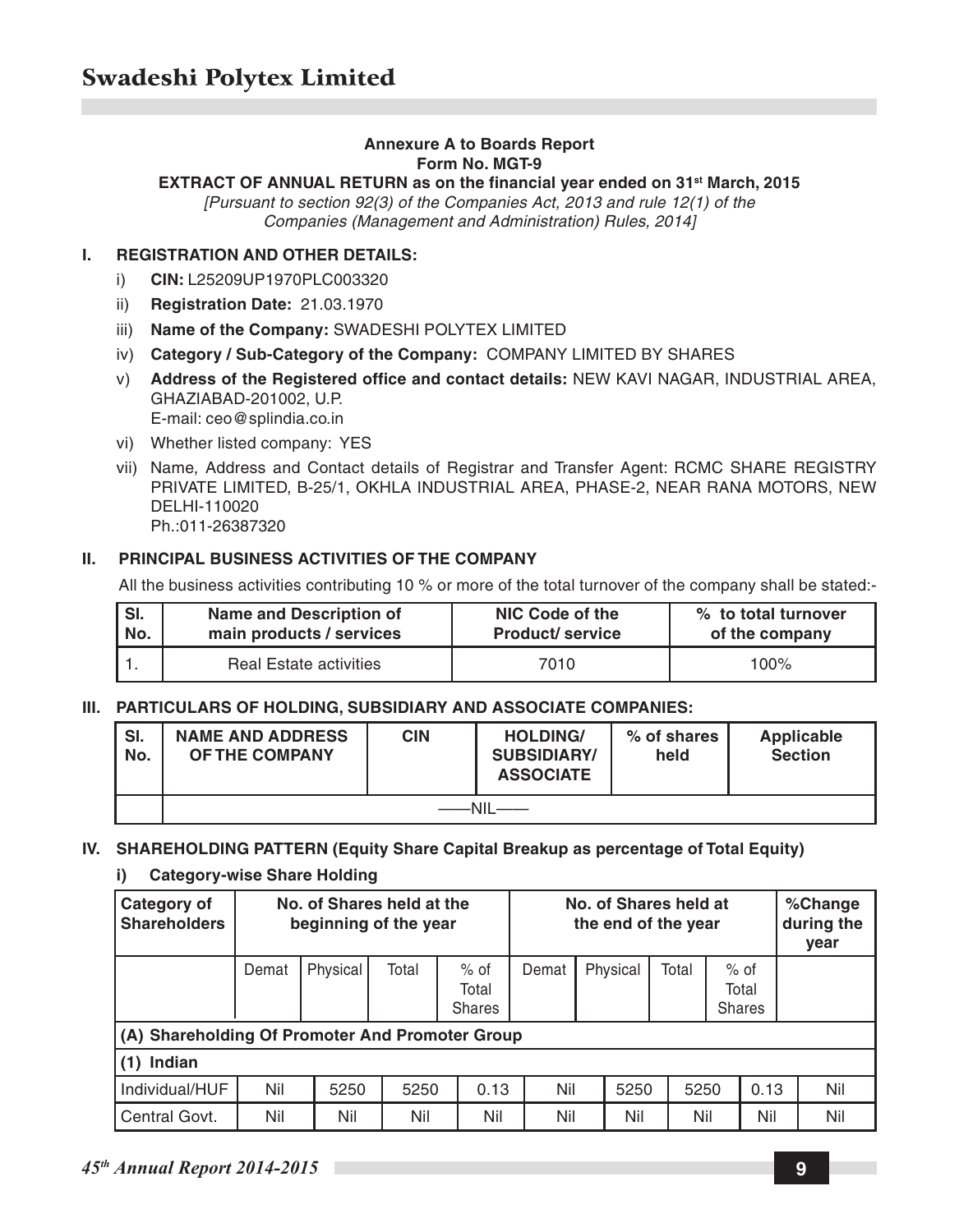# Annexure A to Boards Report

## Form No. MGT-9

**EXTRACT OF ANNUAL RETURN as on the financial year ended on 31st March, 2015**

*[Pursuant to section 92(3) of the Companies Act, 2013 and rule 12(1) of the Companies (Management and Administration) Rules, 2014]*

### I. REGISTRATION AND OTHER DETAILS:

i) **CIN:** L25209UP1970PLC003320

ii) **Registration Date:** 21.03.1970

iii) **Name of the Company:** SWADESHI POLYTEX LIMITED

iv) **Category / Sub-Category of the Company:** COMPANY LIMITED BY SHARES

v) **Address of the Registered office and contact details:** NEW KAVI NAGAR, INDUSTRIAL AREA, GHAZIABAD-201002, U.P.
E-mail: ceo@splindia.co.in

vi) Whether listed company: YES

vii) Name, Address and Contact details of Registrar and Transfer Agent: RCMC SHARE REGISTRY PRIVATE LIMITED, B-25/1, OKHLA INDUSTRIAL AREA, PHASE-2, NEAR RANA MOTORS, NEW DELHI-110020
Ph.:011-26387320

### II. PRINCIPAL BUSINESS ACTIVITIES OF THE COMPANY

All the business activities contributing 10 % or more of the total turnover of the company shall be stated:-

| Sl. No. | Name and Description of main products / services | NIC Code of the Product/ service | % to total turnover of the company |
|---|---|---|---|
| 1. | Real Estate activities | 7010 | 100% |

### III. PARTICULARS OF HOLDING, SUBSIDIARY AND ASSOCIATE COMPANIES:

| Sl. No. | NAME AND ADDRESS OF THE COMPANY | CIN | HOLDING/ SUBSIDIARY/ ASSOCIATE | % of shares held | Applicable Section |
|---|---|---|---|---|---|
| | ——NIL—— | | | | |

### IV. SHAREHOLDING PATTERN (Equity Share Capital Breakup as percentage of Total Equity)

#### i) Category-wise Share Holding

| Category of Shareholders | No. of Shares held at the beginning of the year | | | | No. of Shares held at the end of the year | | | | %Change during the year |
|---|---|---|---|---|---|---|---|---|---|
| | Demat | Physical | Total | % of Total Shares | Demat | Physical | Total | % of Total Shares | |
| **(A) Shareholding Of Promoter And Promoter Group** | | | | | | | | | |
| **(1) Indian** | | | | | | | | | |
| Individual/HUF | Nil | 5250 | 5250 | 0.13 | Nil | 5250 | 5250 | 0.13 | Nil |
| Central Govt. | Nil | Nil | Nil | Nil | Nil | Nil | Nil | Nil | Nil |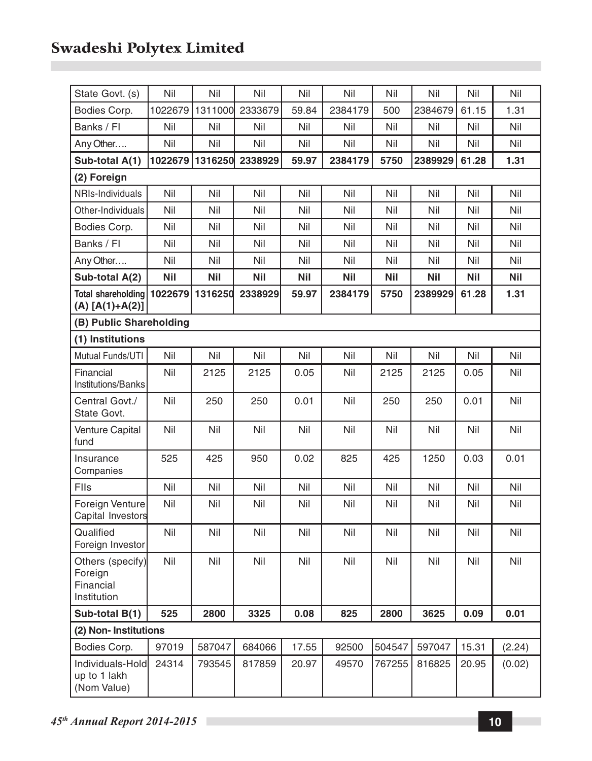| | | | | | | | | | |
|---|---|---|---|---|---|---|---|---|---|
| State Govt. (s) | Nil | Nil | Nil | Nil | Nil | Nil | Nil | Nil | Nil |
| Bodies Corp. | 1022679 | 1311000 | 2333679 | 59.84 | 2384179 | 500 | 2384679 | 61.15 | 1.31 |
| Banks / FI | Nil | Nil | Nil | Nil | Nil | Nil | Nil | Nil | Nil |
| Any Other…. | Nil | Nil | Nil | Nil | Nil | Nil | Nil | Nil | Nil |
| **Sub-total A(1)** | **1022679** | **1316250** | **2338929** | **59.97** | **2384179** | **5750** | **2389929** | **61.28** | **1.31** |
| **(2) Foreign** | | | | | | | | | |
| NRIs-Individuals | Nil | Nil | Nil | Nil | Nil | Nil | Nil | Nil | Nil |
| Other-Individuals | Nil | Nil | Nil | Nil | Nil | Nil | Nil | Nil | Nil |
| Bodies Corp. | Nil | Nil | Nil | Nil | Nil | Nil | Nil | Nil | Nil |
| Banks / FI | Nil | Nil | Nil | Nil | Nil | Nil | Nil | Nil | Nil |
| Any Other…. | Nil | Nil | Nil | Nil | Nil | Nil | Nil | Nil | Nil |
| **Sub-total A(2)** | **Nil** | **Nil** | **Nil** | **Nil** | **Nil** | **Nil** | **Nil** | **Nil** | **Nil** |
| **Total shareholding (A) [A(1)+A(2)]** | **1022679** | **1316250** | **2338929** | **59.97** | **2384179** | **5750** | **2389929** | **61.28** | **1.31** |
| **(B) Public Shareholding** | | | | | | | | | |
| **(1) Institutions** | | | | | | | | | |
| Mutual Funds/UTI | Nil | Nil | Nil | Nil | Nil | Nil | Nil | Nil | Nil |
| Financial Institutions/Banks | Nil | 2125 | 2125 | 0.05 | Nil | 2125 | 2125 | 0.05 | Nil |
| Central Govt./ State Govt. | Nil | 250 | 250 | 0.01 | Nil | 250 | 250 | 0.01 | Nil |
| Venture Capital fund | Nil | Nil | Nil | Nil | Nil | Nil | Nil | Nil | Nil |
| Insurance Companies | 525 | 425 | 950 | 0.02 | 825 | 425 | 1250 | 0.03 | 0.01 |
| FIIs | Nil | Nil | Nil | Nil | Nil | Nil | Nil | Nil | Nil |
| Foreign Venture Capital Investors | Nil | Nil | Nil | Nil | Nil | Nil | Nil | Nil | Nil |
| Qualified Foreign Investor | Nil | Nil | Nil | Nil | Nil | Nil | Nil | Nil | Nil |
| Others (specify) Foreign Financial Institution | Nil | Nil | Nil | Nil | Nil | Nil | Nil | Nil | Nil |
| **Sub-total B(1)** | **525** | **2800** | **3325** | **0.08** | **825** | **2800** | **3625** | **0.09** | **0.01** |
| **(2) Non- Institutions** | | | | | | | | | |
| Bodies Corp. | 97019 | 587047 | 684066 | 17.55 | 92500 | 504547 | 597047 | 15.31 | (2.24) |
| Individuals-Hold up to 1 lakh (Nom Value) | 24314 | 793545 | 817859 | 20.97 | 49570 | 767255 | 816825 | 20.95 | (0.02) |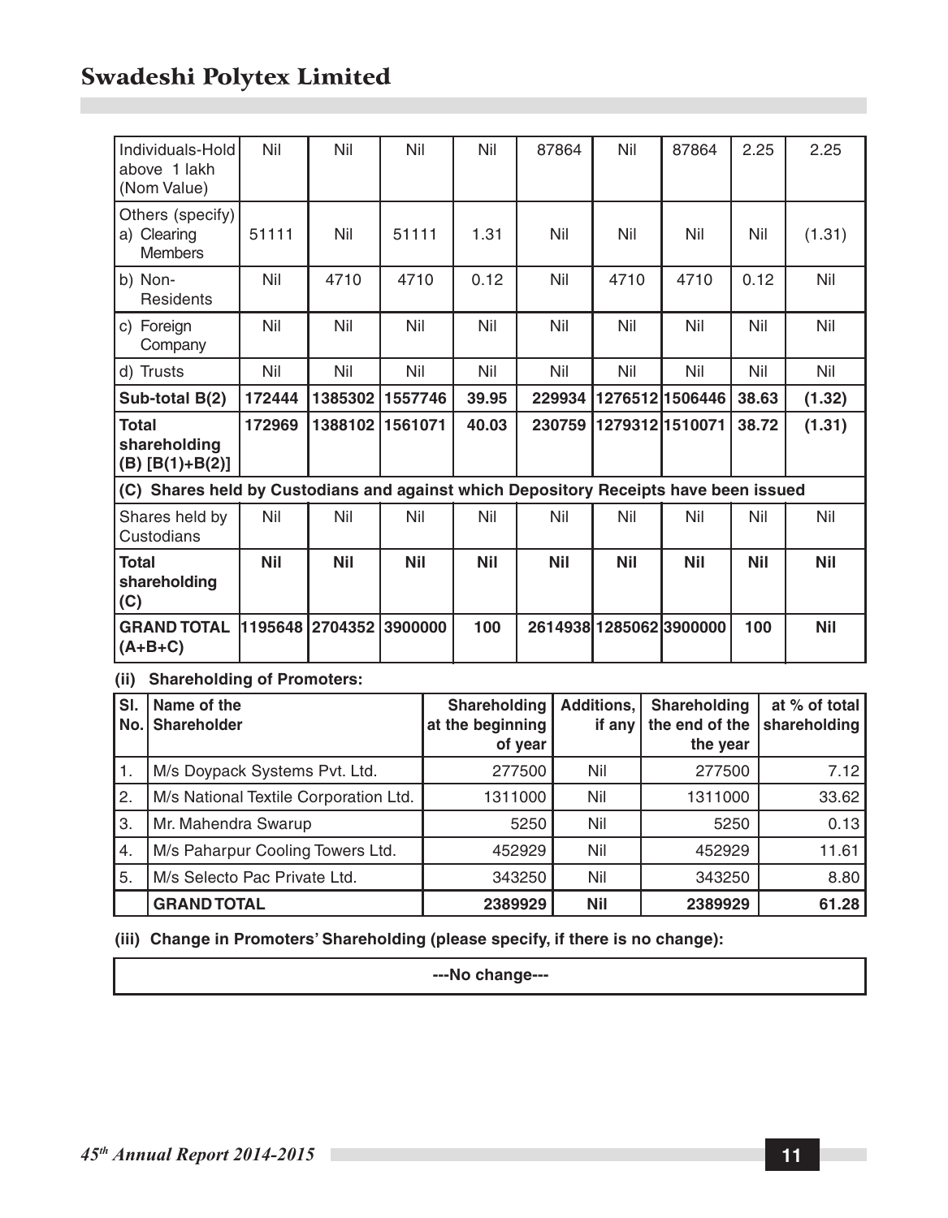| Individuals-Hold above 1 lakh (Nom Value) | Nil | Nil | Nil | Nil | 87864 | Nil | 87864 | 2.25 | 2.25 |
|---|---|---|---|---|---|---|---|---|---|
| Others (specify) a) Clearing Members | 51111 | Nil | 51111 | 1.31 | Nil | Nil | Nil | Nil | (1.31) |
| b) Non-Residents | Nil | 4710 | 4710 | 0.12 | Nil | 4710 | 4710 | 0.12 | Nil |
| c) Foreign Company | Nil | Nil | Nil | Nil | Nil | Nil | Nil | Nil | Nil |
| d) Trusts | Nil | Nil | Nil | Nil | Nil | Nil | Nil | Nil | Nil |
| **Sub-total B(2)** | **172444** | **1385302** | **1557746** | **39.95** | **229934** | **1276512** | **1506446** | **38.63** | **(1.32)** |
| **Total shareholding (B) [B(1)+B(2)]** | **172969** | **1388102** | **1561071** | **40.03** | **230759** | **1279312** | **1510071** | **38.72** | **(1.31)** |
| **(C) Shares held by Custodians and against which Depository Receipts have been issued** | | | | | | | | | |
| Shares held by Custodians | Nil | Nil | Nil | Nil | Nil | Nil | Nil | Nil | Nil |
| **Total shareholding (C)** | **Nil** | **Nil** | **Nil** | **Nil** | **Nil** | **Nil** | **Nil** | **Nil** | **Nil** |
| **GRAND TOTAL (A+B+C)** | **1195648** | **2704352** | **3900000** | **100** | **2614938** | **1285062** | **3900000** | **100** | **Nil** |

**(ii) Shareholding of Promoters:**

| Sl. No. | Name of the Shareholder | Shareholding at the beginning of year | Additions, if any | Shareholding the end of the the year | at % of total shareholding |
|---|---|---|---|---|---|
| 1. | M/s Doypack Systems Pvt. Ltd. | 277500 | Nil | 277500 | 7.12 |
| 2. | M/s National Textile Corporation Ltd. | 1311000 | Nil | 1311000 | 33.62 |
| 3. | Mr. Mahendra Swarup | 5250 | Nil | 5250 | 0.13 |
| 4. | M/s Paharpur Cooling Towers Ltd. | 452929 | Nil | 452929 | 11.61 |
| 5. | M/s Selecto Pac Private Ltd. | 343250 | Nil | 343250 | 8.80 |
| | **GRAND TOTAL** | **2389929** | **Nil** | **2389929** | **61.28** |

**(iii) Change in Promoters' Shareholding (please specify, if there is no change):**

| ---No change--- |
|---|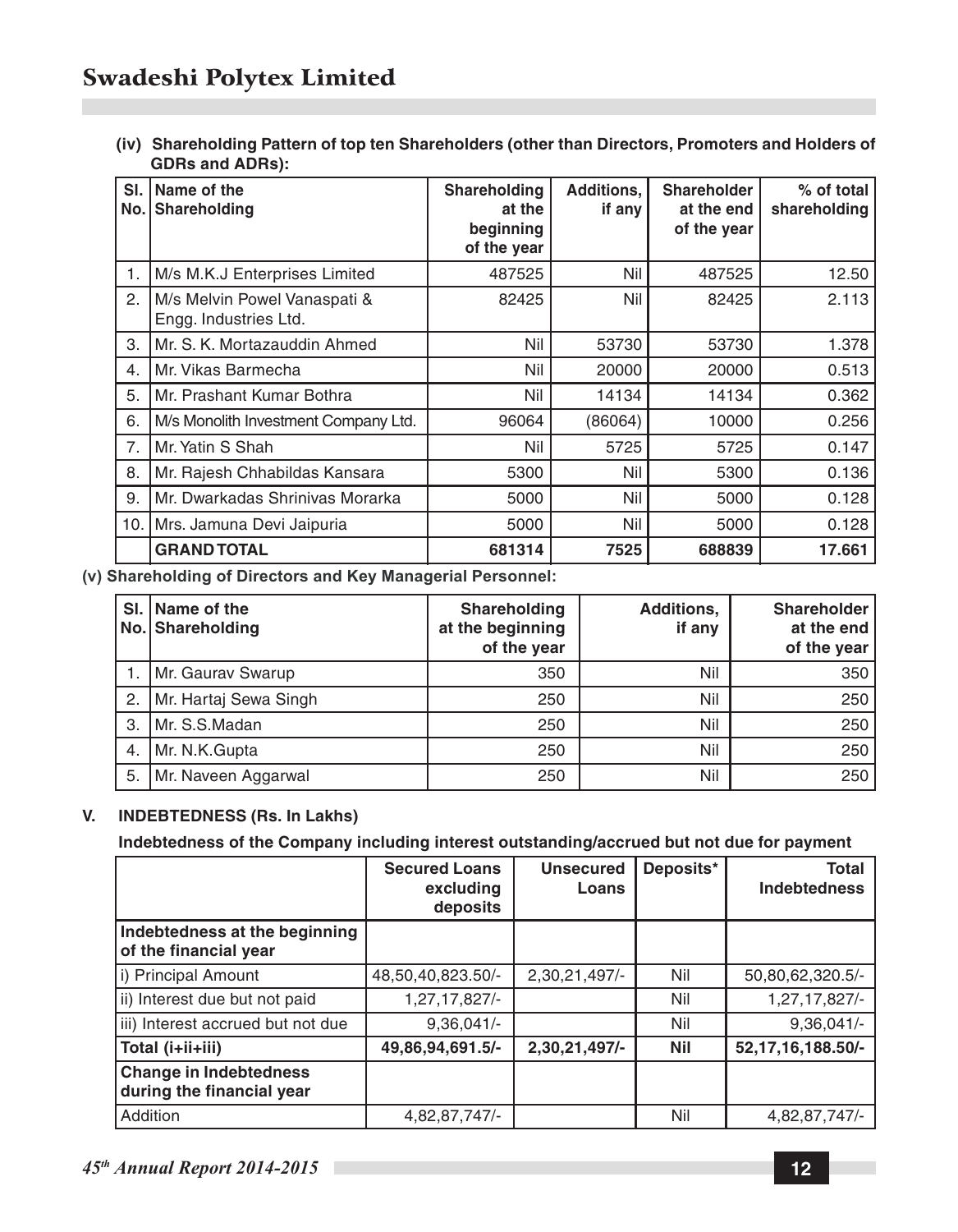**(iv) Shareholding Pattern of top ten Shareholders (other than Directors, Promoters and Holders of GDRs and ADRs):**

| Sl. No. | Name of the Shareholding | Shareholding at the beginning of the year | Additions, if any | Shareholder at the end of the year | % of total shareholding |
|---|---|---|---|---|---|
| 1. | M/s M.K.J Enterprises Limited | 487525 | Nil | 487525 | 12.50 |
| 2. | M/s Melvin Powel Vanaspati & Engg. Industries Ltd. | 82425 | Nil | 82425 | 2.113 |
| 3. | Mr. S. K. Mortazauddin Ahmed | Nil | 53730 | 53730 | 1.378 |
| 4. | Mr. Vikas Barmecha | Nil | 20000 | 20000 | 0.513 |
| 5. | Mr. Prashant Kumar Bothra | Nil | 14134 | 14134 | 0.362 |
| 6. | M/s Monolith Investment Company Ltd. | 96064 | (86064) | 10000 | 0.256 |
| 7. | Mr. Yatin S Shah | Nil | 5725 | 5725 | 0.147 |
| 8. | Mr. Rajesh Chhabildas Kansara | 5300 | Nil | 5300 | 0.136 |
| 9. | Mr. Dwarkadas Shrinivas Morarka | 5000 | Nil | 5000 | 0.128 |
| 10. | Mrs. Jamuna Devi Jaipuria | 5000 | Nil | 5000 | 0.128 |
| | **GRAND TOTAL** | **681314** | **7525** | **688839** | **17.661** |

**(v) Shareholding of Directors and Key Managerial Personnel:**

| Sl. No. | Name of the Shareholding | Shareholding at the beginning of the year | Additions, if any | Shareholder at the end of the year |
|---|---|---|---|---|
| 1. | Mr. Gaurav Swarup | 350 | Nil | 350 |
| 2. | Mr. Hartaj Sewa Singh | 250 | Nil | 250 |
| 3. | Mr. S.S.Madan | 250 | Nil | 250 |
| 4. | Mr. N.K.Gupta | 250 | Nil | 250 |
| 5. | Mr. Naveen Aggarwal | 250 | Nil | 250 |

## V. INDEBTEDNESS (Rs. In Lakhs)

**Indebtedness of the Company including interest outstanding/accrued but not due for payment**

| | Secured Loans excluding deposits | Unsecured Loans | Deposits* | Total Indebtedness |
|---|---|---|---|---|
| **Indebtedness at the beginning of the financial year** | | | | |
| i) Principal Amount | 48,50,40,823.50/- | 2,30,21,497/- | Nil | 50,80,62,320.5/- |
| ii) Interest due but not paid | 1,27,17,827/- | | Nil | 1,27,17,827/- |
| iii) Interest accrued but not due | 9,36,041/- | | Nil | 9,36,041/- |
| **Total (i+ii+iii)** | **49,86,94,691.5/-** | **2,30,21,497/-** | **Nil** | **52,17,16,188.50/-** |
| **Change in Indebtedness during the financial year** | | | | |
| Addition | 4,82,87,747/- | | Nil | 4,82,87,747/- |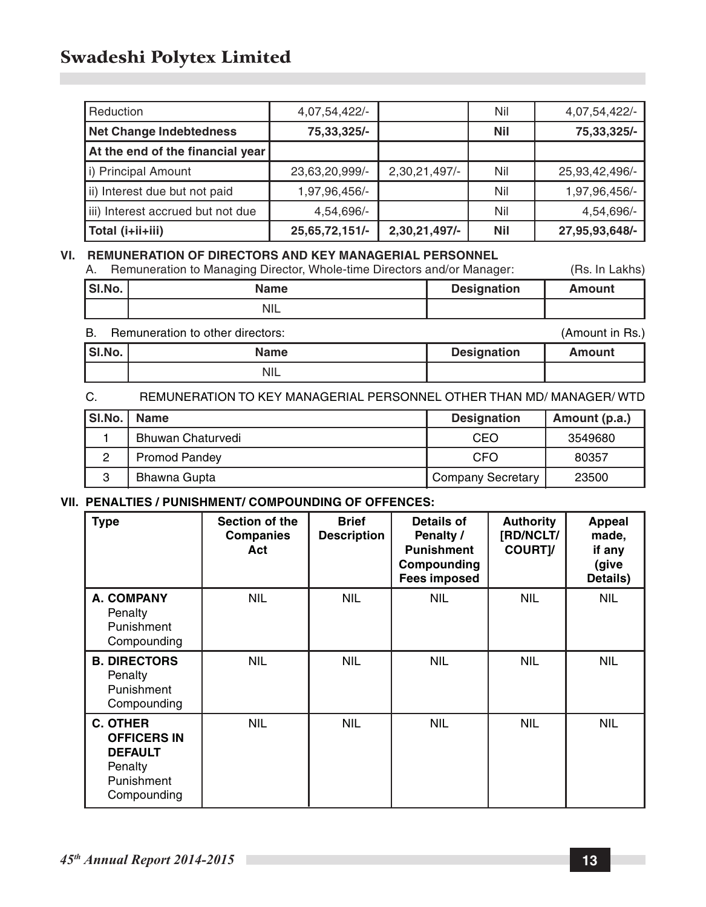| Reduction | 4,07,54,422/- | | Nil | 4,07,54,422/- |
|---|---|---|---|---|
| **Net Change Indebtedness** | **75,33,325/-** | | **Nil** | **75,33,325/-** |
| **At the end of the financial year** | | | | |
| i) Principal Amount | 23,63,20,999/- | 2,30,21,497/- | Nil | 25,93,42,496/- |
| ii) Interest due but not paid | 1,97,96,456/- | | Nil | 1,97,96,456/- |
| iii) Interest accrued but not due | 4,54,696/- | | Nil | 4,54,696/- |
| **Total (i+ii+iii)** | **25,65,72,151/-** | **2,30,21,497/-** | **Nil** | **27,95,93,648/-** |

## VI. REMUNERATION OF DIRECTORS AND KEY MANAGERIAL PERSONNEL

A. Remuneration to Managing Director, Whole-time Directors and/or Manager: (Rs. In Lakhs)

| Sl.No. | Name | Designation | Amount |
|---|---|---|---|
| | NIL | | |

B. Remuneration to other directors: (Amount in Rs.)

| Sl.No. | Name | Designation | Amount |
|---|---|---|---|
| | NIL | | |

C. REMUNERATION TO KEY MANAGERIAL PERSONNEL OTHER THAN MD/ MANAGER/ WTD

| Sl.No. | Name | Designation | Amount (p.a.) |
|---|---|---|---|
| 1 | Bhuwan Chaturvedi | CEO | 3549680 |
| 2 | Promod Pandey | CFO | 80357 |
| 3 | Bhawna Gupta | Company Secretary | 23500 |

## VII. PENALTIES / PUNISHMENT/ COMPOUNDING OF OFFENCES:

| Type | Section of the Companies Act | Brief Description | Details of Penalty / Punishment Compounding Fees imposed | Authority [RD/NCLT/ COURT]/ | Appeal made, if any (give Details) |
|---|---|---|---|---|---|
| **A. COMPANY** Penalty Punishment Compounding | NIL | NIL | NIL | NIL | NIL |
| **B. DIRECTORS** Penalty Punishment Compounding | NIL | NIL | NIL | NIL | NIL |
| **C. OTHER OFFICERS IN DEFAULT** Penalty Punishment Compounding | NIL | NIL | NIL | NIL | NIL |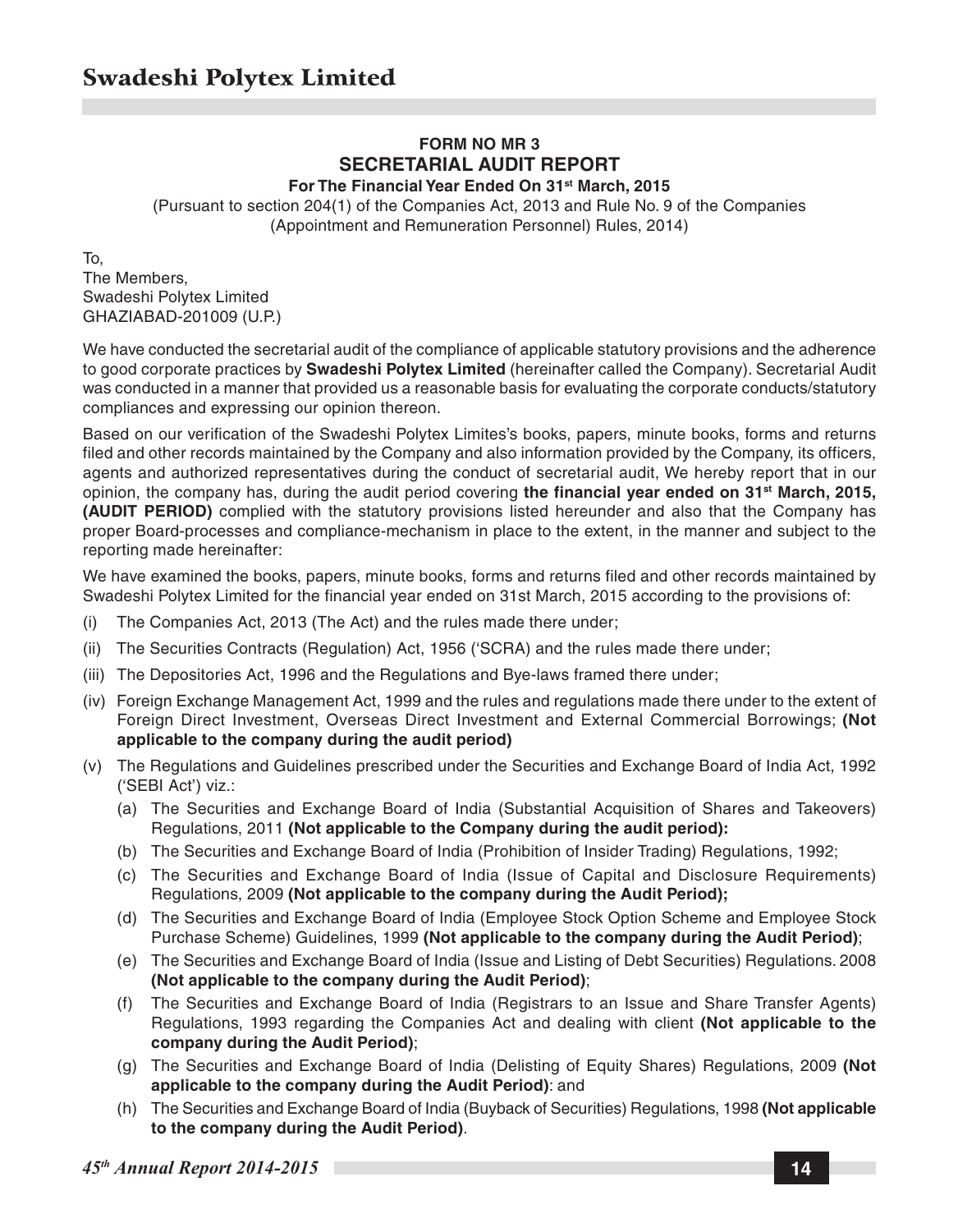## FORM NO MR 3

## SECRETARIAL AUDIT REPORT

**For The Financial Year Ended On 31st March, 2015**

(Pursuant to section 204(1) of the Companies Act, 2013 and Rule No. 9 of the Companies (Appointment and Remuneration Personnel) Rules, 2014)

To,
The Members,
Swadeshi Polytex Limited
GHAZIABAD-201009 (U.P.)

We have conducted the secretarial audit of the compliance of applicable statutory provisions and the adherence to good corporate practices by **Swadeshi Polytex Limited** (hereinafter called the Company). Secretarial Audit was conducted in a manner that provided us a reasonable basis for evaluating the corporate conducts/statutory compliances and expressing our opinion thereon.

Based on our verification of the Swadeshi Polytex Limites's books, papers, minute books, forms and returns filed and other records maintained by the Company and also information provided by the Company, its officers, agents and authorized representatives during the conduct of secretarial audit, We hereby report that in our opinion, the company has, during the audit period covering **the financial year ended on 31st March, 2015, (AUDIT PERIOD)** complied with the statutory provisions listed hereunder and also that the Company has proper Board-processes and compliance-mechanism in place to the extent, in the manner and subject to the reporting made hereinafter:

We have examined the books, papers, minute books, forms and returns filed and other records maintained by Swadeshi Polytex Limited for the financial year ended on 31st March, 2015 according to the provisions of:

(i) The Companies Act, 2013 (The Act) and the rules made there under;

(ii) The Securities Contracts (Regulation) Act, 1956 ('SCRA) and the rules made there under;

(iii) The Depositories Act, 1996 and the Regulations and Bye-laws framed there under;

(iv) Foreign Exchange Management Act, 1999 and the rules and regulations made there under to the extent of Foreign Direct Investment, Overseas Direct Investment and External Commercial Borrowings; **(Not applicable to the company during the audit period)**

(v) The Regulations and Guidelines prescribed under the Securities and Exchange Board of India Act, 1992 ('SEBI Act') viz.:

   (a) The Securities and Exchange Board of India (Substantial Acquisition of Shares and Takeovers) Regulations, 2011 **(Not applicable to the Company during the audit period):**

   (b) The Securities and Exchange Board of India (Prohibition of Insider Trading) Regulations, 1992;

   (c) The Securities and Exchange Board of India (Issue of Capital and Disclosure Requirements) Regulations, 2009 **(Not applicable to the company during the Audit Period);**

   (d) The Securities and Exchange Board of India (Employee Stock Option Scheme and Employee Stock Purchase Scheme) Guidelines, 1999 **(Not applicable to the company during the Audit Period)**;

   (e) The Securities and Exchange Board of India (Issue and Listing of Debt Securities) Regulations. 2008 **(Not applicable to the company during the Audit Period)**;

   (f) The Securities and Exchange Board of India (Registrars to an Issue and Share Transfer Agents) Regulations, 1993 regarding the Companies Act and dealing with client **(Not applicable to the company during the Audit Period)**;

   (g) The Securities and Exchange Board of India (Delisting of Equity Shares) Regulations, 2009 **(Not applicable to the company during the Audit Period)**: and

   (h) The Securities and Exchange Board of India (Buyback of Securities) Regulations, 1998 **(Not applicable to the company during the Audit Period)**.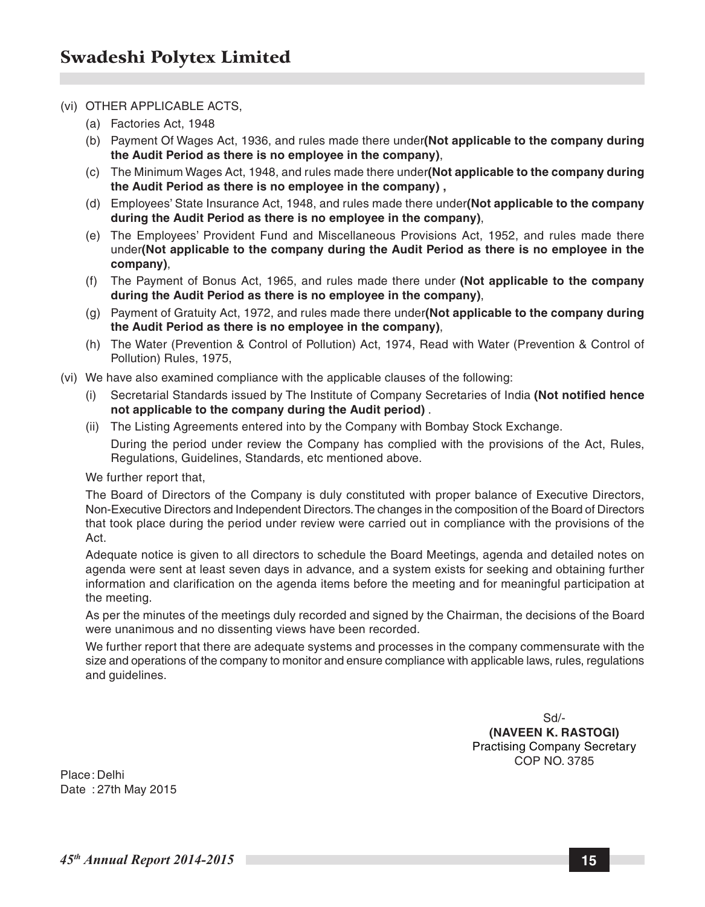(vi) OTHER APPLICABLE ACTS,

(a) Factories Act, 1948

(b) Payment Of Wages Act, 1936, and rules made there under**(Not applicable to the company during the Audit Period as there is no employee in the company)**,

(c) The Minimum Wages Act, 1948, and rules made there under**(Not applicable to the company during the Audit Period as there is no employee in the company) ,**

(d) Employees' State Insurance Act, 1948, and rules made there under**(Not applicable to the company during the Audit Period as there is no employee in the company)**,

(e) The Employees' Provident Fund and Miscellaneous Provisions Act, 1952, and rules made there under**(Not applicable to the company during the Audit Period as there is no employee in the company)**,

(f) The Payment of Bonus Act, 1965, and rules made there under **(Not applicable to the company during the Audit Period as there is no employee in the company)**,

(g) Payment of Gratuity Act, 1972, and rules made there under**(Not applicable to the company during the Audit Period as there is no employee in the company)**,

(h) The Water (Prevention & Control of Pollution) Act, 1974, Read with Water (Prevention & Control of Pollution) Rules, 1975,

(vi) We have also examined compliance with the applicable clauses of the following:

(i) Secretarial Standards issued by The Institute of Company Secretaries of India **(Not notified hence not applicable to the company during the Audit period)** .

(ii) The Listing Agreements entered into by the Company with Bombay Stock Exchange.

During the period under review the Company has complied with the provisions of the Act, Rules, Regulations, Guidelines, Standards, etc mentioned above.

We further report that,

The Board of Directors of the Company is duly constituted with proper balance of Executive Directors, Non-Executive Directors and Independent Directors. The changes in the composition of the Board of Directors that took place during the period under review were carried out in compliance with the provisions of the Act.

Adequate notice is given to all directors to schedule the Board Meetings, agenda and detailed notes on agenda were sent at least seven days in advance, and a system exists for seeking and obtaining further information and clarification on the agenda items before the meeting and for meaningful participation at the meeting.

As per the minutes of the meetings duly recorded and signed by the Chairman, the decisions of the Board were unanimous and no dissenting views have been recorded.

We further report that there are adequate systems and processes in the company commensurate with the size and operations of the company to monitor and ensure compliance with applicable laws, rules, regulations and guidelines.

Sd/-
**(NAVEEN K. RASTOGI)**
Practising Company Secretary
COP NO. 3785

Place : Delhi
Date : 27th May 2015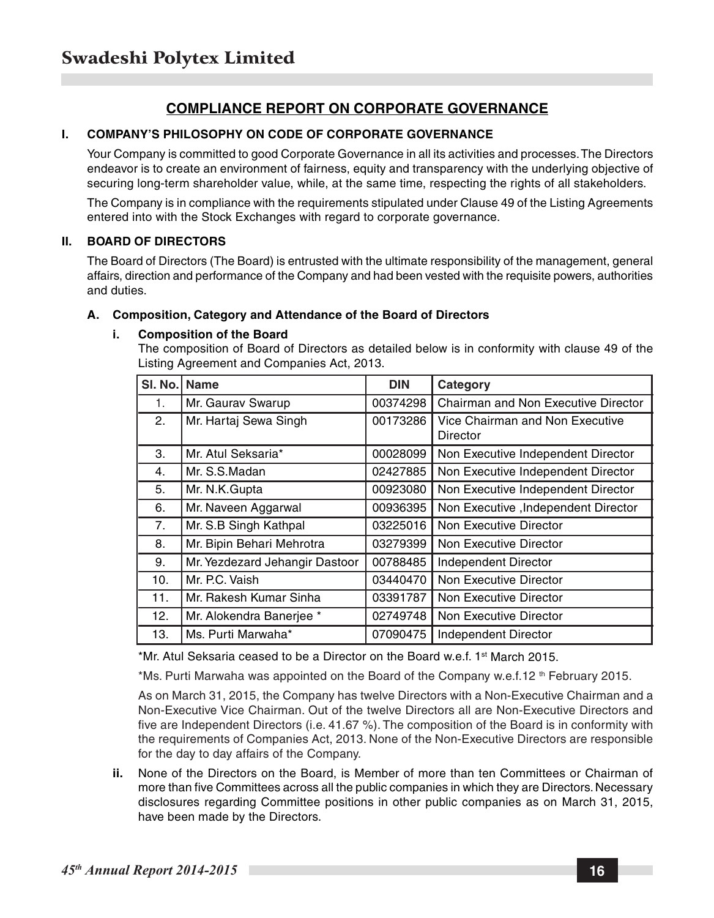## COMPLIANCE REPORT ON CORPORATE GOVERNANCE

### I. COMPANY'S PHILOSOPHY ON CODE OF CORPORATE GOVERNANCE

Your Company is committed to good Corporate Governance in all its activities and processes. The Directors endeavor is to create an environment of fairness, equity and transparency with the underlying objective of securing long-term shareholder value, while, at the same time, respecting the rights of all stakeholders.

The Company is in compliance with the requirements stipulated under Clause 49 of the Listing Agreements entered into with the Stock Exchanges with regard to corporate governance.

### II. BOARD OF DIRECTORS

The Board of Directors (The Board) is entrusted with the ultimate responsibility of the management, general affairs, direction and performance of the Company and had been vested with the requisite powers, authorities and duties.

#### A. Composition, Category and Attendance of the Board of Directors

**i. Composition of the Board**

The composition of Board of Directors as detailed below is in conformity with clause 49 of the Listing Agreement and Companies Act, 2013.

| Sl. No. | Name | DIN | Category |
|---|---|---|---|
| 1. | Mr. Gaurav Swarup | 00374298 | Chairman and Non Executive Director |
| 2. | Mr. Hartaj Sewa Singh | 00173286 | Vice Chairman and Non Executive Director |
| 3. | Mr. Atul Seksaria* | 00028099 | Non Executive Independent Director |
| 4. | Mr. S.S.Madan | 02427885 | Non Executive Independent Director |
| 5. | Mr. N.K.Gupta | 00923080 | Non Executive Independent Director |
| 6. | Mr. Naveen Aggarwal | 00936395 | Non Executive ,Independent Director |
| 7. | Mr. S.B Singh Kathpal | 03225016 | Non Executive Director |
| 8. | Mr. Bipin Behari Mehrotra | 03279399 | Non Executive Director |
| 9. | Mr. Yezdezard Jehangir Dastoor | 00788485 | Independent Director |
| 10. | Mr. P.C. Vaish | 03440470 | Non Executive Director |
| 11. | Mr. Rakesh Kumar Sinha | 03391787 | Non Executive Director |
| 12. | Mr. Alokendra Banerjee * | 02749748 | Non Executive Director |
| 13. | Ms. Purti Marwaha* | 07090475 | Independent Director |

*Mr. Atul Seksaria ceased to be a Director on the Board w.e.f. 1st March 2015.

*Ms. Purti Marwaha was appointed on the Board of the Company w.e.f.12 th February 2015.

As on March 31, 2015, the Company has twelve Directors with a Non-Executive Chairman and a Non-Executive Vice Chairman. Out of the twelve Directors all are Non-Executive Directors and five are Independent Directors (i.e. 41.67 %). The composition of the Board is in conformity with the requirements of Companies Act, 2013. None of the Non-Executive Directors are responsible for the day to day affairs of the Company.

**ii.** None of the Directors on the Board, is Member of more than ten Committees or Chairman of more than five Committees across all the public companies in which they are Directors. Necessary disclosures regarding Committee positions in other public companies as on March 31, 2015, have been made by the Directors.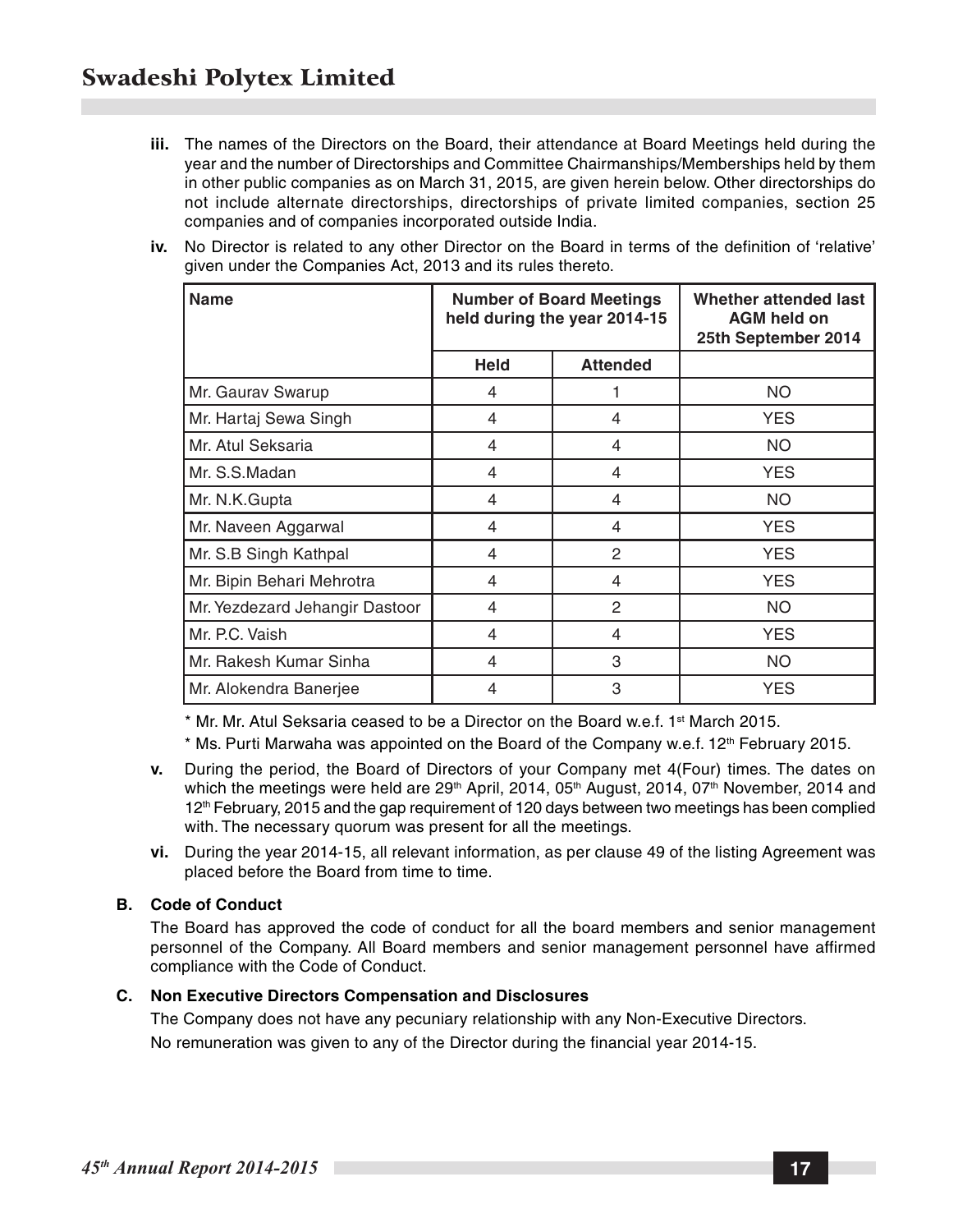**iii.** The names of the Directors on the Board, their attendance at Board Meetings held during the year and the number of Directorships and Committee Chairmanships/Memberships held by them in other public companies as on March 31, 2015, are given herein below. Other directorships do not include alternate directorships, directorships of private limited companies, section 25 companies and of companies incorporated outside India.

**iv.** No Director is related to any other Director on the Board in terms of the definition of 'relative' given under the Companies Act, 2013 and its rules thereto.

| Name | Number of Board Meetings held during the year 2014-15 | | Whether attended last AGM held on 25th September 2014 |
|---|---|---|---|
| | Held | Attended | |
| Mr. Gaurav Swarup | 4 | 1 | NO |
| Mr. Hartaj Sewa Singh | 4 | 4 | YES |
| Mr. Atul Seksaria | 4 | 4 | NO |
| Mr. S.S.Madan | 4 | 4 | YES |
| Mr. N.K.Gupta | 4 | 4 | NO |
| Mr. Naveen Aggarwal | 4 | 4 | YES |
| Mr. S.B Singh Kathpal | 4 | 2 | YES |
| Mr. Bipin Behari Mehrotra | 4 | 4 | YES |
| Mr. Yezdezard Jehangir Dastoor | 4 | 2 | NO |
| Mr. P.C. Vaish | 4 | 4 | YES |
| Mr. Rakesh Kumar Sinha | 4 | 3 | NO |
| Mr. Alokendra Banerjee | 4 | 3 | YES |

\* Mr. Mr. Atul Seksaria ceased to be a Director on the Board w.e.f. 1st March 2015.

\* Ms. Purti Marwaha was appointed on the Board of the Company w.e.f. 12th February 2015.

**v.** During the period, the Board of Directors of your Company met 4(Four) times. The dates on which the meetings were held are 29th April, 2014, 05th August, 2014, 07th November, 2014 and 12th February, 2015 and the gap requirement of 120 days between two meetings has been complied with. The necessary quorum was present for all the meetings.

**vi.** During the year 2014-15, all relevant information, as per clause 49 of the listing Agreement was placed before the Board from time to time.

### B. Code of Conduct

The Board has approved the code of conduct for all the board members and senior management personnel of the Company. All Board members and senior management personnel have affirmed compliance with the Code of Conduct.

### C. Non Executive Directors Compensation and Disclosures

The Company does not have any pecuniary relationship with any Non-Executive Directors.

No remuneration was given to any of the Director during the financial year 2014-15.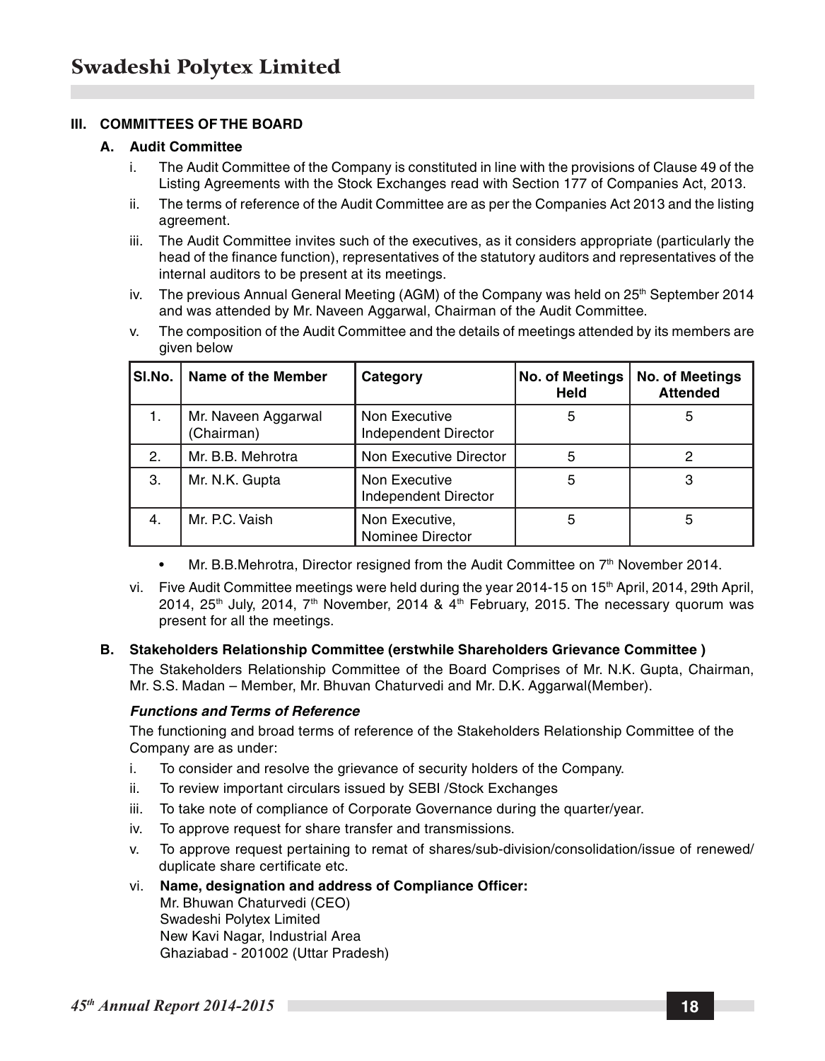## III. COMMITTEES OF THE BOARD

### A. Audit Committee

i. The Audit Committee of the Company is constituted in line with the provisions of Clause 49 of the Listing Agreements with the Stock Exchanges read with Section 177 of Companies Act, 2013.

ii. The terms of reference of the Audit Committee are as per the Companies Act 2013 and the listing agreement.

iii. The Audit Committee invites such of the executives, as it considers appropriate (particularly the head of the finance function), representatives of the statutory auditors and representatives of the internal auditors to be present at its meetings.

iv. The previous Annual General Meeting (AGM) of the Company was held on 25th September 2014 and was attended by Mr. Naveen Aggarwal, Chairman of the Audit Committee.

v. The composition of the Audit Committee and the details of meetings attended by its members are given below

| Sl.No. | Name of the Member | Category | No. of Meetings Held | No. of Meetings Attended |
|---|---|---|---|---|
| 1. | Mr. Naveen Aggarwal (Chairman) | Non Executive Independent Director | 5 | 5 |
| 2. | Mr. B.B. Mehrotra | Non Executive Director | 5 | 2 |
| 3. | Mr. N.K. Gupta | Non Executive Independent Director | 5 | 3 |
| 4. | Mr. P.C. Vaish | Non Executive, Nominee Director | 5 | 5 |

- Mr. B.B.Mehrotra, Director resigned from the Audit Committee on 7th November 2014.

vi. Five Audit Committee meetings were held during the year 2014-15 on 15th April, 2014, 29th April, 2014, 25th July, 2014, 7th November, 2014 & 4th February, 2015. The necessary quorum was present for all the meetings.

### B. Stakeholders Relationship Committee (erstwhile Shareholders Grievance Committee )

The Stakeholders Relationship Committee of the Board Comprises of Mr. N.K. Gupta, Chairman, Mr. S.S. Madan – Member, Mr. Bhuvan Chaturvedi and Mr. D.K. Aggarwal(Member).

***Functions and Terms of Reference***

The functioning and broad terms of reference of the Stakeholders Relationship Committee of the Company are as under:

i. To consider and resolve the grievance of security holders of the Company.

ii. To review important circulars issued by SEBI /Stock Exchanges

iii. To take note of compliance of Corporate Governance during the quarter/year.

iv. To approve request for share transfer and transmissions.

v. To approve request pertaining to remat of shares/sub-division/consolidation/issue of renewed/ duplicate share certificate etc.

vi. **Name, designation and address of Compliance Officer:**
Mr. Bhuwan Chaturvedi (CEO)
Swadeshi Polytex Limited
New Kavi Nagar, Industrial Area
Ghaziabad - 201002 (Uttar Pradesh)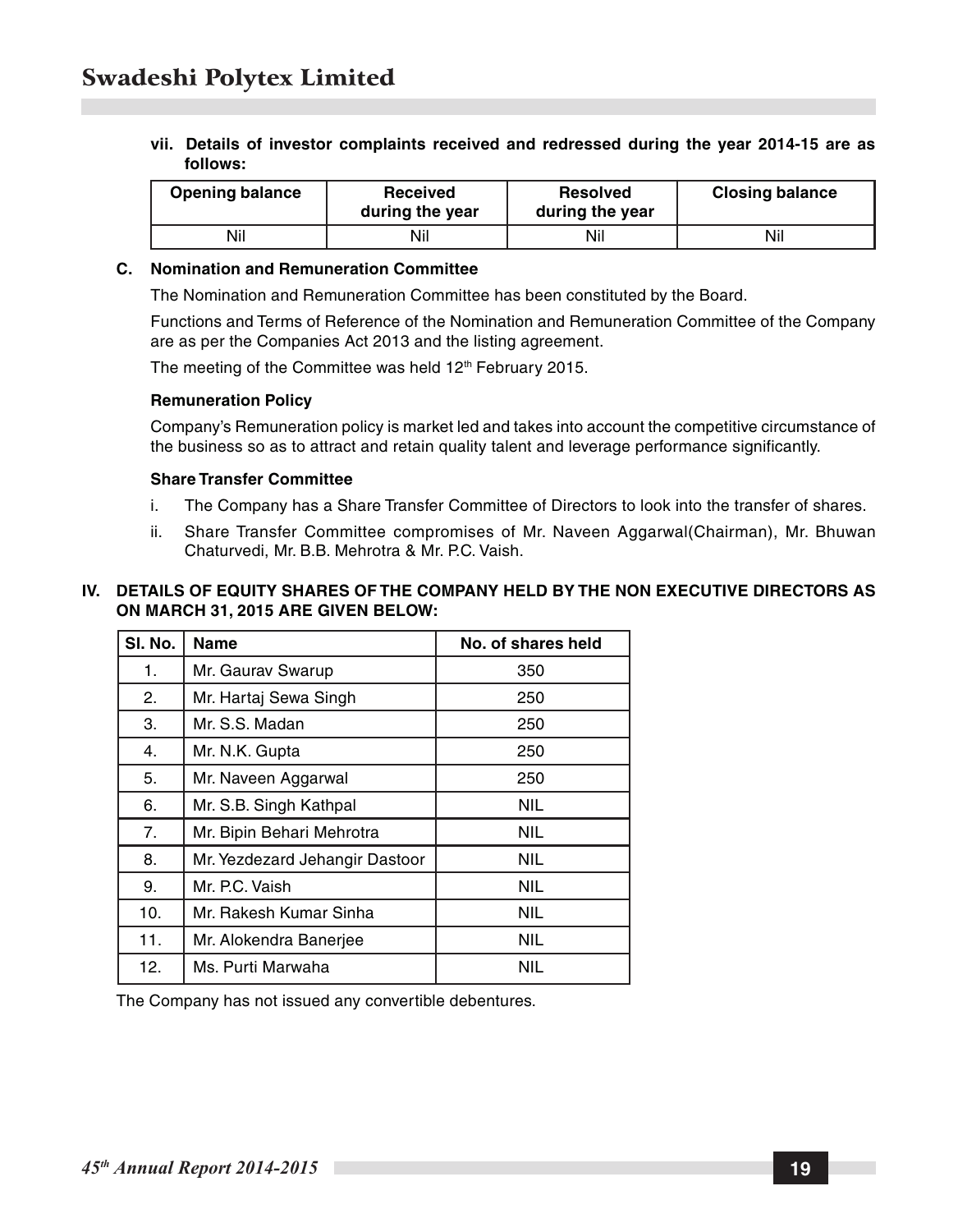**vii. Details of investor complaints received and redressed during the year 2014-15 are as follows:**

| Opening balance | Received during the year | Resolved during the year | Closing balance |
|---|---|---|---|
| Nil | Nil | Nil | Nil |

**C. Nomination and Remuneration Committee**

The Nomination and Remuneration Committee has been constituted by the Board.

Functions and Terms of Reference of the Nomination and Remuneration Committee of the Company are as per the Companies Act 2013 and the listing agreement.

The meeting of the Committee was held 12th February 2015.

**Remuneration Policy**

Company's Remuneration policy is market led and takes into account the competitive circumstance of the business so as to attract and retain quality talent and leverage performance significantly.

**Share Transfer Committee**

i. The Company has a Share Transfer Committee of Directors to look into the transfer of shares.

ii. Share Transfer Committee compromises of Mr. Naveen Aggarwal(Chairman), Mr. Bhuwan Chaturvedi, Mr. B.B. Mehrotra & Mr. P.C. Vaish.

**IV. DETAILS OF EQUITY SHARES OF THE COMPANY HELD BY THE NON EXECUTIVE DIRECTORS AS ON MARCH 31, 2015 ARE GIVEN BELOW:**

| Sl. No. | Name | No. of shares held |
|---|---|---|
| 1. | Mr. Gaurav Swarup | 350 |
| 2. | Mr. Hartaj Sewa Singh | 250 |
| 3. | Mr. S.S. Madan | 250 |
| 4. | Mr. N.K. Gupta | 250 |
| 5. | Mr. Naveen Aggarwal | 250 |
| 6. | Mr. S.B. Singh Kathpal | NIL |
| 7. | Mr. Bipin Behari Mehrotra | NIL |
| 8. | Mr. Yezdezard Jehangir Dastoor | NIL |
| 9. | Mr. P.C. Vaish | NIL |
| 10. | Mr. Rakesh Kumar Sinha | NIL |
| 11. | Mr. Alokendra Banerjee | NIL |
| 12. | Ms. Purti Marwaha | NIL |

The Company has not issued any convertible debentures.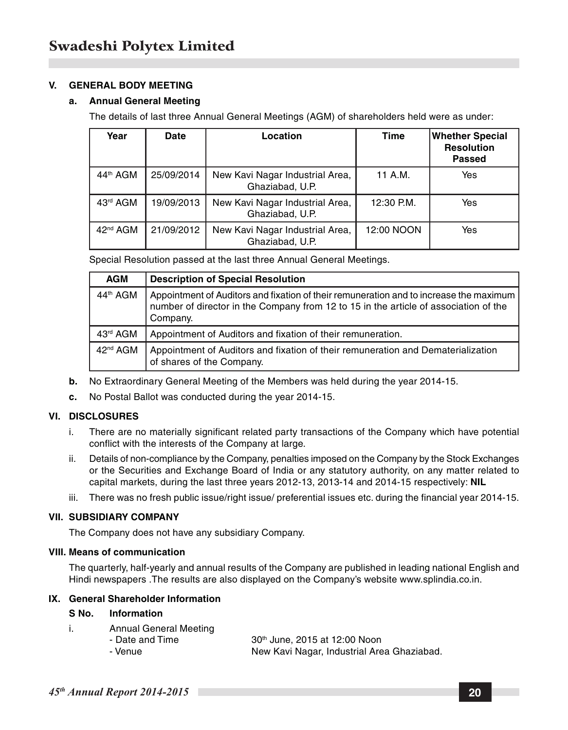## V. GENERAL BODY MEETING

### a. Annual General Meeting

The details of last three Annual General Meetings (AGM) of shareholders held were as under:

| Year | Date | Location | Time | Whether Special Resolution Passed |
|---|---|---|---|---|
| 44th AGM | 25/09/2014 | New Kavi Nagar Industrial Area, Ghaziabad, U.P. | 11 A.M. | Yes |
| 43rd AGM | 19/09/2013 | New Kavi Nagar Industrial Area, Ghaziabad, U.P. | 12:30 P.M. | Yes |
| 42nd AGM | 21/09/2012 | New Kavi Nagar Industrial Area, Ghaziabad, U.P. | 12:00 NOON | Yes |

Special Resolution passed at the last three Annual General Meetings.

| AGM | Description of Special Resolution |
|---|---|
| 44th AGM | Appointment of Auditors and fixation of their remuneration and to increase the maximum number of director in the Company from 12 to 15 in the article of association of the Company. |
| 43rd AGM | Appointment of Auditors and fixation of their remuneration. |
| 42nd AGM | Appointment of Auditors and fixation of their remuneration and Dematerialization of shares of the Company. |

**b.** No Extraordinary General Meeting of the Members was held during the year 2014-15.

**c.** No Postal Ballot was conducted during the year 2014-15.

## VI. DISCLOSURES

i. There are no materially significant related party transactions of the Company which have potential conflict with the interests of the Company at large.

ii. Details of non-compliance by the Company, penalties imposed on the Company by the Stock Exchanges or the Securities and Exchange Board of India or any statutory authority, on any matter related to capital markets, during the last three years 2012-13, 2013-14 and 2014-15 respectively: **NIL**

iii. There was no fresh public issue/right issue/ preferential issues etc. during the financial year 2014-15.

## VII. SUBSIDIARY COMPANY

The Company does not have any subsidiary Company.

## VIII. Means of communication

The quarterly, half-yearly and annual results of the Company are published in leading national English and Hindi newspapers .The results are also displayed on the Company's website www.splindia.co.in.

## IX. General Shareholder Information

**S No. Information**

i. Annual General Meeting
- Date and Time: 30th June, 2015 at 12:00 Noon
- Venue: New Kavi Nagar, Industrial Area Ghaziabad.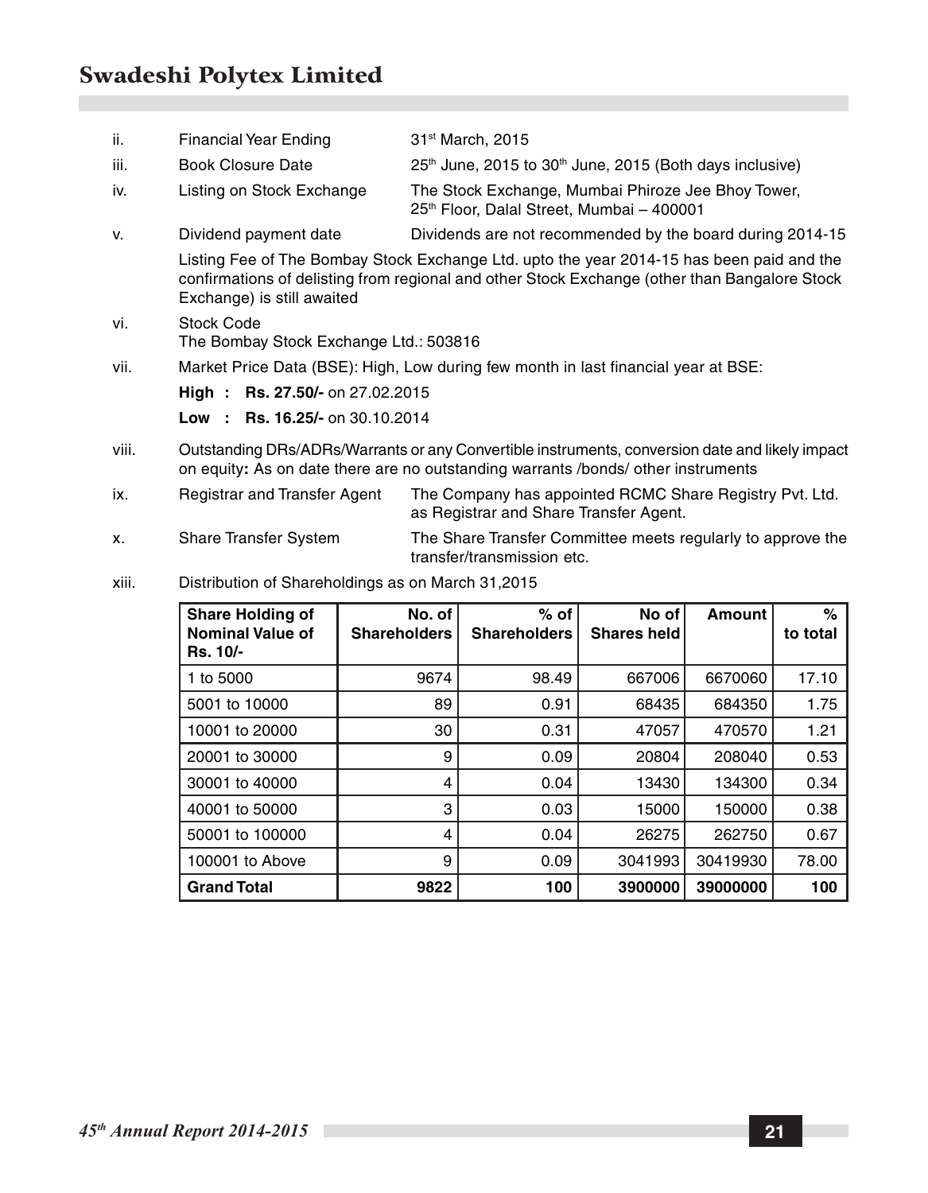ii. Financial Year Ending — 31st March, 2015

iii. Book Closure Date — 25th June, 2015 to 30th June, 2015 (Both days inclusive)

iv. Listing on Stock Exchange — The Stock Exchange, Mumbai Phiroze Jee Bhoy Tower, 25th Floor, Dalal Street, Mumbai – 400001

v. Dividend payment date — Dividends are not recommended by the board during 2014-15

Listing Fee of The Bombay Stock Exchange Ltd. upto the year 2014-15 has been paid and the confirmations of delisting from regional and other Stock Exchange (other than Bangalore Stock Exchange) is still awaited

vi. Stock Code
The Bombay Stock Exchange Ltd.: 503816

vii. Market Price Data (BSE): High, Low during few month in last financial year at BSE:

**High : Rs. 27.50/-** on 27.02.2015

**Low : Rs. 16.25/-** on 30.10.2014

viii. Outstanding DRs/ADRs/Warrants or any Convertible instruments, conversion date and likely impact on equity**:** As on date there are no outstanding warrants /bonds/ other instruments

ix. Registrar and Transfer Agent — The Company has appointed RCMC Share Registry Pvt. Ltd. as Registrar and Share Transfer Agent.

x. Share Transfer System — The Share Transfer Committee meets regularly to approve the transfer/transmission etc.

xiii. Distribution of Shareholdings as on March 31,2015

| Share Holding of Nominal Value of Rs. 10/- | No. of Shareholders | % of Shareholders | No of Shares held | Amount | % to total |
|---|---|---|---|---|---|
| 1 to 5000 | 9674 | 98.49 | 667006 | 6670060 | 17.10 |
| 5001 to 10000 | 89 | 0.91 | 68435 | 684350 | 1.75 |
| 10001 to 20000 | 30 | 0.31 | 47057 | 470570 | 1.21 |
| 20001 to 30000 | 9 | 0.09 | 20804 | 208040 | 0.53 |
| 30001 to 40000 | 4 | 0.04 | 13430 | 134300 | 0.34 |
| 40001 to 50000 | 3 | 0.03 | 15000 | 150000 | 0.38 |
| 50001 to 100000 | 4 | 0.04 | 26275 | 262750 | 0.67 |
| 100001 to Above | 9 | 0.09 | 3041993 | 30419930 | 78.00 |
| **Grand Total** | **9822** | **100** | **3900000** | **39000000** | **100** |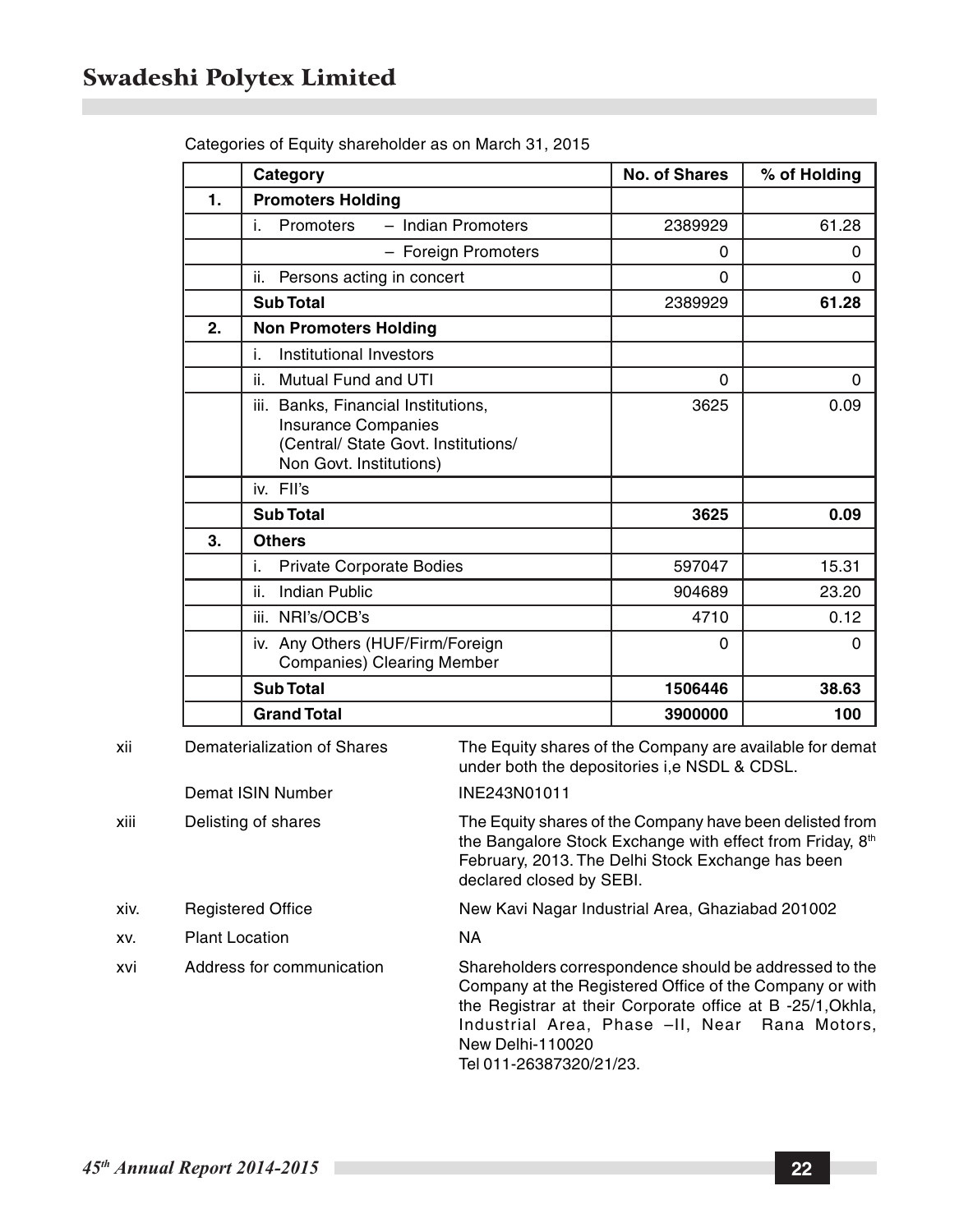Categories of Equity shareholder as on March 31, 2015

| | Category | No. of Shares | % of Holding |
|---|---|---|---|
| **1.** | **Promoters Holding** | | |
| | i. Promoters – Indian Promoters | 2389929 | 61.28 |
| | – Foreign Promoters | 0 | 0 |
| | ii. Persons acting in concert | 0 | 0 |
| | **Sub Total** | 2389929 | **61.28** |
| **2.** | **Non Promoters Holding** | | |
| | i. Institutional Investors | | |
| | ii. Mutual Fund and UTI | 0 | 0 |
| | iii. Banks, Financial Institutions, Insurance Companies (Central/ State Govt. Institutions/ Non Govt. Institutions) | 3625 | 0.09 |
| | iv. FII's | | |
| | **Sub Total** | **3625** | **0.09** |
| **3.** | **Others** | | |
| | i. Private Corporate Bodies | 597047 | 15.31 |
| | ii. Indian Public | 904689 | 23.20 |
| | iii. NRI's/OCB's | 4710 | 0.12 |
| | iv. Any Others (HUF/Firm/Foreign Companies) Clearing Member | 0 | 0 |
| | **Sub Total** | **1506446** | **38.63** |
| | **Grand Total** | **3900000** | **100** |

xii Dematerialization of Shares — The Equity shares of the Company are available for demat under both the depositories i,e NSDL & CDSL.

Demat ISIN Number — INE243N01011

xiii Delisting of shares — The Equity shares of the Company have been delisted from the Bangalore Stock Exchange with effect from Friday, 8th February, 2013. The Delhi Stock Exchange has been declared closed by SEBI.

xiv. Registered Office — New Kavi Nagar Industrial Area, Ghaziabad 201002

xv. Plant Location — NA

xvi Address for communication — Shareholders correspondence should be addressed to the Company at the Registered Office of the Company or with the Registrar at their Corporate office at B -25/1,Okhla, Industrial Area, Phase –II, Near Rana Motors, New Delhi-110020
Tel 011-26387320/21/23.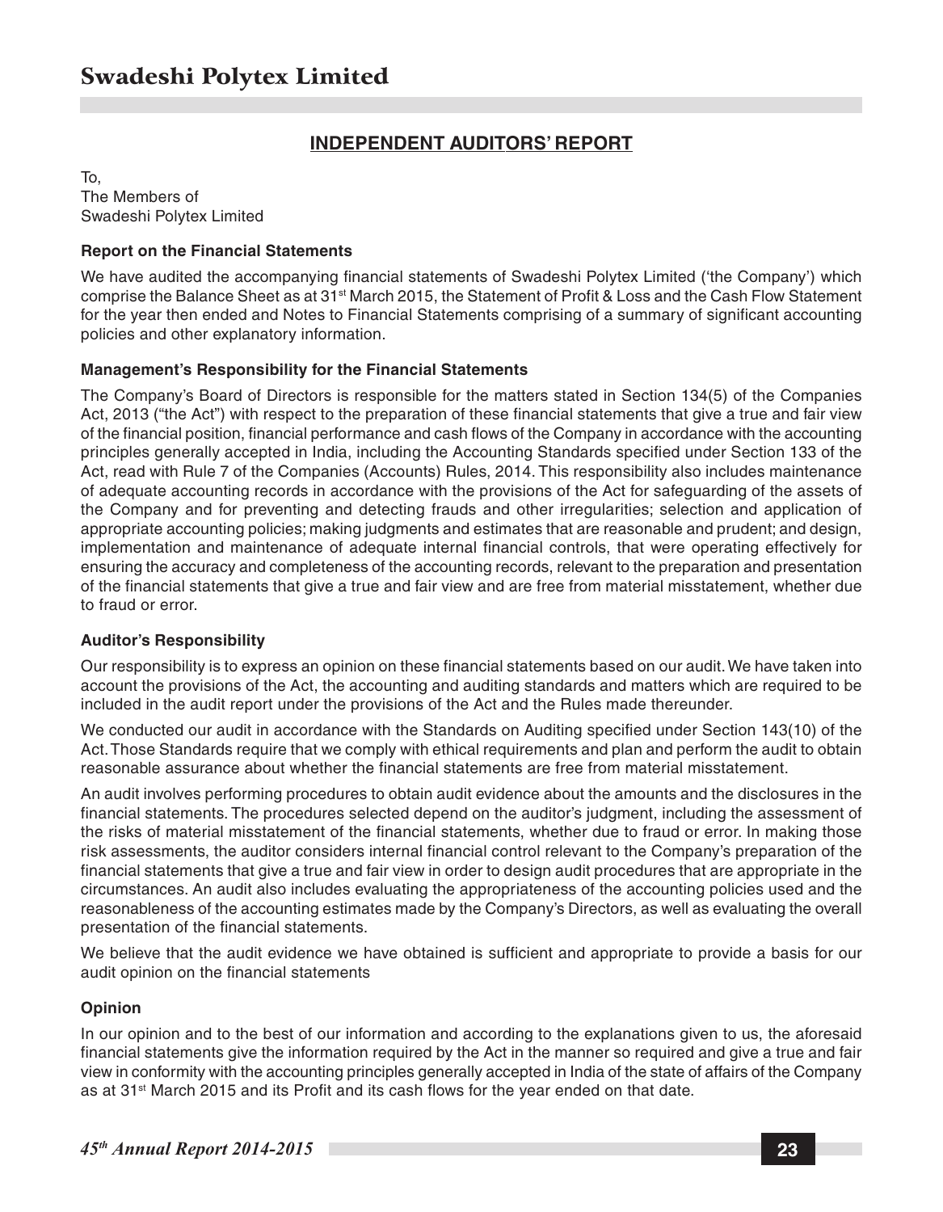## INDEPENDENT AUDITORS' REPORT

To,
The Members of
Swadeshi Polytex Limited

### Report on the Financial Statements

We have audited the accompanying financial statements of Swadeshi Polytex Limited ('the Company') which comprise the Balance Sheet as at 31st March 2015, the Statement of Profit & Loss and the Cash Flow Statement for the year then ended and Notes to Financial Statements comprising of a summary of significant accounting policies and other explanatory information.

### Management's Responsibility for the Financial Statements

The Company's Board of Directors is responsible for the matters stated in Section 134(5) of the Companies Act, 2013 ("the Act") with respect to the preparation of these financial statements that give a true and fair view of the financial position, financial performance and cash flows of the Company in accordance with the accounting principles generally accepted in India, including the Accounting Standards specified under Section 133 of the Act, read with Rule 7 of the Companies (Accounts) Rules, 2014. This responsibility also includes maintenance of adequate accounting records in accordance with the provisions of the Act for safeguarding of the assets of the Company and for preventing and detecting frauds and other irregularities; selection and application of appropriate accounting policies; making judgments and estimates that are reasonable and prudent; and design, implementation and maintenance of adequate internal financial controls, that were operating effectively for ensuring the accuracy and completeness of the accounting records, relevant to the preparation and presentation of the financial statements that give a true and fair view and are free from material misstatement, whether due to fraud or error.

### Auditor's Responsibility

Our responsibility is to express an opinion on these financial statements based on our audit. We have taken into account the provisions of the Act, the accounting and auditing standards and matters which are required to be included in the audit report under the provisions of the Act and the Rules made thereunder.

We conducted our audit in accordance with the Standards on Auditing specified under Section 143(10) of the Act. Those Standards require that we comply with ethical requirements and plan and perform the audit to obtain reasonable assurance about whether the financial statements are free from material misstatement.

An audit involves performing procedures to obtain audit evidence about the amounts and the disclosures in the financial statements. The procedures selected depend on the auditor's judgment, including the assessment of the risks of material misstatement of the financial statements, whether due to fraud or error. In making those risk assessments, the auditor considers internal financial control relevant to the Company's preparation of the financial statements that give a true and fair view in order to design audit procedures that are appropriate in the circumstances. An audit also includes evaluating the appropriateness of the accounting policies used and the reasonableness of the accounting estimates made by the Company's Directors, as well as evaluating the overall presentation of the financial statements.

We believe that the audit evidence we have obtained is sufficient and appropriate to provide a basis for our audit opinion on the financial statements

### Opinion

In our opinion and to the best of our information and according to the explanations given to us, the aforesaid financial statements give the information required by the Act in the manner so required and give a true and fair view in conformity with the accounting principles generally accepted in India of the state of affairs of the Company as at 31st March 2015 and its Profit and its cash flows for the year ended on that date.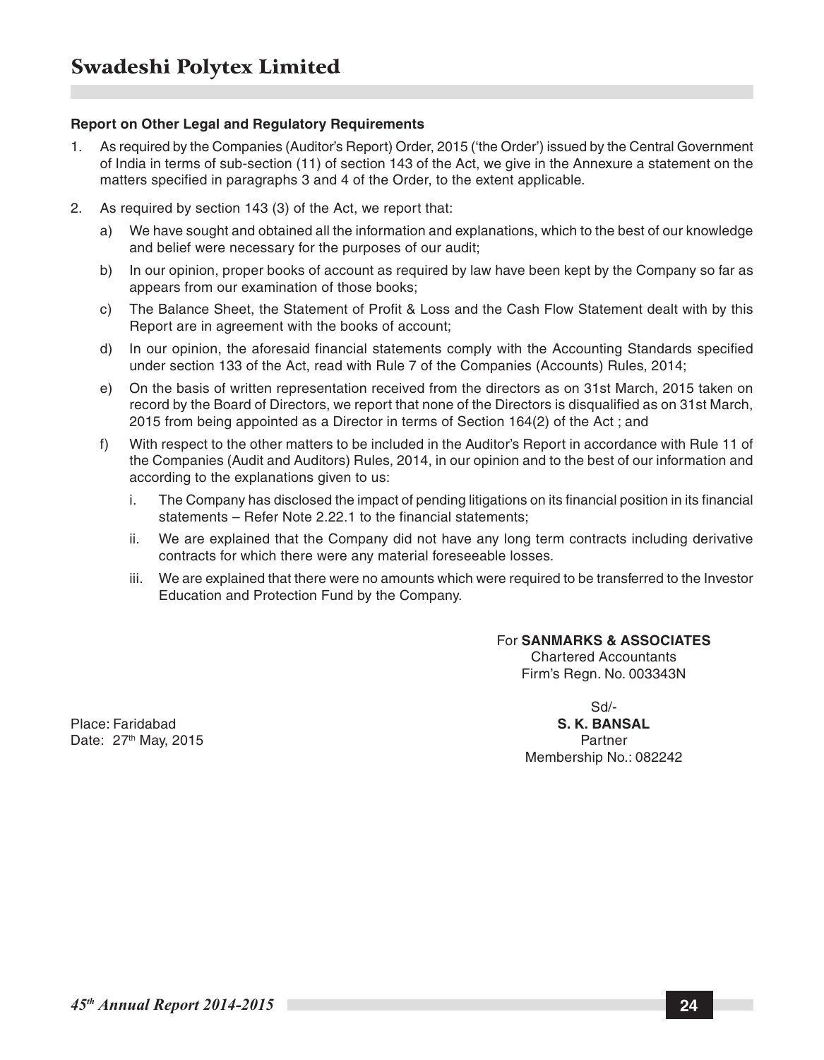**Report on Other Legal and Regulatory Requirements**

1. As required by the Companies (Auditor's Report) Order, 2015 ('the Order') issued by the Central Government of India in terms of sub-section (11) of section 143 of the Act, we give in the Annexure a statement on the matters specified in paragraphs 3 and 4 of the Order, to the extent applicable.

2. As required by section 143 (3) of the Act, we report that:

   a) We have sought and obtained all the information and explanations, which to the best of our knowledge and belief were necessary for the purposes of our audit;

   b) In our opinion, proper books of account as required by law have been kept by the Company so far as appears from our examination of those books;

   c) The Balance Sheet, the Statement of Profit & Loss and the Cash Flow Statement dealt with by this Report are in agreement with the books of account;

   d) In our opinion, the aforesaid financial statements comply with the Accounting Standards specified under section 133 of the Act, read with Rule 7 of the Companies (Accounts) Rules, 2014;

   e) On the basis of written representation received from the directors as on 31st March, 2015 taken on record by the Board of Directors, we report that none of the Directors is disqualified as on 31st March, 2015 from being appointed as a Director in terms of Section 164(2) of the Act ; and

   f) With respect to the other matters to be included in the Auditor's Report in accordance with Rule 11 of the Companies (Audit and Auditors) Rules, 2014, in our opinion and to the best of our information and according to the explanations given to us:

      i. The Company has disclosed the impact of pending litigations on its financial position in its financial statements – Refer Note 2.22.1 to the financial statements;

      ii. We are explained that the Company did not have any long term contracts including derivative contracts for which there were any material foreseeable losses.

      iii. We are explained that there were no amounts which were required to be transferred to the Investor Education and Protection Fund by the Company.

For **SANMARKS & ASSOCIATES**
Chartered Accountants
Firm's Regn. No. 003343N

Sd/-
**S. K. BANSAL**
Partner
Membership No.: 082242

Place: Faridabad
Date: 27th May, 2015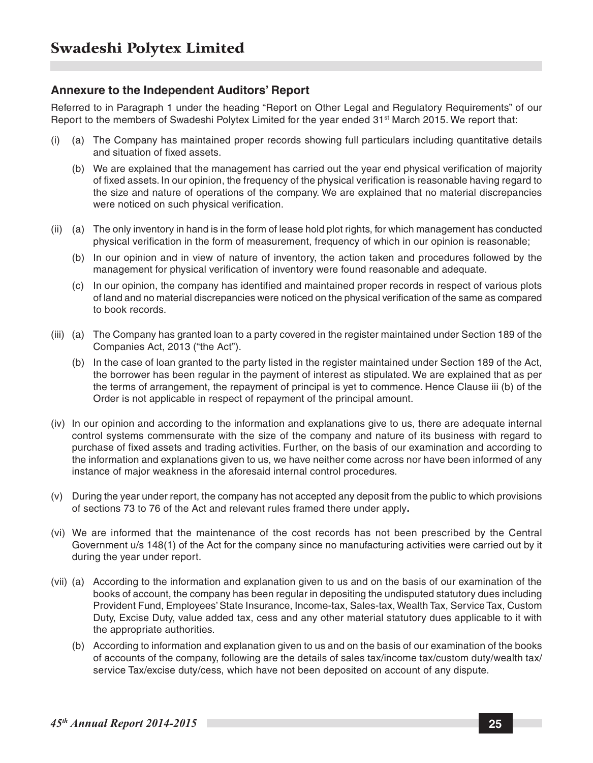## Annexure to the Independent Auditors' Report

Referred to in Paragraph 1 under the heading "Report on Other Legal and Regulatory Requirements" of our Report to the members of Swadeshi Polytex Limited for the year ended 31st March 2015. We report that:

(i) (a) The Company has maintained proper records showing full particulars including quantitative details and situation of fixed assets.

(b) We are explained that the management has carried out the year end physical verification of majority of fixed assets. In our opinion, the frequency of the physical verification is reasonable having regard to the size and nature of operations of the company. We are explained that no material discrepancies were noticed on such physical verification.

(ii) (a) The only inventory in hand is in the form of lease hold plot rights, for which management has conducted physical verification in the form of measurement, frequency of which in our opinion is reasonable;

(b) In our opinion and in view of nature of inventory, the action taken and procedures followed by the management for physical verification of inventory were found reasonable and adequate.

(c) In our opinion, the company has identified and maintained proper records in respect of various plots of land and no material discrepancies were noticed on the physical verification of the same as compared to book records.

(iii) (a) The Company has granted loan to a party covered in the register maintained under Section 189 of the Companies Act, 2013 ("the Act").

(b) In the case of loan granted to the party listed in the register maintained under Section 189 of the Act, the borrower has been regular in the payment of interest as stipulated. We are explained that as per the terms of arrangement, the repayment of principal is yet to commence. Hence Clause iii (b) of the Order is not applicable in respect of repayment of the principal amount.

(iv) In our opinion and according to the information and explanations give to us, there are adequate internal control systems commensurate with the size of the company and nature of its business with regard to purchase of fixed assets and trading activities. Further, on the basis of our examination and according to the information and explanations given to us, we have neither come across nor have been informed of any instance of major weakness in the aforesaid internal control procedures.

(v) During the year under report, the company has not accepted any deposit from the public to which provisions of sections 73 to 76 of the Act and relevant rules framed there under apply**.**

(vi) We are informed that the maintenance of the cost records has not been prescribed by the Central Government u/s 148(1) of the Act for the company since no manufacturing activities were carried out by it during the year under report.

(vii) (a) According to the information and explanation given to us and on the basis of our examination of the books of account, the company has been regular in depositing the undisputed statutory dues including Provident Fund, Employees' State Insurance, Income-tax, Sales-tax, Wealth Tax, Service Tax, Custom Duty, Excise Duty, value added tax, cess and any other material statutory dues applicable to it with the appropriate authorities.

(b) According to information and explanation given to us and on the basis of our examination of the books of accounts of the company, following are the details of sales tax/income tax/custom duty/wealth tax/service Tax/excise duty/cess, which have not been deposited on account of any dispute.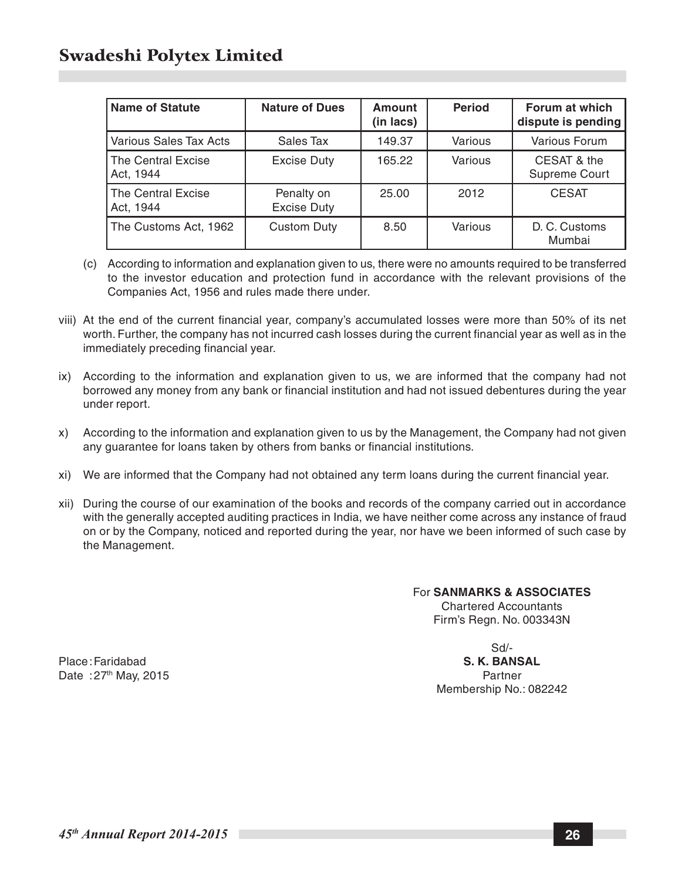| Name of Statute | Nature of Dues | Amount (in lacs) | Period | Forum at which dispute is pending |
|---|---|---|---|---|
| Various Sales Tax Acts | Sales Tax | 149.37 | Various | Various Forum |
| The Central Excise Act, 1944 | Excise Duty | 165.22 | Various | CESAT & the Supreme Court |
| The Central Excise Act, 1944 | Penalty on Excise Duty | 25.00 | 2012 | CESAT |
| The Customs Act, 1962 | Custom Duty | 8.50 | Various | D. C. Customs Mumbai |

(c) According to information and explanation given to us, there were no amounts required to be transferred to the investor education and protection fund in accordance with the relevant provisions of the Companies Act, 1956 and rules made there under.

viii) At the end of the current financial year, company's accumulated losses were more than 50% of its net worth. Further, the company has not incurred cash losses during the current financial year as well as in the immediately preceding financial year.

ix) According to the information and explanation given to us, we are informed that the company had not borrowed any money from any bank or financial institution and had not issued debentures during the year under report.

x) According to the information and explanation given to us by the Management, the Company had not given any guarantee for loans taken by others from banks or financial institutions.

xi) We are informed that the Company had not obtained any term loans during the current financial year.

xii) During the course of our examination of the books and records of the company carried out in accordance with the generally accepted auditing practices in India, we have neither come across any instance of fraud on or by the Company, noticed and reported during the year, nor have we been informed of such case by the Management.

For **SANMARKS & ASSOCIATES**
Chartered Accountants
Firm's Regn. No. 003343N

Sd/-
**S. K. BANSAL**
Partner
Membership No.: 082242

Place : Faridabad
Date : 27th May, 2015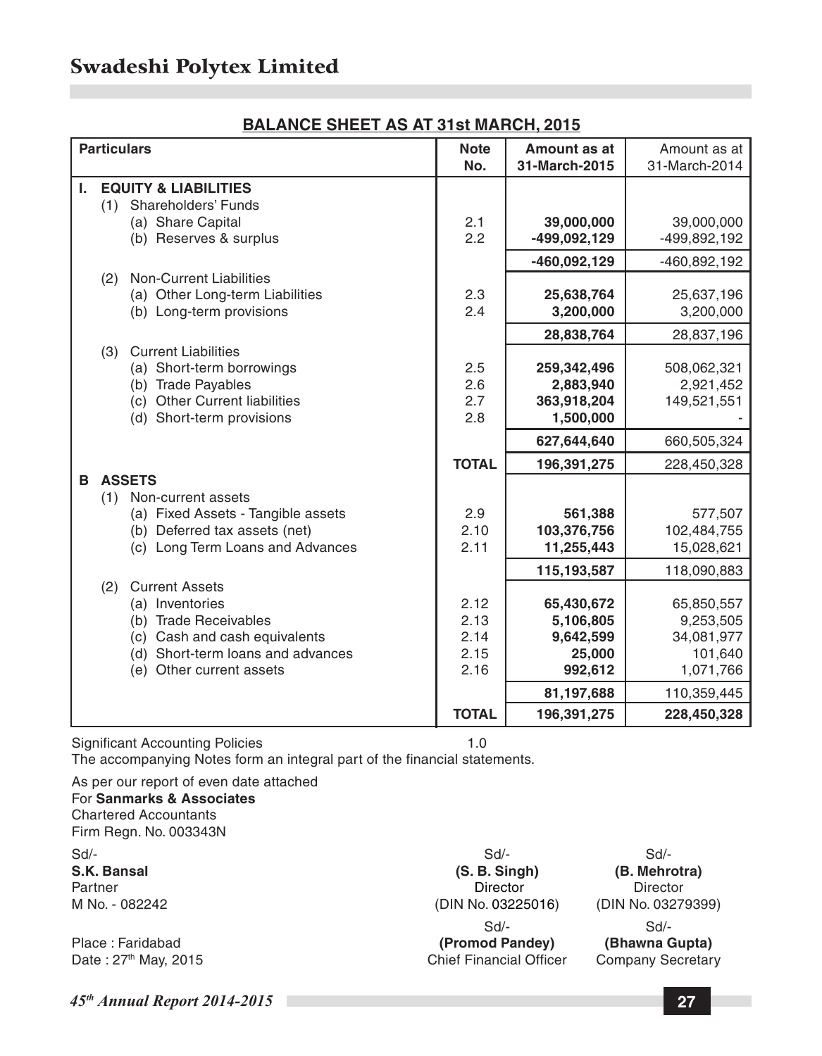# Swadeshi Polytex Limited

## BALANCE SHEET AS AT 31st MARCH, 2015

| Particulars | Note No. | Amount as at 31-March-2015 | Amount as at 31-March-2014 |
|---|---|---|---|
| **I. EQUITY & LIABILITIES** | | | |
| (1) Shareholders' Funds | | | |
| (a) Share Capital | 2.1 | **39,000,000** | 39,000,000 |
| (b) Reserves & surplus | 2.2 | **-499,092,129** | -499,892,192 |
| | | **-460,092,129** | -460,892,192 |
| (2) Non-Current Liabilities | | | |
| (a) Other Long-term Liabilities | 2.3 | **25,638,764** | 25,637,196 |
| (b) Long-term provisions | 2.4 | **3,200,000** | 3,200,000 |
| | | **28,838,764** | 28,837,196 |
| (3) Current Liabilities | | | |
| (a) Short-term borrowings | 2.5 | **259,342,496** | 508,062,321 |
| (b) Trade Payables | 2.6 | **2,883,940** | 2,921,452 |
| (c) Other Current liabilities | 2.7 | **363,918,204** | 149,521,551 |
| (d) Short-term provisions | 2.8 | **1,500,000** | - |
| | | **627,644,640** | 660,505,324 |
| | **TOTAL** | **196,391,275** | 228,450,328 |
| **B ASSETS** | | | |
| (1) Non-current assets | | | |
| (a) Fixed Assets - Tangible assets | 2.9 | **561,388** | 577,507 |
| (b) Deferred tax assets (net) | 2.10 | **103,376,756** | 102,484,755 |
| (c) Long Term Loans and Advances | 2.11 | **11,255,443** | 15,028,621 |
| | | **115,193,587** | 118,090,883 |
| (2) Current Assets | | | |
| (a) Inventories | 2.12 | **65,430,672** | 65,850,557 |
| (b) Trade Receivables | 2.13 | **5,106,805** | 9,253,505 |
| (c) Cash and cash equivalents | 2.14 | **9,642,599** | 34,081,977 |
| (d) Short-term loans and advances | 2.15 | **25,000** | 101,640 |
| (e) Other current assets | 2.16 | **992,612** | 1,071,766 |
| | | **81,197,688** | 110,359,445 |
| | **TOTAL** | **196,391,275** | **228,450,328** |

Significant Accounting Policies 1.0

The accompanying Notes form an integral part of the financial statements.

As per our report of even date attached
For **Sanmarks & Associates**
Chartered Accountants
Firm Regn. No. 003343N

Sd/-
**S.K. Bansal**
Partner
M No. - 082242

Place : Faridabad
Date : 27th May, 2015

Sd/-
**(S. B. Singh)**
Director
(DIN No. 03225016)

Sd/-
**(B. Mehrotra)**
Director
(DIN No. 03279399)

Sd/-
**(Promod Pandey)**
Chief Financial Officer

Sd/-
**(Bhawna Gupta)**
Company Secretary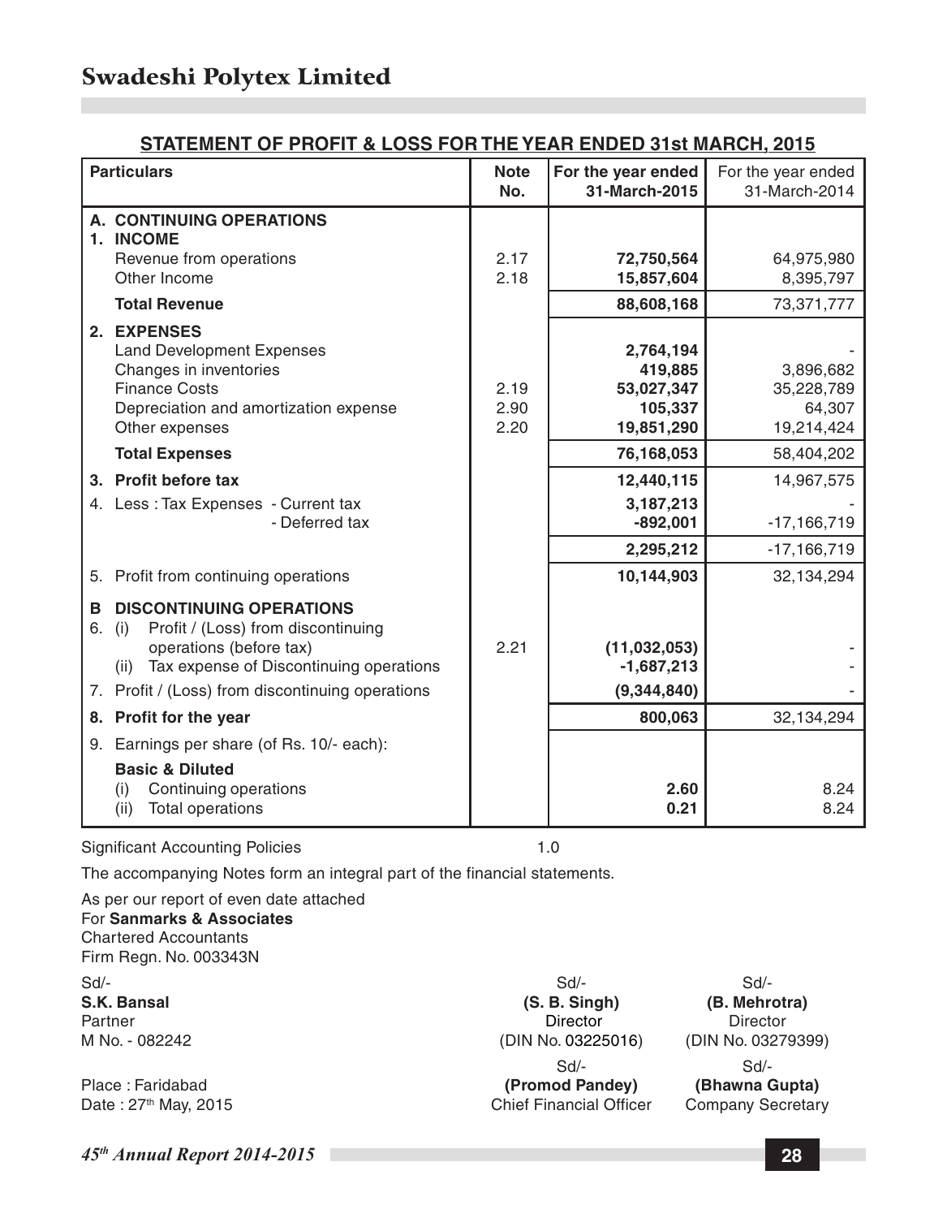# Swadeshi Polytex Limited

## STATEMENT OF PROFIT & LOSS FOR THE YEAR ENDED 31st MARCH, 2015

| Particulars | Note No. | For the year ended 31-March-2015 | For the year ended 31-March-2014 |
|---|---|---|---|
| **A. CONTINUING OPERATIONS** | | | |
| **1. INCOME** | | | |
| Revenue from operations | 2.17 | **72,750,564** | 64,975,980 |
| Other Income | 2.18 | **15,857,604** | 8,395,797 |
| **Total Revenue** | | **88,608,168** | 73,371,777 |
| **2. EXPENSES** | | | |
| Land Development Expenses | | **2,764,194** | - |
| Changes in inventories | | **419,885** | 3,896,682 |
| Finance Costs | 2.19 | **53,027,347** | 35,228,789 |
| Depreciation and amortization expense | 2.90 | **105,337** | 64,307 |
| Other expenses | 2.20 | **19,851,290** | 19,214,424 |
| **Total Expenses** | | **76,168,053** | 58,404,202 |
| **3. Profit before tax** | | **12,440,115** | 14,967,575 |
| 4. Less : Tax Expenses - Current tax | | **3,187,213** | - |
| - Deferred tax | | **-892,001** | -17,166,719 |
| | | **2,295,212** | -17,166,719 |
| 5. Profit from continuing operations | | **10,144,903** | 32,134,294 |
| **B DISCONTINUING OPERATIONS** | | | |
| 6. (i) Profit / (Loss) from discontinuing operations (before tax) | 2.21 | **(11,032,053)** | - |
| (ii) Tax expense of Discontinuing operations | | **-1,687,213** | - |
| 7. Profit / (Loss) from discontinuing operations | | **(9,344,840)** | - |
| **8. Profit for the year** | | **800,063** | 32,134,294 |
| 9. Earnings per share (of Rs. 10/- each): | | | |
| **Basic & Diluted** | | | |
| (i) Continuing operations | | **2.60** | 8.24 |
| (ii) Total operations | | **0.21** | 8.24 |

Significant Accounting Policies 1.0

The accompanying Notes form an integral part of the financial statements.

As per our report of even date attached
For **Sanmarks & Associates**
Chartered Accountants
Firm Regn. No. 003343N

Sd/-
**S.K. Bansal**
Partner
M No. - 082242

Place : Faridabad
Date : 27th May, 2015

Sd/-
**(S. B. Singh)**
Director
(DIN No. 03225016)

Sd/-
**(B. Mehrotra)**
Director
(DIN No. 03279399)

Sd/-
**(Promod Pandey)**
Chief Financial Officer

Sd/-
**(Bhawna Gupta)**
Company Secretary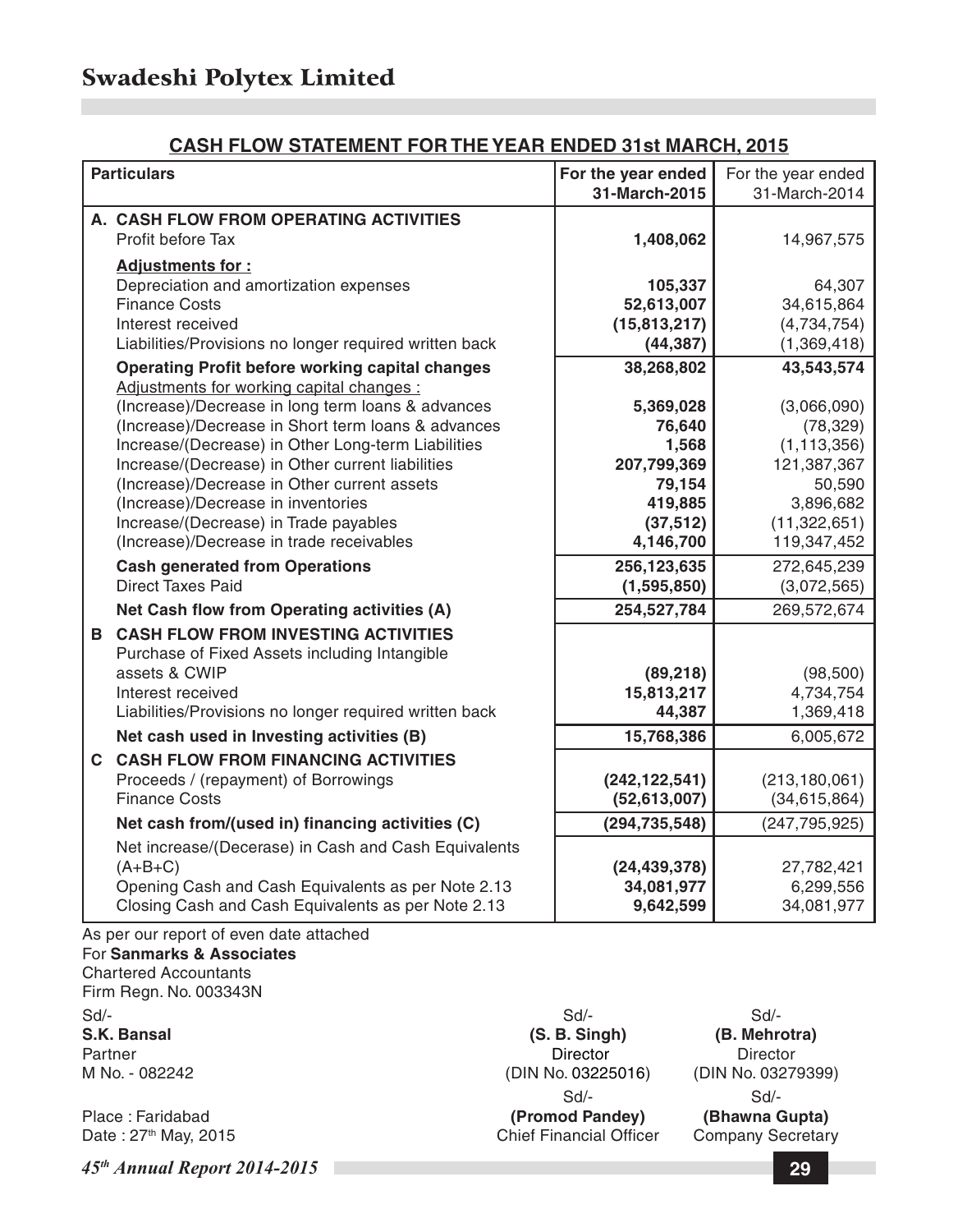# Swadeshi Polytex Limited

## CASH FLOW STATEMENT FOR THE YEAR ENDED 31st MARCH, 2015

| Particulars | For the year ended 31-March-2015 | For the year ended 31-March-2014 |
|---|---|---|
| **A. CASH FLOW FROM OPERATING ACTIVITIES** | | |
| Profit before Tax | **1,408,062** | 14,967,575 |
| **Adjustments for :** | | |
| Depreciation and amortization expenses | **105,337** | 64,307 |
| Finance Costs | **52,613,007** | 34,615,864 |
| Interest received | **(15,813,217)** | (4,734,754) |
| Liabilities/Provisions no longer required written back | **(44,387)** | (1,369,418) |
| **Operating Profit before working capital changes** | **38,268,802** | **43,543,574** |
| Adjustments for working capital changes : | | |
| (Increase)/Decrease in long term loans & advances | **5,369,028** | (3,066,090) |
| (Increase)/Decrease in Short term loans & advances | **76,640** | (78,329) |
| Increase/(Decrease) in Other Long-term Liabilities | **1,568** | (1,113,356) |
| Increase/(Decrease) in Other current liabilities | **207,799,369** | 121,387,367 |
| (Increase)/Decrease in Other current assets | **79,154** | 50,590 |
| (Increase)/Decrease in inventories | **419,885** | 3,896,682 |
| Increase/(Decrease) in Trade payables | **(37,512)** | (11,322,651) |
| (Increase)/Decrease in trade receivables | **4,146,700** | 119,347,452 |
| **Cash generated from Operations** | **256,123,635** | 272,645,239 |
| Direct Taxes Paid | **(1,595,850)** | (3,072,565) |
| **Net Cash flow from Operating activities (A)** | **254,527,784** | 269,572,674 |
| **B CASH FLOW FROM INVESTING ACTIVITIES** | | |
| Purchase of Fixed Assets including Intangible assets & CWIP | **(89,218)** | (98,500) |
| Interest received | **15,813,217** | 4,734,754 |
| Liabilities/Provisions no longer required written back | **44,387** | 1,369,418 |
| **Net cash used in Investing activities (B)** | **15,768,386** | 6,005,672 |
| **C CASH FLOW FROM FINANCING ACTIVITIES** | | |
| Proceeds / (repayment) of Borrowings | **(242,122,541)** | (213,180,061) |
| Finance Costs | **(52,613,007)** | (34,615,864) |
| **Net cash from/(used in) financing activities (C)** | **(294,735,548)** | (247,795,925) |
| Net increase/(Decerase) in Cash and Cash Equivalents (A+B+C) | **(24,439,378)** | 27,782,421 |
| Opening Cash and Cash Equivalents as per Note 2.13 | **34,081,977** | 6,299,556 |
| Closing Cash and Cash Equivalents as per Note 2.13 | **9,642,599** | 34,081,977 |

As per our report of even date attached
For **Sanmarks & Associates**
Chartered Accountants
Firm Regn. No. 003343N

Sd/-
**S.K. Bansal**
Partner
M No. - 082242

Place : Faridabad
Date : 27th May, 2015

Sd/-
**(S. B. Singh)**
Director
(DIN No. 03225016)

Sd/-
**(B. Mehrotra)**
Director
(DIN No. 03279399)

Sd/-
**(Promod Pandey)**
Chief Financial Officer

Sd/-
**(Bhawna Gupta)**
Company Secretary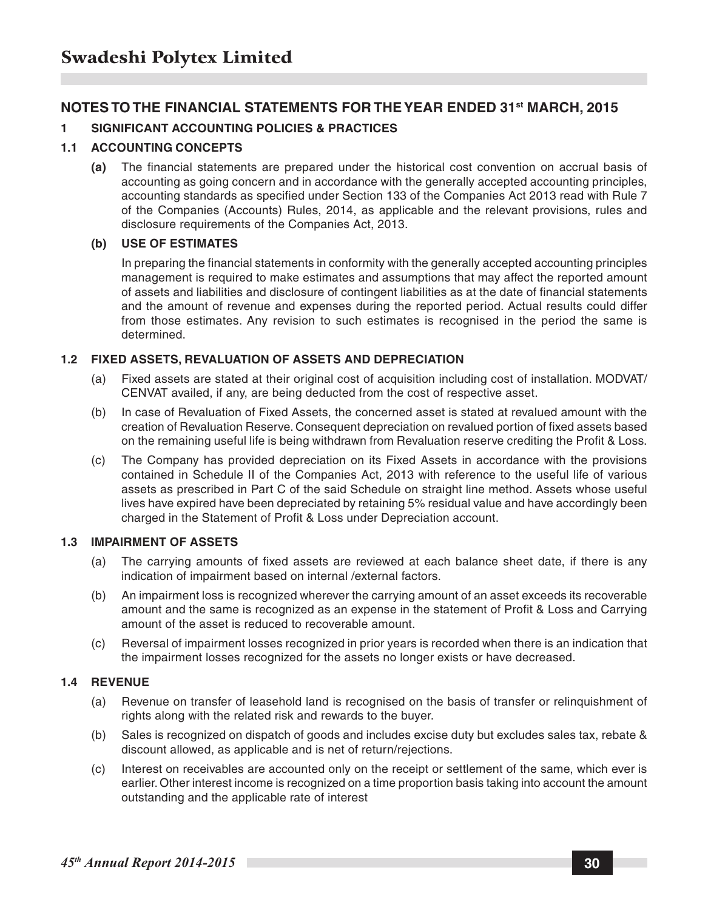## NOTES TO THE FINANCIAL STATEMENTS FOR THE YEAR ENDED 31st MARCH, 2015

### 1 SIGNIFICANT ACCOUNTING POLICIES & PRACTICES

#### 1.1 ACCOUNTING CONCEPTS

**(a)** The financial statements are prepared under the historical cost convention on accrual basis of accounting as going concern and in accordance with the generally accepted accounting principles, accounting standards as specified under Section 133 of the Companies Act 2013 read with Rule 7 of the Companies (Accounts) Rules, 2014, as applicable and the relevant provisions, rules and disclosure requirements of the Companies Act, 2013.

**(b) USE OF ESTIMATES**

In preparing the financial statements in conformity with the generally accepted accounting principles management is required to make estimates and assumptions that may affect the reported amount of assets and liabilities and disclosure of contingent liabilities as at the date of financial statements and the amount of revenue and expenses during the reported period. Actual results could differ from those estimates. Any revision to such estimates is recognised in the period the same is determined.

#### 1.2 FIXED ASSETS, REVALUATION OF ASSETS AND DEPRECIATION

(a) Fixed assets are stated at their original cost of acquisition including cost of installation. MODVAT/ CENVAT availed, if any, are being deducted from the cost of respective asset.

(b) In case of Revaluation of Fixed Assets, the concerned asset is stated at revalued amount with the creation of Revaluation Reserve. Consequent depreciation on revalued portion of fixed assets based on the remaining useful life is being withdrawn from Revaluation reserve crediting the Profit & Loss.

(c) The Company has provided depreciation on its Fixed Assets in accordance with the provisions contained in Schedule II of the Companies Act, 2013 with reference to the useful life of various assets as prescribed in Part C of the said Schedule on straight line method. Assets whose useful lives have expired have been depreciated by retaining 5% residual value and have accordingly been charged in the Statement of Profit & Loss under Depreciation account.

#### 1.3 IMPAIRMENT OF ASSETS

(a) The carrying amounts of fixed assets are reviewed at each balance sheet date, if there is any indication of impairment based on internal /external factors.

(b) An impairment loss is recognized wherever the carrying amount of an asset exceeds its recoverable amount and the same is recognized as an expense in the statement of Profit & Loss and Carrying amount of the asset is reduced to recoverable amount.

(c) Reversal of impairment losses recognized in prior years is recorded when there is an indication that the impairment losses recognized for the assets no longer exists or have decreased.

#### 1.4 REVENUE

(a) Revenue on transfer of leasehold land is recognised on the basis of transfer or relinquishment of rights along with the related risk and rewards to the buyer.

(b) Sales is recognized on dispatch of goods and includes excise duty but excludes sales tax, rebate & discount allowed, as applicable and is net of return/rejections.

(c) Interest on receivables are accounted only on the receipt or settlement of the same, which ever is earlier. Other interest income is recognized on a time proportion basis taking into account the amount outstanding and the applicable rate of interest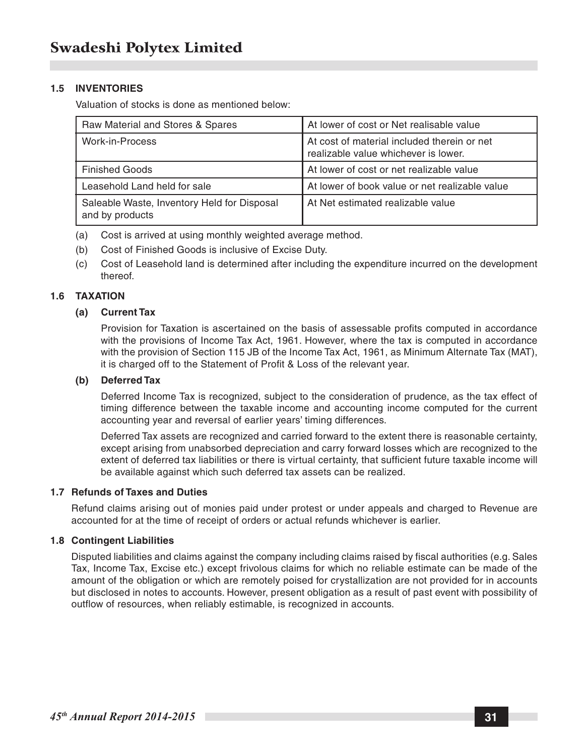### 1.5 INVENTORIES

Valuation of stocks is done as mentioned below:

| Raw Material and Stores & Spares | At lower of cost or Net realisable value |
|---|---|
| Work-in-Process | At cost of material included therein or net realizable value whichever is lower. |
| Finished Goods | At lower of cost or net realizable value |
| Leasehold Land held for sale | At lower of book value or net realizable value |
| Saleable Waste, Inventory Held for Disposal and by products | At Net estimated realizable value |

(a) Cost is arrived at using monthly weighted average method.

(b) Cost of Finished Goods is inclusive of Excise Duty.

(c) Cost of Leasehold land is determined after including the expenditure incurred on the development thereof.

### 1.6 TAXATION

**(a) Current Tax**

Provision for Taxation is ascertained on the basis of assessable profits computed in accordance with the provisions of Income Tax Act, 1961. However, where the tax is computed in accordance with the provision of Section 115 JB of the Income Tax Act, 1961, as Minimum Alternate Tax (MAT), it is charged off to the Statement of Profit & Loss of the relevant year.

**(b) Deferred Tax**

Deferred Income Tax is recognized, subject to the consideration of prudence, as the tax effect of timing difference between the taxable income and accounting income computed for the current accounting year and reversal of earlier years' timing differences.

Deferred Tax assets are recognized and carried forward to the extent there is reasonable certainty, except arising from unabsorbed depreciation and carry forward losses which are recognized to the extent of deferred tax liabilities or there is virtual certainty, that sufficient future taxable income will be available against which such deferred tax assets can be realized.

### 1.7 Refunds of Taxes and Duties

Refund claims arising out of monies paid under protest or under appeals and charged to Revenue are accounted for at the time of receipt of orders or actual refunds whichever is earlier.

### 1.8 Contingent Liabilities

Disputed liabilities and claims against the company including claims raised by fiscal authorities (e.g. Sales Tax, Income Tax, Excise etc.) except frivolous claims for which no reliable estimate can be made of the amount of the obligation or which are remotely poised for crystallization are not provided for in accounts but disclosed in notes to accounts. However, present obligation as a result of past event with possibility of outflow of resources, when reliably estimable, is recognized in accounts.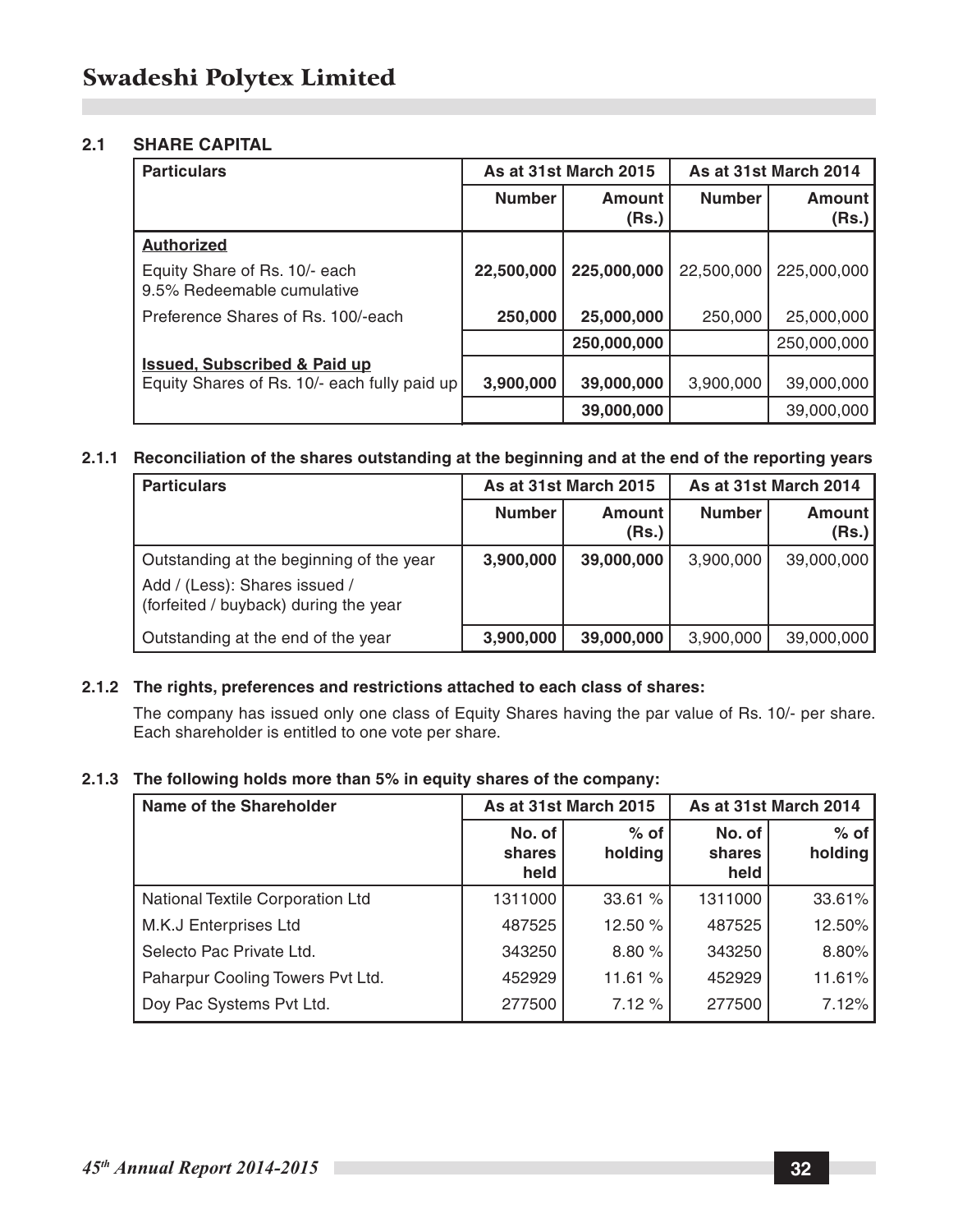## 2.1 SHARE CAPITAL

| Particulars | As at 31st March 2015 | | As at 31st March 2014 | |
|---|---|---|---|---|
| | Number | Amount (Rs.) | Number | Amount (Rs.) |
| **Authorized** | | | | |
| Equity Share of Rs. 10/- each 9.5% Redeemable cumulative | **22,500,000** | **225,000,000** | 22,500,000 | 225,000,000 |
| Preference Shares of Rs. 100/-each | **250,000** | **25,000,000** | 250,000 | 25,000,000 |
| | | **250,000,000** | | 250,000,000 |
| **Issued, Subscribed & Paid up** Equity Shares of Rs. 10/- each fully paid up | **3,900,000** | **39,000,000** | 3,900,000 | 39,000,000 |
| | | **39,000,000** | | 39,000,000 |

### 2.1.1 Reconciliation of the shares outstanding at the beginning and at the end of the reporting years

| Particulars | As at 31st March 2015 | | As at 31st March 2014 | |
|---|---|---|---|---|
| | Number | Amount (Rs.) | Number | Amount (Rs.) |
| Outstanding at the beginning of the year | **3,900,000** | **39,000,000** | 3,900,000 | 39,000,000 |
| Add / (Less): Shares issued / (forfeited / buyback) during the year | | | | |
| Outstanding at the end of the year | **3,900,000** | **39,000,000** | 3,900,000 | 39,000,000 |

### 2.1.2 The rights, preferences and restrictions attached to each class of shares:

The company has issued only one class of Equity Shares having the par value of Rs. 10/- per share. Each shareholder is entitled to one vote per share.

### 2.1.3 The following holds more than 5% in equity shares of the company:

| Name of the Shareholder | As at 31st March 2015 | | As at 31st March 2014 | |
|---|---|---|---|---|
| | No. of shares held | % of holding | No. of shares held | % of holding |
| National Textile Corporation Ltd | 1311000 | 33.61 % | 1311000 | 33.61% |
| M.K.J Enterprises Ltd | 487525 | 12.50 % | 487525 | 12.50% |
| Selecto Pac Private Ltd. | 343250 | 8.80 % | 343250 | 8.80% |
| Paharpur Cooling Towers Pvt Ltd. | 452929 | 11.61 % | 452929 | 11.61% |
| Doy Pac Systems Pvt Ltd. | 277500 | 7.12 % | 277500 | 7.12% |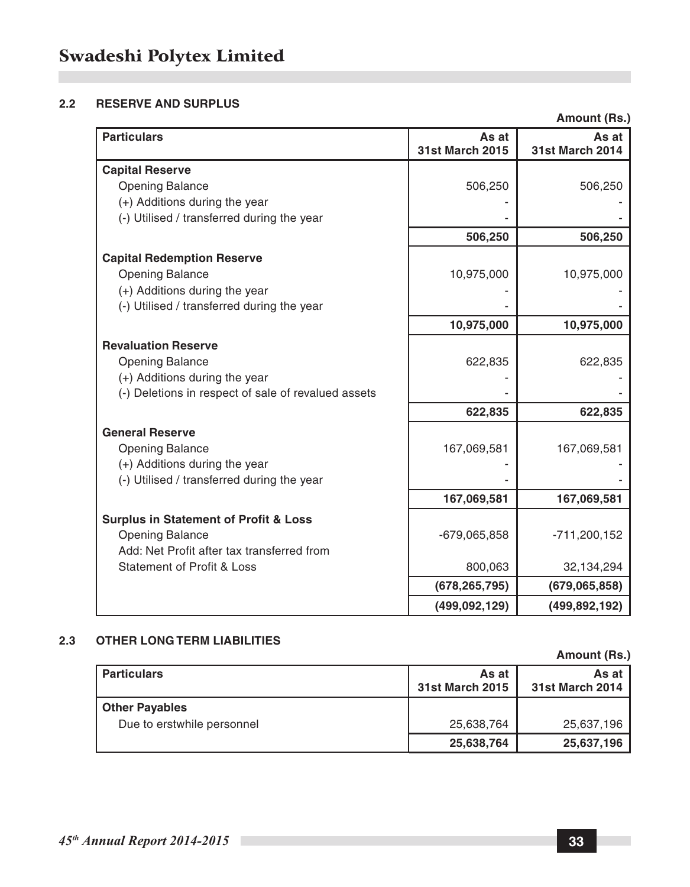### 2.2 RESERVE AND SURPLUS

Amount (Rs.)

| Particulars | As at 31st March 2015 | As at 31st March 2014 |
|---|---|---|
| **Capital Reserve** | | |
| Opening Balance | 506,250 | 506,250 |
| (+) Additions during the year | - | - |
| (-) Utilised / transferred during the year | - | - |
| | **506,250** | **506,250** |
| **Capital Redemption Reserve** | | |
| Opening Balance | 10,975,000 | 10,975,000 |
| (+) Additions during the year | - | - |
| (-) Utilised / transferred during the year | - | - |
| | **10,975,000** | **10,975,000** |
| **Revaluation Reserve** | | |
| Opening Balance | 622,835 | 622,835 |
| (+) Additions during the year | - | - |
| (-) Deletions in respect of sale of revalued assets | - | - |
| | **622,835** | **622,835** |
| **General Reserve** | | |
| Opening Balance | 167,069,581 | 167,069,581 |
| (+) Additions during the year | - | - |
| (-) Utilised / transferred during the year | - | - |
| | **167,069,581** | **167,069,581** |
| **Surplus in Statement of Profit & Loss** | | |
| Opening Balance | -679,065,858 | -711,200,152 |
| Add: Net Profit after tax transferred from Statement of Profit & Loss | 800,063 | 32,134,294 |
| | **(678,265,795)** | **(679,065,858)** |
| | **(499,092,129)** | **(499,892,192)** |

### 2.3 OTHER LONG TERM LIABILITIES

Amount (Rs.)

| Particulars | As at 31st March 2015 | As at 31st March 2014 |
|---|---|---|
| **Other Payables** | | |
| Due to erstwhile personnel | 25,638,764 | 25,637,196 |
| | **25,638,764** | **25,637,196** |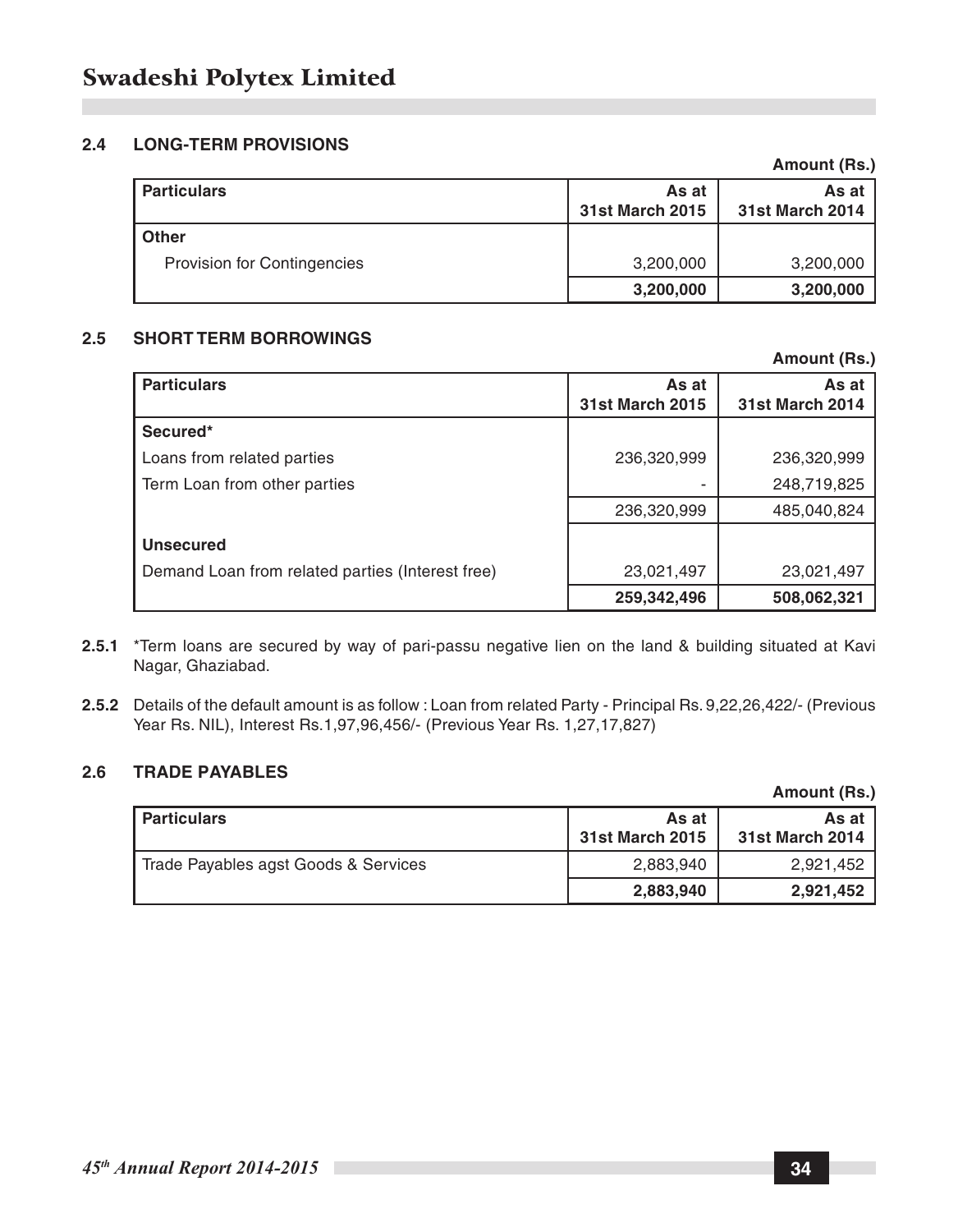### 2.4 LONG-TERM PROVISIONS

Amount (Rs.)

| Particulars | As at 31st March 2015 | As at 31st March 2014 |
|---|---|---|
| **Other** | | |
| Provision for Contingencies | 3,200,000 | 3,200,000 |
| | **3,200,000** | **3,200,000** |

### 2.5 SHORT TERM BORROWINGS

Amount (Rs.)

| Particulars | As at 31st March 2015 | As at 31st March 2014 |
|---|---|---|
| **Secured*** | | |
| Loans from related parties | 236,320,999 | 236,320,999 |
| Term Loan from other parties | - | 248,719,825 |
| | 236,320,999 | 485,040,824 |
| **Unsecured** | | |
| Demand Loan from related parties (Interest free) | 23,021,497 | 23,021,497 |
| | **259,342,496** | **508,062,321** |

**2.5.1** *Term loans are secured by way of pari-passu negative lien on the land & building situated at Kavi Nagar, Ghaziabad.

**2.5.2** Details of the default amount is as follow : Loan from related Party - Principal Rs. 9,22,26,422/- (Previous Year Rs. NIL), Interest Rs.1,97,96,456/- (Previous Year Rs. 1,27,17,827)

### 2.6 TRADE PAYABLES

Amount (Rs.)

| Particulars | As at 31st March 2015 | As at 31st March 2014 |
|---|---|---|
| Trade Payables agst Goods & Services | 2,883,940 | 2,921,452 |
| | **2,883,940** | **2,921,452** |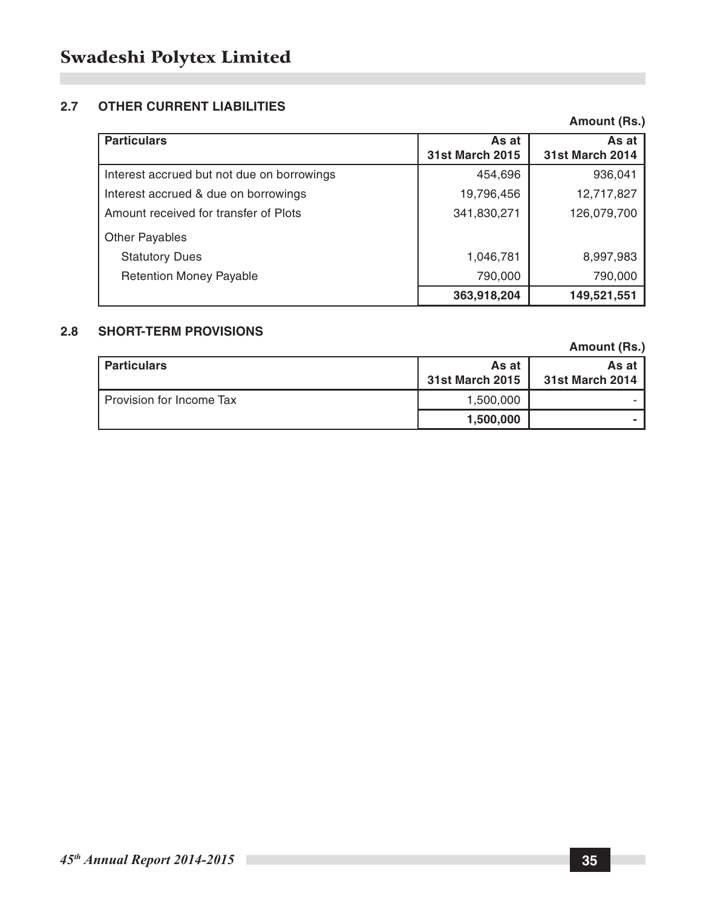### 2.7 OTHER CURRENT LIABILITIES

**Amount (Rs.)**

| Particulars | As at 31st March 2015 | As at 31st March 2014 |
|---|---:|---:|
| Interest accrued but not due on borrowings | 454,696 | 936,041 |
| Interest accrued & due on borrowings | 19,796,456 | 12,717,827 |
| Amount received for transfer of Plots | 341,830,271 | 126,079,700 |
| Other Payables | | |
| Statutory Dues | 1,046,781 | 8,997,983 |
| Retention Money Payable | 790,000 | 790,000 |
| | **363,918,204** | **149,521,551** |

### 2.8 SHORT-TERM PROVISIONS

**Amount (Rs.)**

| Particulars | As at 31st March 2015 | As at 31st March 2014 |
|---|---:|---:|
| Provision for Income Tax | 1,500,000 | - |
| | **1,500,000** | **-** |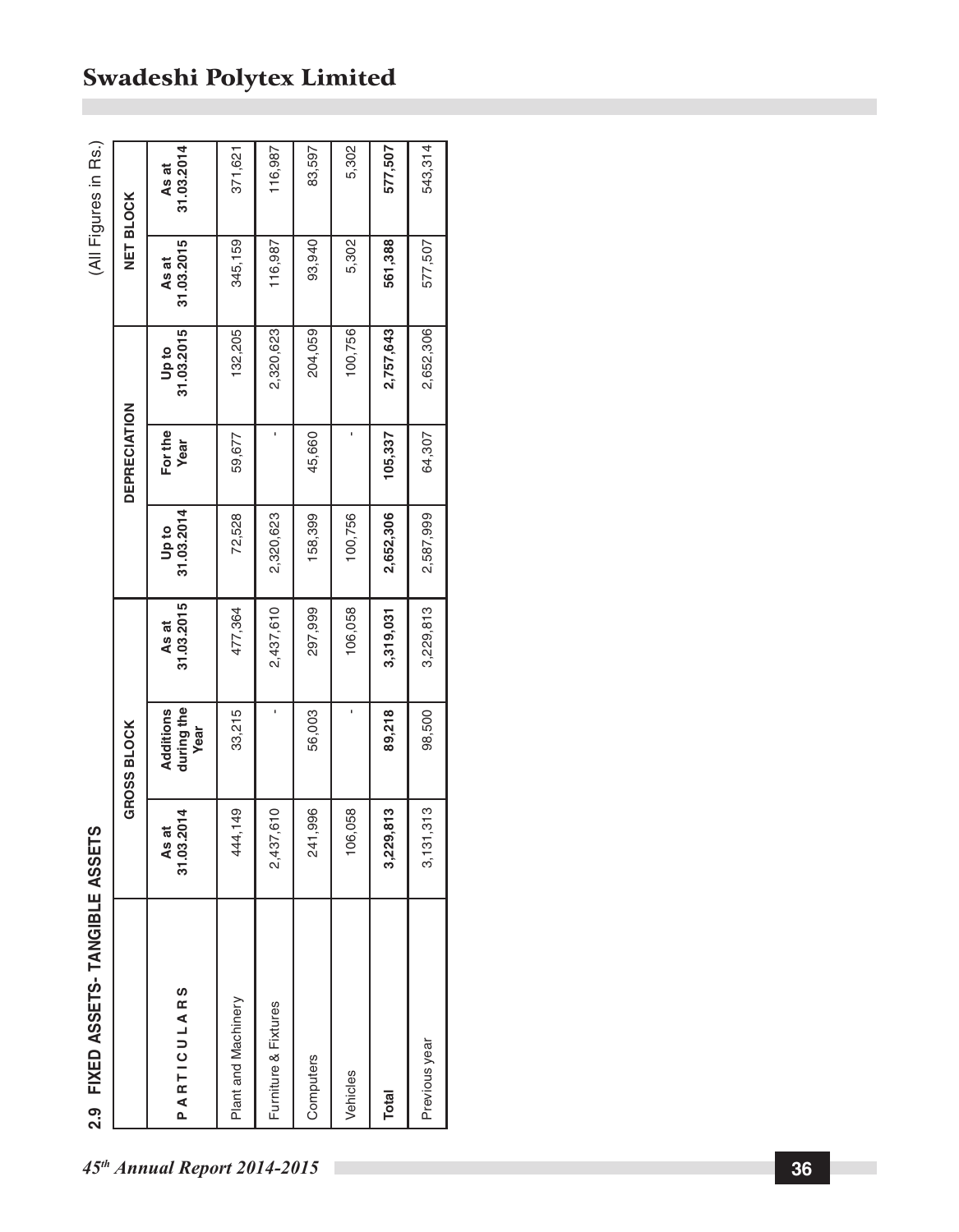## 2.9 FIXED ASSETS- TANGIBLE ASSETS

(All Figures in Rs.)

| PARTICULARS | GROSS BLOCK | | | DEPRECIATION | | | NET BLOCK | |
|---|---|---|---|---|---|---|---|---|
| | As at 31.03.2014 | Additions during the Year | As at 31.03.2015 | Up to 31.03.2014 | For the Year | Up to 31.03.2015 | As at 31.03.2015 | As at 31.03.2014 |
| Plant and Machinery | 444,149 | 33,215 | 477,364 | 72,528 | 59,677 | 132,205 | 345,159 | 371,621 |
| Furniture & Fixtures | 2,437,610 | - | 2,437,610 | 2,320,623 | - | 2,320,623 | 116,987 | 116,987 |
| Computers | 241,996 | 56,003 | 297,999 | 158,399 | 45,660 | 204,059 | 93,940 | 83,597 |
| Vehicles | 106,058 | - | 106,058 | 100,756 | - | 100,756 | 5,302 | 5,302 |
| **Total** | **3,229,813** | **89,218** | **3,319,031** | **2,652,306** | **105,337** | **2,757,643** | **561,388** | **577,507** |
| Previous year | 3,131,313 | 98,500 | 3,229,813 | 2,587,999 | 64,307 | 2,652,306 | 577,507 | 543,314 |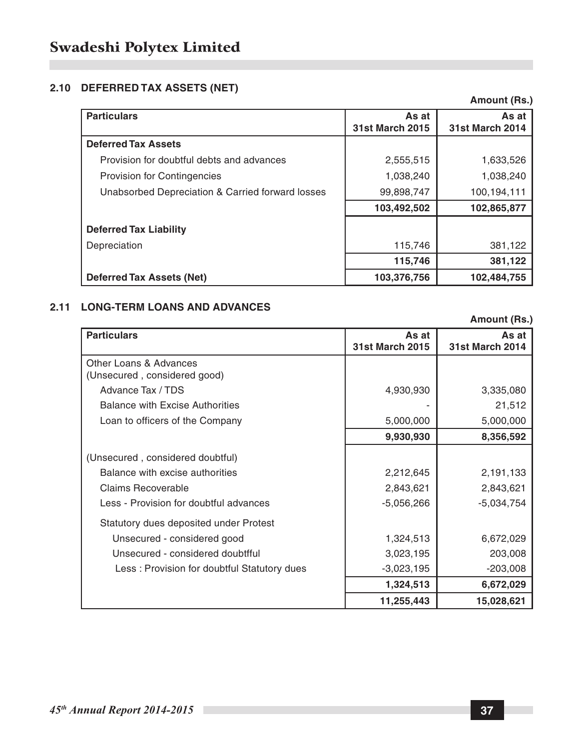## 2.10 DEFERRED TAX ASSETS (NET)

Amount (Rs.)

| Particulars | As at 31st March 2015 | As at 31st March 2014 |
|---|---|---|
| **Deferred Tax Assets** | | |
| Provision for doubtful debts and advances | 2,555,515 | 1,633,526 |
| Provision for Contingencies | 1,038,240 | 1,038,240 |
| Unabsorbed Depreciation & Carried forward losses | 99,898,747 | 100,194,111 |
| | **103,492,502** | **102,865,877** |
| **Deferred Tax Liability** | | |
| Depreciation | 115,746 | 381,122 |
| | **115,746** | **381,122** |
| **Deferred Tax Assets (Net)** | **103,376,756** | **102,484,755** |

## 2.11 LONG-TERM LOANS AND ADVANCES

Amount (Rs.)

| Particulars | As at 31st March 2015 | As at 31st March 2014 |
|---|---|---|
| Other Loans & Advances (Unsecured , considered good) | | |
| Advance Tax / TDS | 4,930,930 | 3,335,080 |
| Balance with Excise Authorities | - | 21,512 |
| Loan to officers of the Company | 5,000,000 | 5,000,000 |
| | **9,930,930** | **8,356,592** |
| (Unsecured , considered doubtful) | | |
| Balance with excise authorities | 2,212,645 | 2,191,133 |
| Claims Recoverable | 2,843,621 | 2,843,621 |
| Less - Provision for doubtful advances | -5,056,266 | -5,034,754 |
| Statutory dues deposited under Protest | | |
| Unsecured - considered good | 1,324,513 | 6,672,029 |
| Unsecured - considered doubtfful | 3,023,195 | 203,008 |
| Less : Provision for doubtful Statutory dues | -3,023,195 | -203,008 |
| | **1,324,513** | **6,672,029** |
| | **11,255,443** | **15,028,621** |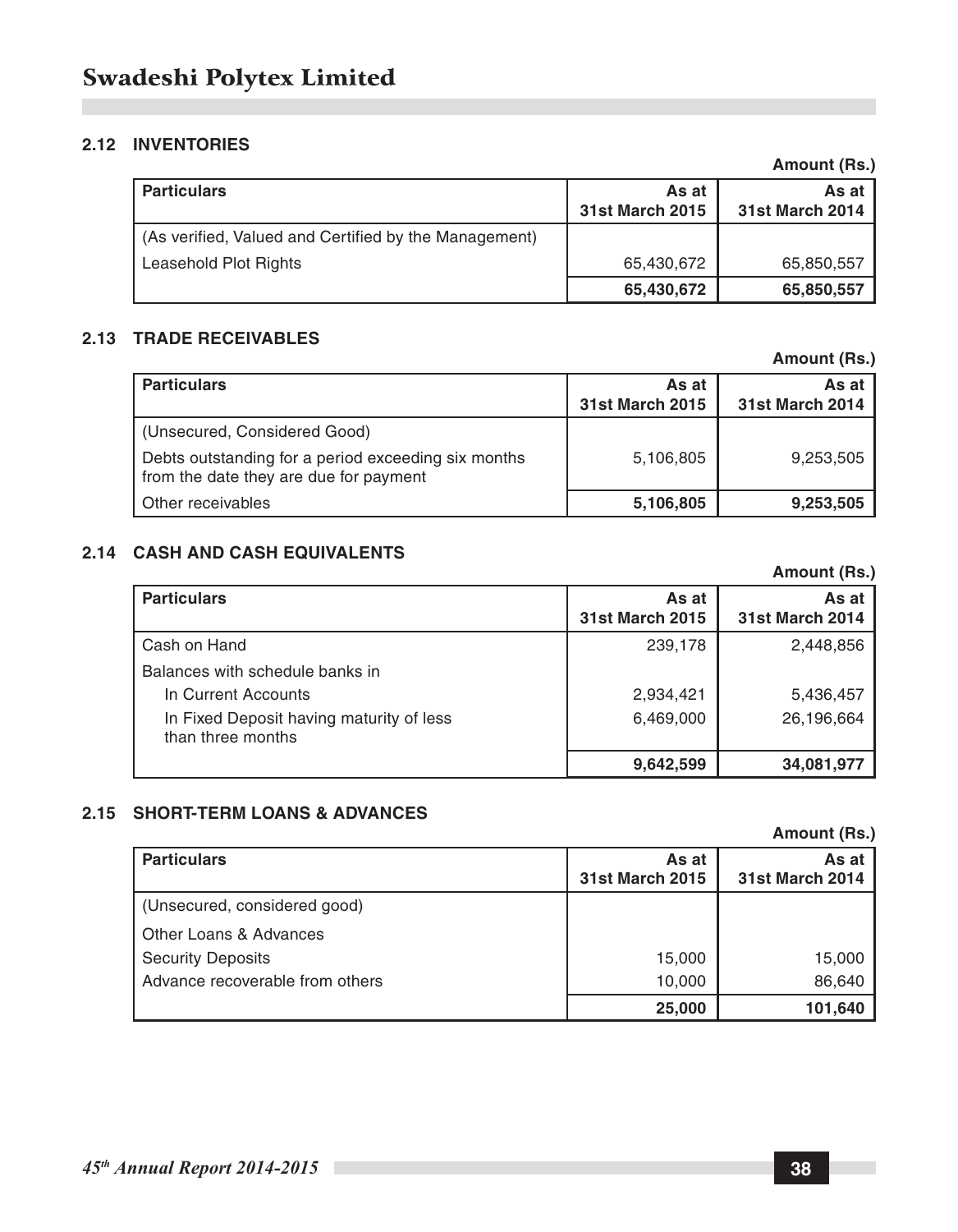### 2.12 INVENTORIES

Amount (Rs.)

| Particulars | As at 31st March 2015 | As at 31st March 2014 |
|---|---|---|
| (As verified, Valued and Certified by the Management) | | |
| Leasehold Plot Rights | 65,430,672 | 65,850,557 |
| | **65,430,672** | **65,850,557** |

### 2.13 TRADE RECEIVABLES

Amount (Rs.)

| Particulars | As at 31st March 2015 | As at 31st March 2014 |
|---|---|---|
| (Unsecured, Considered Good) | | |
| Debts outstanding for a period exceeding six months from the date they are due for payment | 5,106,805 | 9,253,505 |
| Other receivables | **5,106,805** | **9,253,505** |

### 2.14 CASH AND CASH EQUIVALENTS

Amount (Rs.)

| Particulars | As at 31st March 2015 | As at 31st March 2014 |
|---|---|---|
| Cash on Hand | 239,178 | 2,448,856 |
| Balances with schedule banks in | | |
| In Current Accounts | 2,934,421 | 5,436,457 |
| In Fixed Deposit having maturity of less than three months | 6,469,000 | 26,196,664 |
| | **9,642,599** | **34,081,977** |

### 2.15 SHORT-TERM LOANS & ADVANCES

Amount (Rs.)

| Particulars | As at 31st March 2015 | As at 31st March 2014 |
|---|---|---|
| (Unsecured, considered good) | | |
| Other Loans & Advances | | |
| Security Deposits | 15,000 | 15,000 |
| Advance recoverable from others | 10,000 | 86,640 |
| | **25,000** | **101,640** |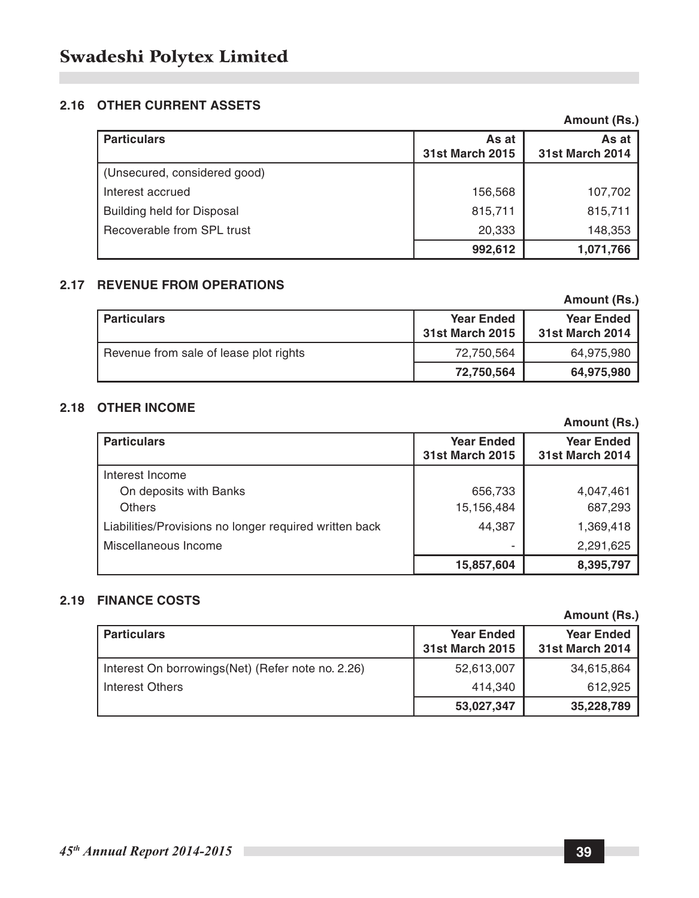### 2.16 OTHER CURRENT ASSETS

Amount (Rs.)

| Particulars | As at 31st March 2015 | As at 31st March 2014 |
|---|---|---|
| (Unsecured, considered good) | | |
| Interest accrued | 156,568 | 107,702 |
| Building held for Disposal | 815,711 | 815,711 |
| Recoverable from SPL trust | 20,333 | 148,353 |
| | **992,612** | **1,071,766** |

### 2.17 REVENUE FROM OPERATIONS

Amount (Rs.)

| Particulars | Year Ended 31st March 2015 | Year Ended 31st March 2014 |
|---|---|---|
| Revenue from sale of lease plot rights | 72,750,564 | 64,975,980 |
| | **72,750,564** | **64,975,980** |

### 2.18 OTHER INCOME

Amount (Rs.)

| Particulars | Year Ended 31st March 2015 | Year Ended 31st March 2014 |
|---|---|---|
| Interest Income | | |
| On deposits with Banks | 656,733 | 4,047,461 |
| Others | 15,156,484 | 687,293 |
| Liabilities/Provisions no longer required written back | 44,387 | 1,369,418 |
| Miscellaneous Income | - | 2,291,625 |
| | **15,857,604** | **8,395,797** |

### 2.19 FINANCE COSTS

Amount (Rs.)

| Particulars | Year Ended 31st March 2015 | Year Ended 31st March 2014 |
|---|---|---|
| Interest On borrowings(Net) (Refer note no. 2.26) | 52,613,007 | 34,615,864 |
| Interest Others | 414,340 | 612,925 |
| | **53,027,347** | **35,228,789** |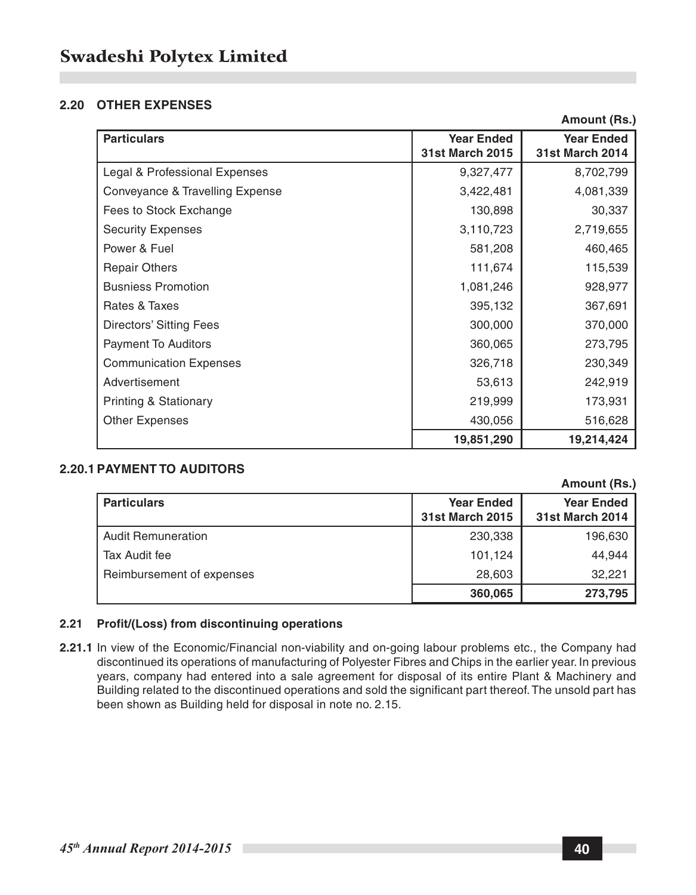## 2.20 OTHER EXPENSES

Amount (Rs.)

| Particulars | Year Ended 31st March 2015 | Year Ended 31st March 2014 |
|---|---|---|
| Legal & Professional Expenses | 9,327,477 | 8,702,799 |
| Conveyance & Travelling Expense | 3,422,481 | 4,081,339 |
| Fees to Stock Exchange | 130,898 | 30,337 |
| Security Expenses | 3,110,723 | 2,719,655 |
| Power & Fuel | 581,208 | 460,465 |
| Repair Others | 111,674 | 115,539 |
| Busniess Promotion | 1,081,246 | 928,977 |
| Rates & Taxes | 395,132 | 367,691 |
| Directors' Sitting Fees | 300,000 | 370,000 |
| Payment To Auditors | 360,065 | 273,795 |
| Communication Expenses | 326,718 | 230,349 |
| Advertisement | 53,613 | 242,919 |
| Printing & Stationary | 219,999 | 173,931 |
| Other Expenses | 430,056 | 516,628 |
| | **19,851,290** | **19,214,424** |

## 2.20.1 PAYMENT TO AUDITORS

Amount (Rs.)

| Particulars | Year Ended 31st March 2015 | Year Ended 31st March 2014 |
|---|---|---|
| Audit Remuneration | 230,338 | 196,630 |
| Tax Audit fee | 101,124 | 44,944 |
| Reimbursement of expenses | 28,603 | 32,221 |
| | **360,065** | **273,795** |

## 2.21 Profit/(Loss) from discontinuing operations

**2.21.1** In view of the Economic/Financial non-viability and on-going labour problems etc., the Company had discontinued its operations of manufacturing of Polyester Fibres and Chips in the earlier year. In previous years, company had entered into a sale agreement for disposal of its entire Plant & Machinery and Building related to the discontinued operations and sold the significant part thereof. The unsold part has been shown as Building held for disposal in note no. 2.15.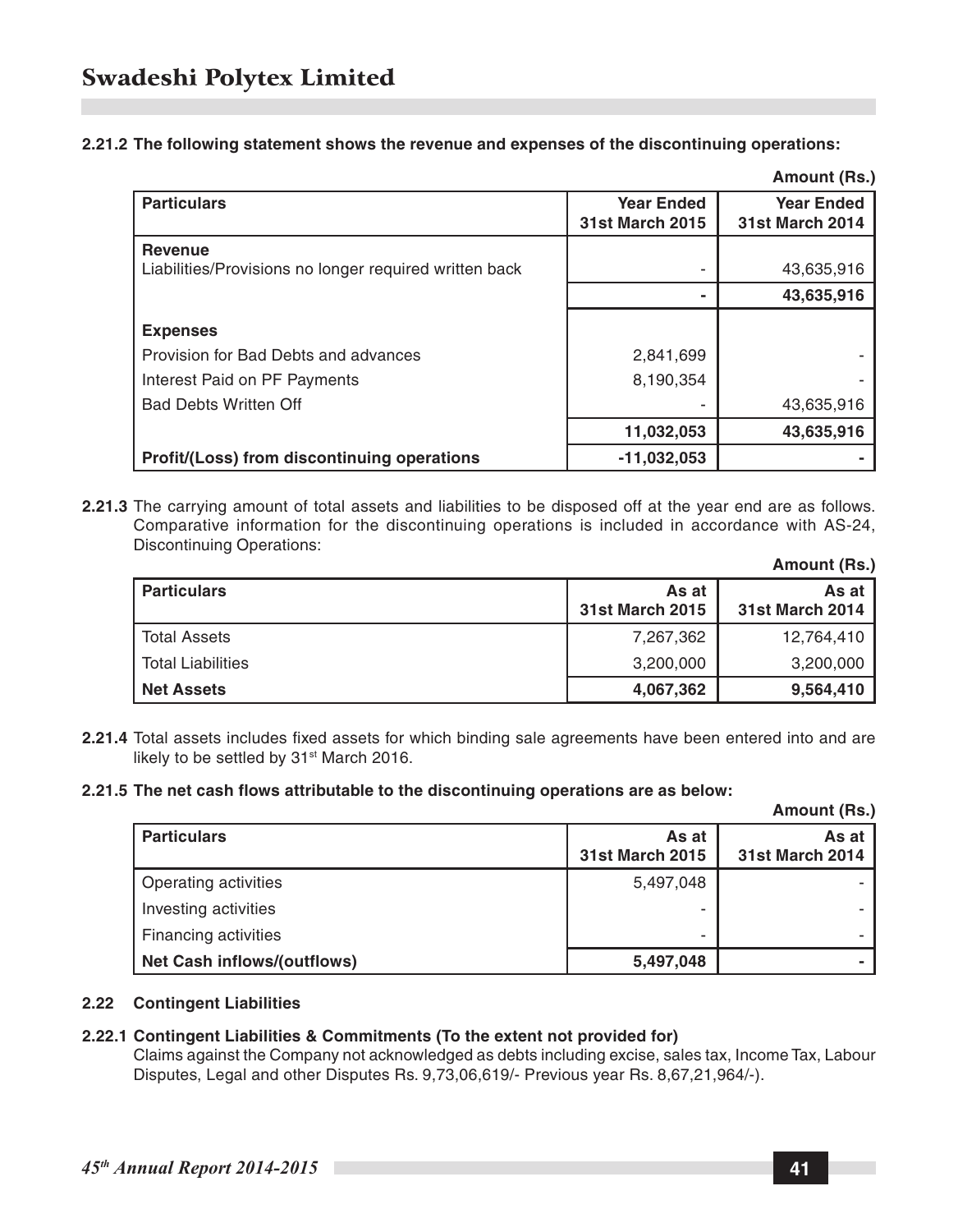**2.21.2 The following statement shows the revenue and expenses of the discontinuing operations:**

**Amount (Rs.)**

| Particulars | Year Ended 31st March 2015 | Year Ended 31st March 2014 |
|---|---|---|
| **Revenue** | | |
| Liabilities/Provisions no longer required written back | - | 43,635,916 |
| | **-** | **43,635,916** |
| **Expenses** | | |
| Provision for Bad Debts and advances | 2,841,699 | - |
| Interest Paid on PF Payments | 8,190,354 | - |
| Bad Debts Written Off | - | 43,635,916 |
| | **11,032,053** | **43,635,916** |
| **Profit/(Loss) from discontinuing operations** | **-11,032,053** | **-** |

**2.21.3** The carrying amount of total assets and liabilities to be disposed off at the year end are as follows. Comparative information for the discontinuing operations is included in accordance with AS-24, Discontinuing Operations:

**Amount (Rs.)**

| Particulars | As at 31st March 2015 | As at 31st March 2014 |
|---|---|---|
| Total Assets | 7,267,362 | 12,764,410 |
| Total Liabilities | 3,200,000 | 3,200,000 |
| **Net Assets** | **4,067,362** | **9,564,410** |

**2.21.4** Total assets includes fixed assets for which binding sale agreements have been entered into and are likely to be settled by 31st March 2016.

**2.21.5 The net cash flows attributable to the discontinuing operations are as below:**

**Amount (Rs.)**

| Particulars | As at 31st March 2015 | As at 31st March 2014 |
|---|---|---|
| Operating activities | 5,497,048 | - |
| Investing activities | - | - |
| Financing activities | - | - |
| **Net Cash inflows/(outflows)** | **5,497,048** | **-** |

**2.22 Contingent Liabilities**

**2.22.1 Contingent Liabilities & Commitments (To the extent not provided for)**

Claims against the Company not acknowledged as debts including excise, sales tax, Income Tax, Labour Disputes, Legal and other Disputes Rs. 9,73,06,619/- Previous year Rs. 8,67,21,964/-).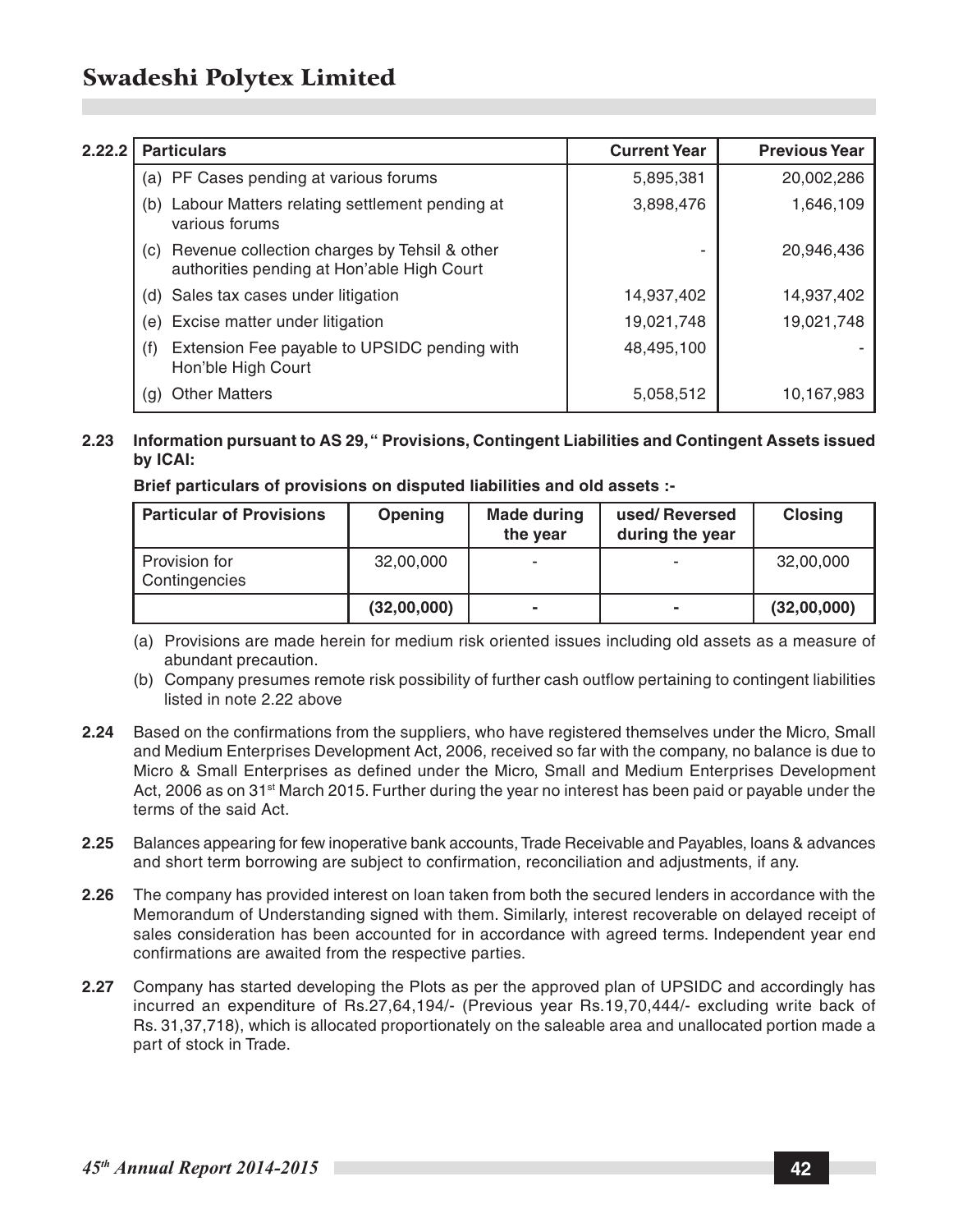**2.22.2**

| Particulars | Current Year | Previous Year |
|---|---|---|
| (a) PF Cases pending at various forums | 5,895,381 | 20,002,286 |
| (b) Labour Matters relating settlement pending at various forums | 3,898,476 | 1,646,109 |
| (c) Revenue collection charges by Tehsil & other authorities pending at Hon'able High Court | - | 20,946,436 |
| (d) Sales tax cases under litigation | 14,937,402 | 14,937,402 |
| (e) Excise matter under litigation | 19,021,748 | 19,021,748 |
| (f) Extension Fee payable to UPSIDC pending with Hon'ble High Court | 48,495,100 | - |
| (g) Other Matters | 5,058,512 | 10,167,983 |

**2.23 Information pursuant to AS 29," Provisions, Contingent Liabilities and Contingent Assets issued by ICAI:**

**Brief particulars of provisions on disputed liabilities and old assets :-**

| Particular of Provisions | Opening | Made during the year | used/ Reversed during the year | Closing |
|---|---|---|---|---|
| Provision for Contingencies | 32,00,000 | - | - | 32,00,000 |
| | **(32,00,000)** | **-** | **-** | **(32,00,000)** |

(a) Provisions are made herein for medium risk oriented issues including old assets as a measure of abundant precaution.

(b) Company presumes remote risk possibility of further cash outflow pertaining to contingent liabilities listed in note 2.22 above

**2.24** Based on the confirmations from the suppliers, who have registered themselves under the Micro, Small and Medium Enterprises Development Act, 2006, received so far with the company, no balance is due to Micro & Small Enterprises as defined under the Micro, Small and Medium Enterprises Development Act, 2006 as on 31st March 2015. Further during the year no interest has been paid or payable under the terms of the said Act.

**2.25** Balances appearing for few inoperative bank accounts, Trade Receivable and Payables, loans & advances and short term borrowing are subject to confirmation, reconciliation and adjustments, if any.

**2.26** The company has provided interest on loan taken from both the secured lenders in accordance with the Memorandum of Understanding signed with them. Similarly, interest recoverable on delayed receipt of sales consideration has been accounted for in accordance with agreed terms. Independent year end confirmations are awaited from the respective parties.

**2.27** Company has started developing the Plots as per the approved plan of UPSIDC and accordingly has incurred an expenditure of Rs.27,64,194/- (Previous year Rs.19,70,444/- excluding write back of Rs. 31,37,718), which is allocated proportionately on the saleable area and unallocated portion made a part of stock in Trade.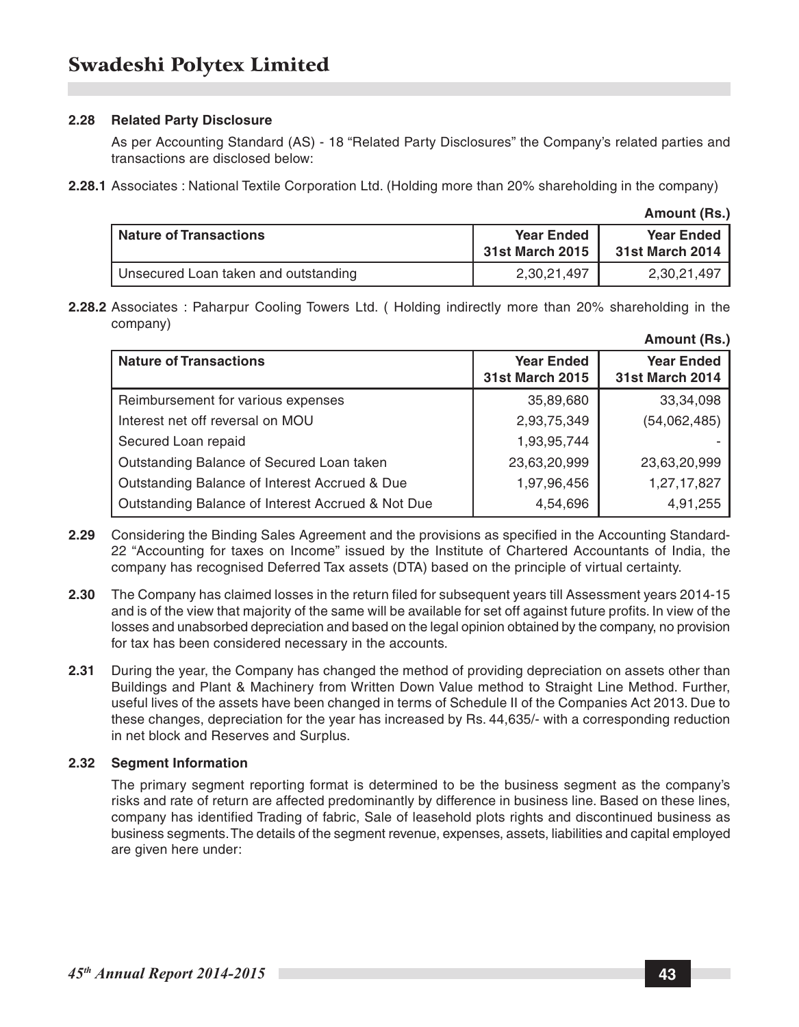### 2.28 Related Party Disclosure

As per Accounting Standard (AS) - 18 "Related Party Disclosures" the Company's related parties and transactions are disclosed below:

**2.28.1** Associates : National Textile Corporation Ltd. (Holding more than 20% shareholding in the company)

**Amount (Rs.)**

| Nature of Transactions | Year Ended 31st March 2015 | Year Ended 31st March 2014 |
|---|---|---|
| Unsecured Loan taken and outstanding | 2,30,21,497 | 2,30,21,497 |

**2.28.2** Associates : Paharpur Cooling Towers Ltd. ( Holding indirectly more than 20% shareholding in the company)

**Amount (Rs.)**

| Nature of Transactions | Year Ended 31st March 2015 | Year Ended 31st March 2014 |
|---|---|---|
| Reimbursement for various expenses | 35,89,680 | 33,34,098 |
| Interest net off reversal on MOU | 2,93,75,349 | (54,062,485) |
| Secured Loan repaid | 1,93,95,744 | - |
| Outstanding Balance of Secured Loan taken | 23,63,20,999 | 23,63,20,999 |
| Outstanding Balance of Interest Accrued & Due | 1,97,96,456 | 1,27,17,827 |
| Outstanding Balance of Interest Accrued & Not Due | 4,54,696 | 4,91,255 |

**2.29** Considering the Binding Sales Agreement and the provisions as specified in the Accounting Standard-22 "Accounting for taxes on Income" issued by the Institute of Chartered Accountants of India, the company has recognised Deferred Tax assets (DTA) based on the principle of virtual certainty.

**2.30** The Company has claimed losses in the return filed for subsequent years till Assessment years 2014-15 and is of the view that majority of the same will be available for set off against future profits. In view of the losses and unabsorbed depreciation and based on the legal opinion obtained by the company, no provision for tax has been considered necessary in the accounts.

**2.31** During the year, the Company has changed the method of providing depreciation on assets other than Buildings and Plant & Machinery from Written Down Value method to Straight Line Method. Further, useful lives of the assets have been changed in terms of Schedule II of the Companies Act 2013. Due to these changes, depreciation for the year has increased by Rs. 44,635/- with a corresponding reduction in net block and Reserves and Surplus.

### 2.32 Segment Information

The primary segment reporting format is determined to be the business segment as the company's risks and rate of return are affected predominantly by difference in business line. Based on these lines, company has identified Trading of fabric, Sale of leasehold plots rights and discontinued business as business segments. The details of the segment revenue, expenses, assets, liabilities and capital employed are given here under: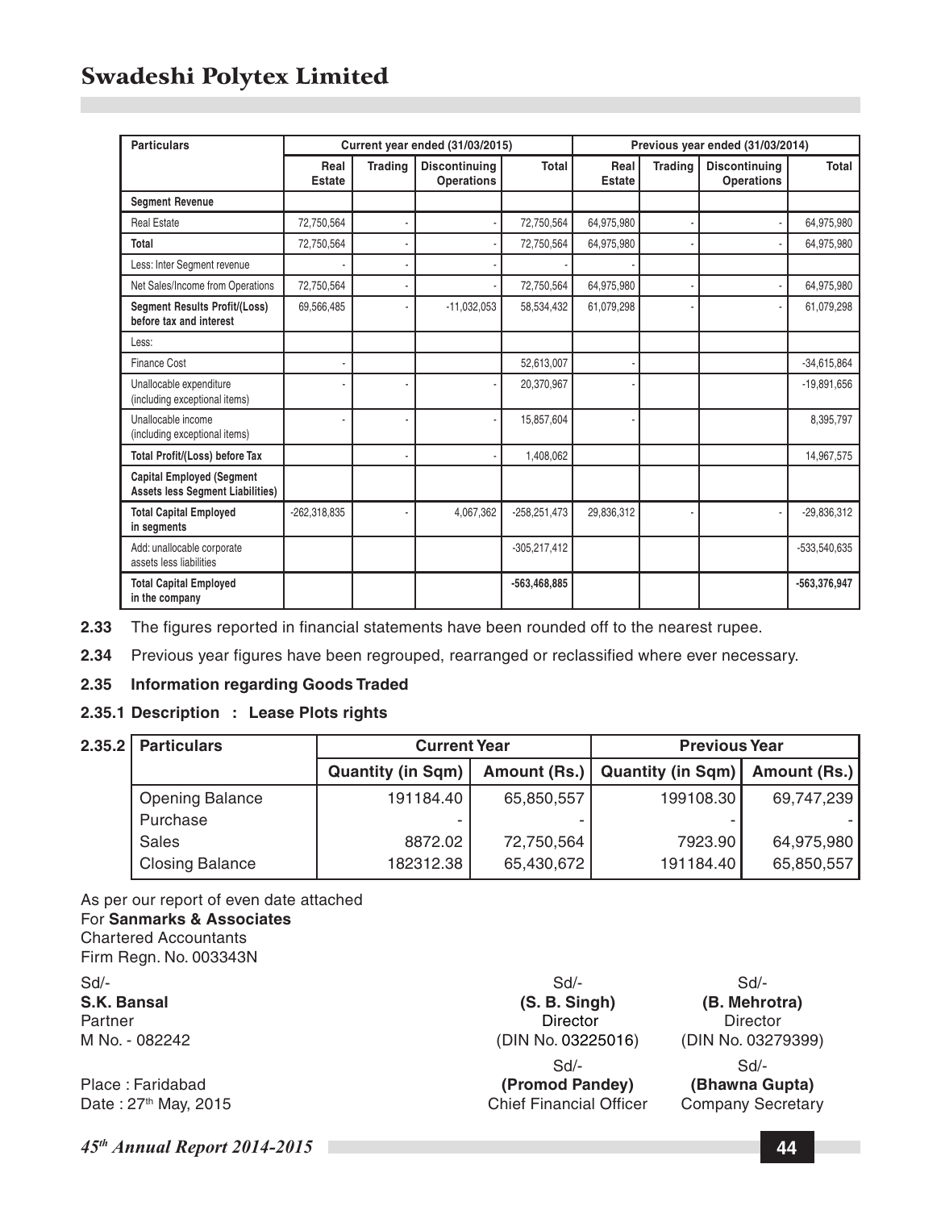| Particulars | Current year ended (31/03/2015) | | | | Previous year ended (31/03/2014) | | | |
|---|---|---|---|---|---|---|---|---|
| | Real Estate | Trading | Discontinuing Operations | Total | Real Estate | Trading | Discontinuing Operations | Total |
| **Segment Revenue** | | | | | | | | |
| Real Estate | 72,750,564 | - | - | 72,750,564 | 64,975,980 | - | - | 64,975,980 |
| **Total** | 72,750,564 | - | - | 72,750,564 | 64,975,980 | - | - | 64,975,980 |
| Less: Inter Segment revenue | - | - | - | - | - | | | |
| Net Sales/Income from Operations | 72,750,564 | - | - | 72,750,564 | 64,975,980 | - | - | 64,975,980 |
| **Segment Results Profit/(Loss) before tax and interest** | 69,566,485 | - | -11,032,053 | 58,534,432 | 61,079,298 | - | - | 61,079,298 |
| Less: | | | | | | | | |
| Finance Cost | - | | | 52,613,007 | - | | | -34,615,864 |
| Unallocable expenditure (including exceptional items) | - | - | - | 20,370,967 | - | | | -19,891,656 |
| Unallocable income (including exceptional items) | - | - | - | 15,857,604 | - | | | 8,395,797 |
| **Total Profit/(Loss) before Tax** | | - | - | 1,408,062 | | | | 14,967,575 |
| **Capital Employed (Segment Assets less Segment Liabilities)** | | | | | | | | |
| **Total Capital Employed in segments** | -262,318,835 | - | 4,067,362 | -258,251,473 | 29,836,312 | - | - | -29,836,312 |
| Add: unallocable corporate assets less liabilities | | | | -305,217,412 | | | | -533,540,635 |
| **Total Capital Employed in the company** | | | | **-563,468,885** | | | | **-563,376,947** |

**2.33** The figures reported in financial statements have been rounded off to the nearest rupee.

**2.34** Previous year figures have been regrouped, rearranged or reclassified where ever necessary.

**2.35 Information regarding Goods Traded**

**2.35.1 Description : Lease Plots rights**

**2.35.2**

| Particulars | Current Year | | Previous Year | |
|---|---|---|---|---|
| | Quantity (in Sqm) | Amount (Rs.) | Quantity (in Sqm) | Amount (Rs.) |
| Opening Balance | 191184.40 | 65,850,557 | 199108.30 | 69,747,239 |
| Purchase | - | - | - | - |
| Sales | 8872.02 | 72,750,564 | 7923.90 | 64,975,980 |
| Closing Balance | 182312.38 | 65,430,672 | 191184.40 | 65,850,557 |

As per our report of even date attached
For **Sanmarks & Associates**
Chartered Accountants
Firm Regn. No. 003343N

Sd/-
**S.K. Bansal**
Partner
M No. - 082242

Place : Faridabad
Date : 27th May, 2015

Sd/-
**(S. B. Singh)**
Director
(DIN No. 03225016)

Sd/-
**(B. Mehrotra)**
Director
(DIN No. 03279399)

Sd/-
**(Promod Pandey)**
Chief Financial Officer

Sd/-
**(Bhawna Gupta)**
Company Secretary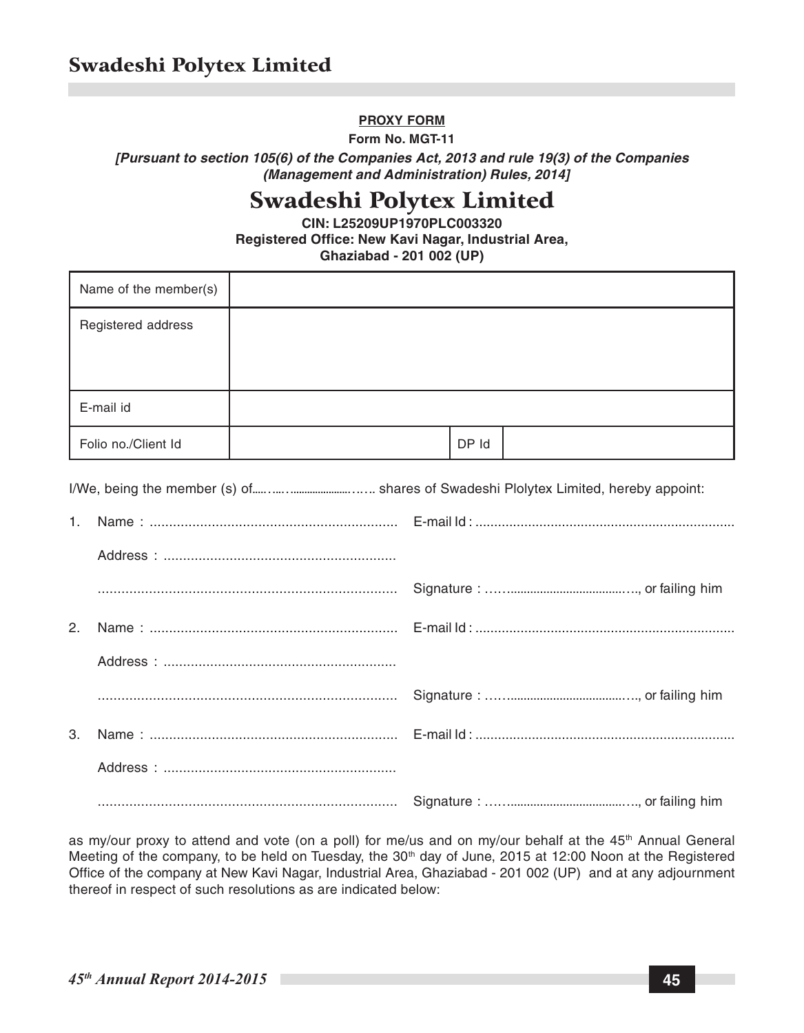**PROXY FORM**

**Form No. MGT-11**

***[Pursuant to section 105(6) of the Companies Act, 2013 and rule 19(3) of the Companies (Management and Administration) Rules, 2014]***

# Swadeshi Polytex Limited

**CIN: L25209UP1970PLC003320**
**Registered Office: New Kavi Nagar, Industrial Area,**
**Ghaziabad - 201 002 (UP)**

| Name of the member(s) | | | |
|---|---|---|---|
| Registered address | | | |
| E-mail id | | | |
| Folio no./Client Id | | DP Id | |

I/We, being the member (s) of.....…..…………………..….. shares of Swadeshi Plolytex Limited, hereby appoint:

1. Name : ............................................................... E-mail Id : ...................................................................

   Address : ...........................................................

   ........................................................................... Signature : ……...................................…., or failing him

2. Name : ............................................................... E-mail Id : ...................................................................

   Address : ...........................................................

   ........................................................................... Signature : ……...................................…., or failing him

3. Name : ............................................................... E-mail Id : ...................................................................

   Address : ...........................................................

   ........................................................................... Signature : ……...................................…., or failing him

as my/our proxy to attend and vote (on a poll) for me/us and on my/our behalf at the 45th Annual General Meeting of the company, to be held on Tuesday, the 30th day of June, 2015 at 12:00 Noon at the Registered Office of the company at New Kavi Nagar, Industrial Area, Ghaziabad - 201 002 (UP) and at any adjournment thereof in respect of such resolutions as are indicated below: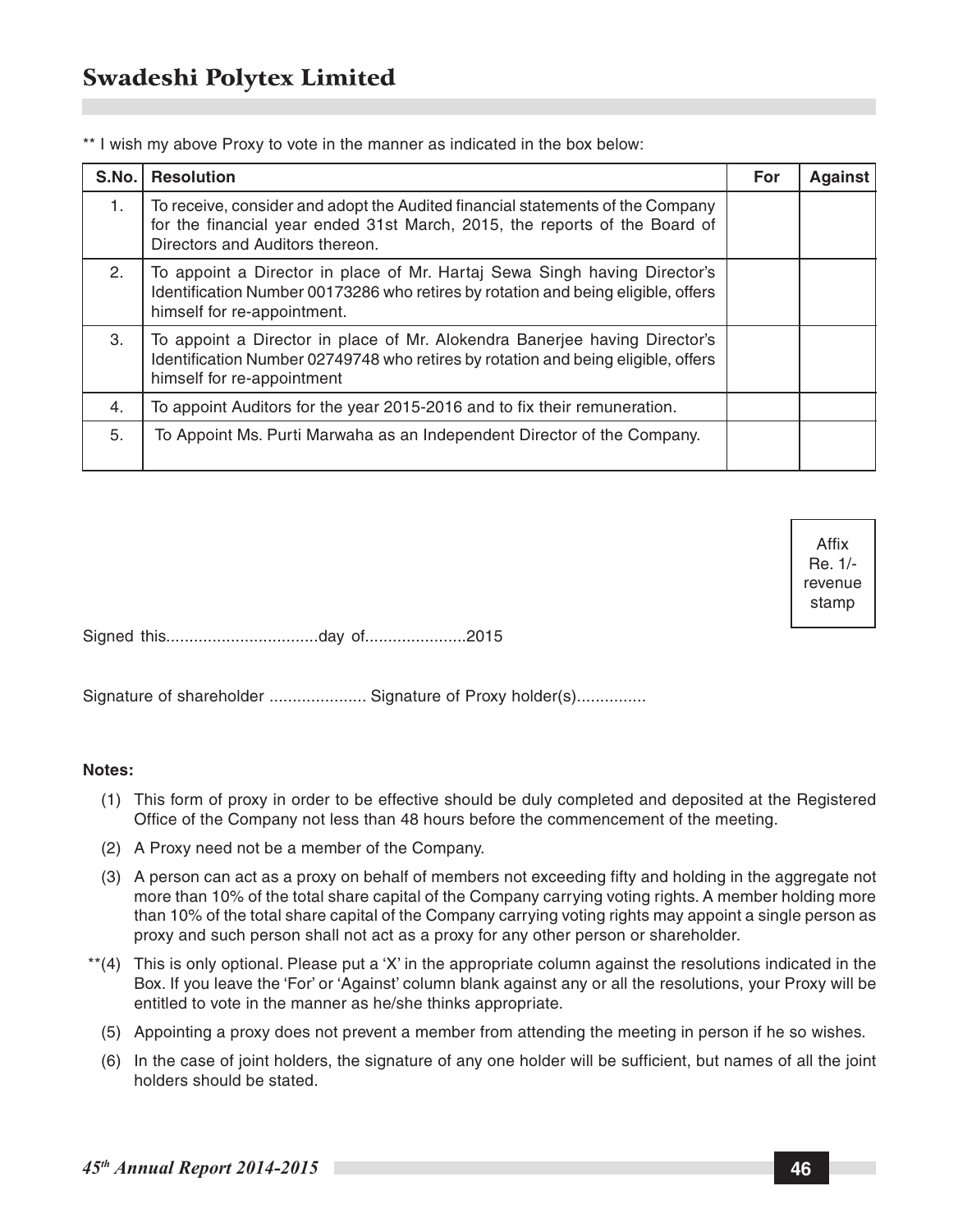** I wish my above Proxy to vote in the manner as indicated in the box below:

| S.No. | Resolution | For | Against |
|---|---|---|---|
| 1. | To receive, consider and adopt the Audited financial statements of the Company for the financial year ended 31st March, 2015, the reports of the Board of Directors and Auditors thereon. | | |
| 2. | To appoint a Director in place of Mr. Hartaj Sewa Singh having Director's Identification Number 00173286 who retires by rotation and being eligible, offers himself for re-appointment. | | |
| 3. | To appoint a Director in place of Mr. Alokendra Banerjee having Director's Identification Number 02749748 who retires by rotation and being eligible, offers himself for re-appointment | | |
| 4. | To appoint Auditors for the year 2015-2016 and to fix their remuneration. | | |
| 5. | To Appoint Ms. Purti Marwaha as an Independent Director of the Company. | | |

Affix Re. 1/- revenue stamp

Signed this.................................day of.....................2015

Signature of shareholder ..................... Signature of Proxy holder(s)...............

**Notes:**

(1) This form of proxy in order to be effective should be duly completed and deposited at the Registered Office of the Company not less than 48 hours before the commencement of the meeting.

(2) A Proxy need not be a member of the Company.

(3) A person can act as a proxy on behalf of members not exceeding fifty and holding in the aggregate not more than 10% of the total share capital of the Company carrying voting rights. A member holding more than 10% of the total share capital of the Company carrying voting rights may appoint a single person as proxy and such person shall not act as a proxy for any other person or shareholder.

**(4) This is only optional. Please put a 'X' in the appropriate column against the resolutions indicated in the Box. If you leave the 'For' or 'Against' column blank against any or all the resolutions, your Proxy will be entitled to vote in the manner as he/she thinks appropriate.

(5) Appointing a proxy does not prevent a member from attending the meeting in person if he so wishes.

(6) In the case of joint holders, the signature of any one holder will be sufficient, but names of all the joint holders should be stated.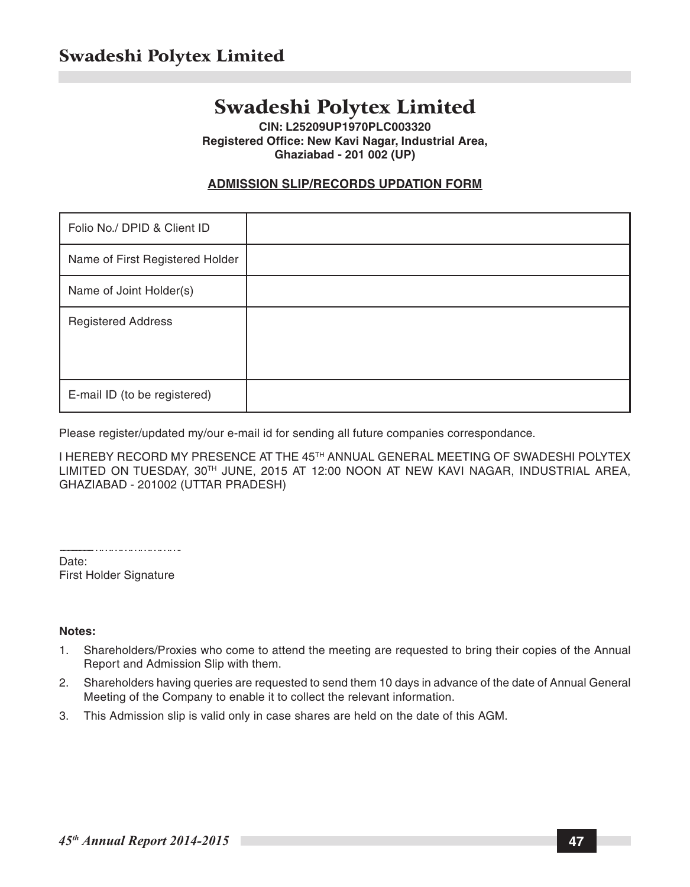# Swadeshi Polytex Limited

**CIN: L25209UP1970PLC003320**
**Registered Office: New Kavi Nagar, Industrial Area,**
**Ghaziabad - 201 002 (UP)**

## ADMISSION SLIP/RECORDS UPDATION FORM

| Folio No./ DPID & Client ID | |
|---|---|
| Name of First Registered Holder | |
| Name of Joint Holder(s) | |
| Registered Address | |
| E-mail ID (to be registered) | |

Please register/updated my/our e-mail id for sending all future companies correspondance.

I HEREBY RECORD MY PRESENCE AT THE 45TH ANNUAL GENERAL MEETING OF SWADESHI POLYTEX LIMITED ON TUESDAY, 30TH JUNE, 2015 AT 12:00 NOON AT NEW KAVI NAGAR, INDUSTRIAL AREA, GHAZIABAD - 201002 (UTTAR PRADESH)

……………………………
Date:
First Holder Signature

**Notes:**

1. Shareholders/Proxies who come to attend the meeting are requested to bring their copies of the Annual Report and Admission Slip with them.
2. Shareholders having queries are requested to send them 10 days in advance of the date of Annual General Meeting of the Company to enable it to collect the relevant information.
3. This Admission slip is valid only in case shares are held on the date of this AGM.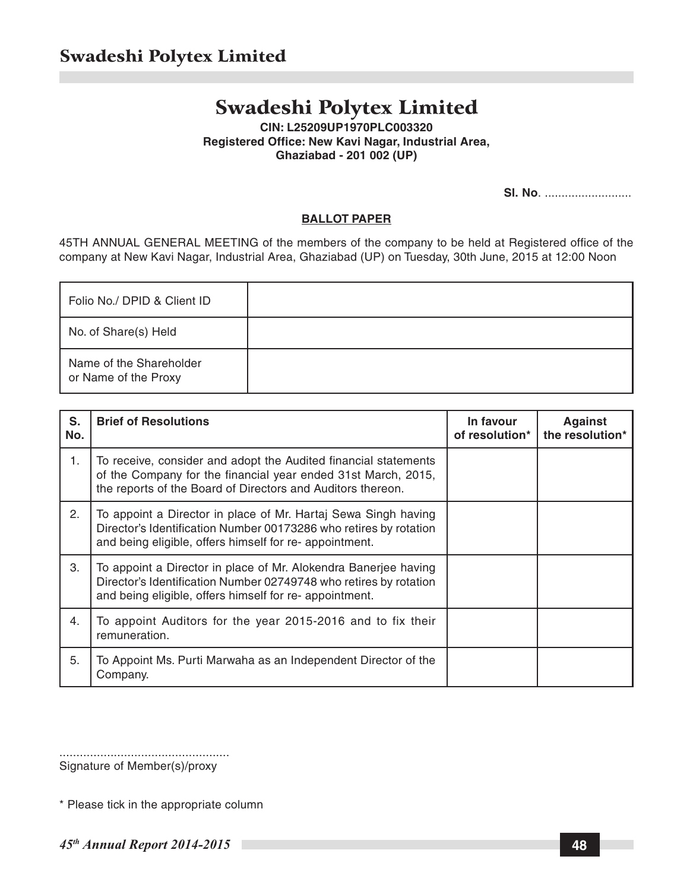# Swadeshi Polytex Limited

**CIN: L25209UP1970PLC003320**
**Registered Office: New Kavi Nagar, Industrial Area,**
**Ghaziabad - 201 002 (UP)**

**Sl. No**. ..........................

## BALLOT PAPER

45TH ANNUAL GENERAL MEETING of the members of the company to be held at Registered office of the company at New Kavi Nagar, Industrial Area, Ghaziabad (UP) on Tuesday, 30th June, 2015 at 12:00 Noon

| | |
|---|---|
| Folio No./ DPID & Client ID | |
| No. of Share(s) Held | |
| Name of the Shareholder or Name of the Proxy | |

| S. No. | Brief of Resolutions | In favour of resolution* | Against the resolution* |
|---|---|---|---|
| 1. | To receive, consider and adopt the Audited financial statements of the Company for the financial year ended 31st March, 2015, the reports of the Board of Directors and Auditors thereon. | | |
| 2. | To appoint a Director in place of Mr. Hartaj Sewa Singh having Director's Identification Number 00173286 who retires by rotation and being eligible, offers himself for re- appointment. | | |
| 3. | To appoint a Director in place of Mr. Alokendra Banerjee having Director's Identification Number 02749748 who retires by rotation and being eligible, offers himself for re- appointment. | | |
| 4. | To appoint Auditors for the year 2015-2016 and to fix their remuneration. | | |
| 5. | To Appoint Ms. Purti Marwaha as an Independent Director of the Company. | | |

..................................................
Signature of Member(s)/proxy

* Please tick in the appropriate column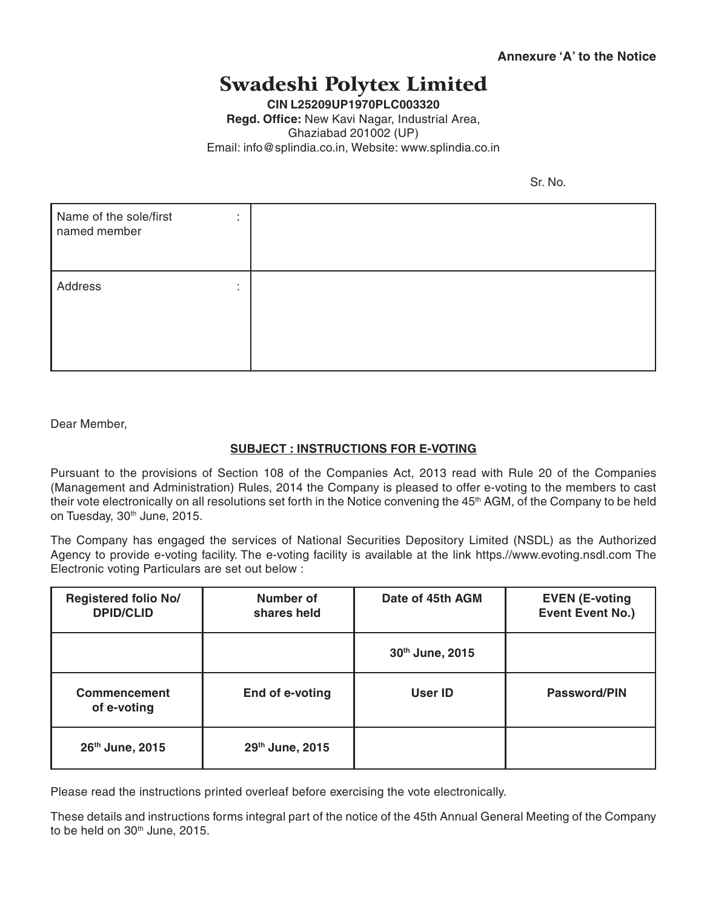**Annexure 'A' to the Notice**

# Swadeshi Polytex Limited

**CIN L25209UP1970PLC003320**

**Regd. Office:** New Kavi Nagar, Industrial Area, Ghaziabad 201002 (UP)

Email: info@splindia.co.in, Website: www.splindia.co.in

Sr. No.

| Name of the sole/first named member : | |
|---|---|
| Address : | |

Dear Member,

**SUBJECT : INSTRUCTIONS FOR E-VOTING**

Pursuant to the provisions of Section 108 of the Companies Act, 2013 read with Rule 20 of the Companies (Management and Administration) Rules, 2014 the Company is pleased to offer e-voting to the members to cast their vote electronically on all resolutions set forth in the Notice convening the 45th AGM, of the Company to be held on Tuesday, 30th June, 2015.

The Company has engaged the services of National Securities Depository Limited (NSDL) as the Authorized Agency to provide e-voting facility. The e-voting facility is available at the link https.//www.evoting.nsdl.com The Electronic voting Particulars are set out below :

| Registered folio No/ DPID/CLID | Number of shares held | Date of 45th AGM | EVEN (E-voting Event Event No.) |
|---|---|---|---|
| | | 30th June, 2015 | |
| **Commencement of e-voting** | **End of e-voting** | **User ID** | **Password/PIN** |
| 26th June, 2015 | 29th June, 2015 | | |

Please read the instructions printed overleaf before exercising the vote electronically.

These details and instructions forms integral part of the notice of the 45th Annual General Meeting of the Company to be held on 30th June, 2015.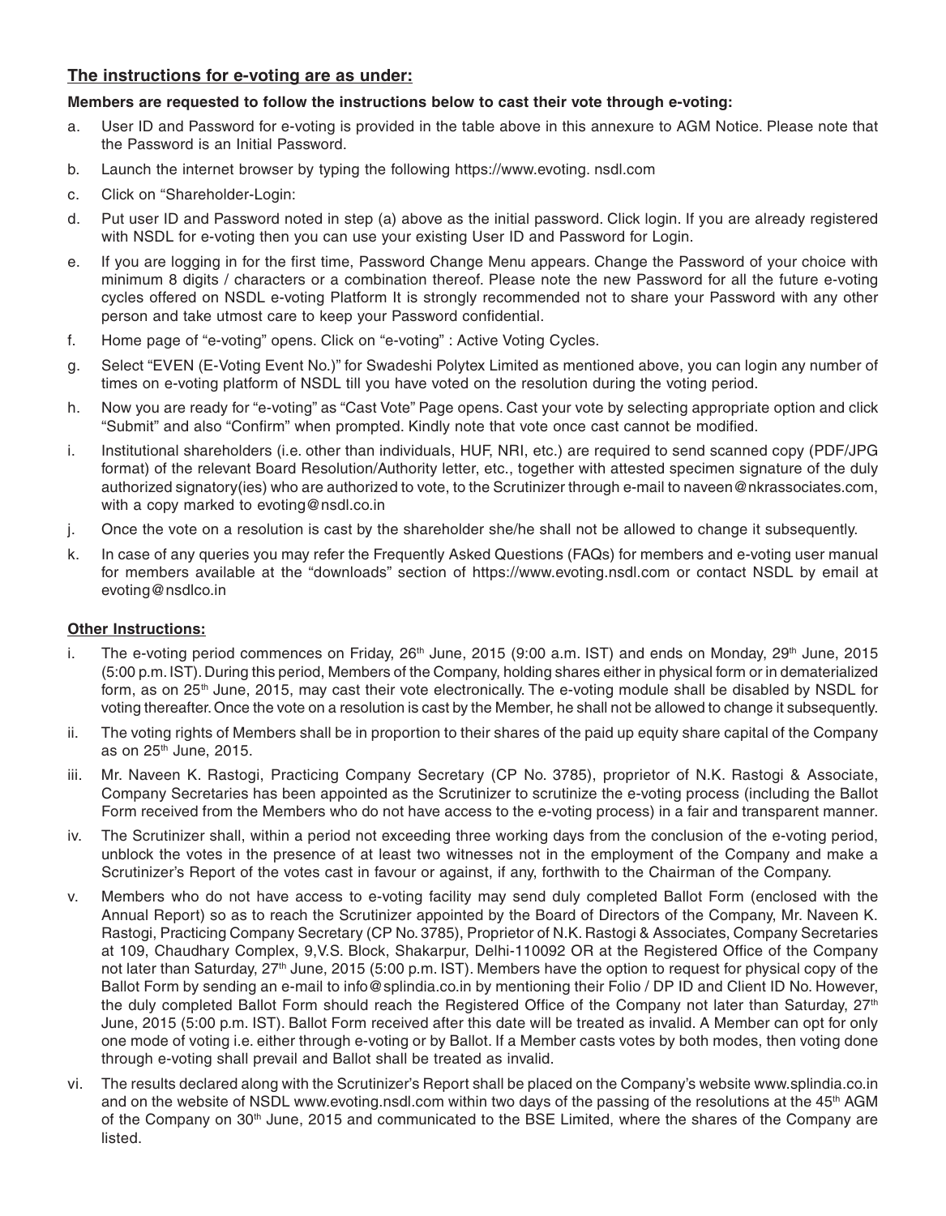**The instructions for e-voting are as under:**

**Members are requested to follow the instructions below to cast their vote through e-voting:**

a. User ID and Password for e-voting is provided in the table above in this annexure to AGM Notice. Please note that the Password is an Initial Password.

b. Launch the internet browser by typing the following https://www.evoting. nsdl.com

c. Click on "Shareholder-Login:

d. Put user ID and Password noted in step (a) above as the initial password. Click login. If you are already registered with NSDL for e-voting then you can use your existing User ID and Password for Login.

e. If you are logging in for the first time, Password Change Menu appears. Change the Password of your choice with minimum 8 digits / characters or a combination thereof. Please note the new Password for all the future e-voting cycles offered on NSDL e-voting Platform It is strongly recommended not to share your Password with any other person and take utmost care to keep your Password confidential.

f. Home page of "e-voting" opens. Click on "e-voting" : Active Voting Cycles.

g. Select "EVEN (E-Voting Event No.)" for Swadeshi Polytex Limited as mentioned above, you can login any number of times on e-voting platform of NSDL till you have voted on the resolution during the voting period.

h. Now you are ready for "e-voting" as "Cast Vote" Page opens. Cast your vote by selecting appropriate option and click "Submit" and also "Confirm" when prompted. Kindly note that vote once cast cannot be modified.

i. Institutional shareholders (i.e. other than individuals, HUF, NRI, etc.) are required to send scanned copy (PDF/JPG format) of the relevant Board Resolution/Authority letter, etc., together with attested specimen signature of the duly authorized signatory(ies) who are authorized to vote, to the Scrutinizer through e-mail to naveen@nkrassociates.com, with a copy marked to evoting@nsdl.co.in

j. Once the vote on a resolution is cast by the shareholder she/he shall not be allowed to change it subsequently.

k. In case of any queries you may refer the Frequently Asked Questions (FAQs) for members and e-voting user manual for members available at the "downloads" section of https://www.evoting.nsdl.com or contact NSDL by email at evoting@nsdlco.in

**Other Instructions:**

i. The e-voting period commences on Friday, 26th June, 2015 (9:00 a.m. IST) and ends on Monday, 29th June, 2015 (5:00 p.m. IST). During this period, Members of the Company, holding shares either in physical form or in dematerialized form, as on 25th June, 2015, may cast their vote electronically. The e-voting module shall be disabled by NSDL for voting thereafter. Once the vote on a resolution is cast by the Member, he shall not be allowed to change it subsequently.

ii. The voting rights of Members shall be in proportion to their shares of the paid up equity share capital of the Company as on 25th June, 2015.

iii. Mr. Naveen K. Rastogi, Practicing Company Secretary (CP No. 3785), proprietor of N.K. Rastogi & Associate, Company Secretaries has been appointed as the Scrutinizer to scrutinize the e-voting process (including the Ballot Form received from the Members who do not have access to the e-voting process) in a fair and transparent manner.

iv. The Scrutinizer shall, within a period not exceeding three working days from the conclusion of the e-voting period, unblock the votes in the presence of at least two witnesses not in the employment of the Company and make a Scrutinizer's Report of the votes cast in favour or against, if any, forthwith to the Chairman of the Company.

v. Members who do not have access to e-voting facility may send duly completed Ballot Form (enclosed with the Annual Report) so as to reach the Scrutinizer appointed by the Board of Directors of the Company, Mr. Naveen K. Rastogi, Practicing Company Secretary (CP No. 3785), Proprietor of N.K. Rastogi & Associates, Company Secretaries at 109, Chaudhary Complex, 9,V.S. Block, Shakarpur, Delhi-110092 OR at the Registered Office of the Company not later than Saturday, 27th June, 2015 (5:00 p.m. IST). Members have the option to request for physical copy of the Ballot Form by sending an e-mail to info@splindia.co.in by mentioning their Folio / DP ID and Client ID No. However, the duly completed Ballot Form should reach the Registered Office of the Company not later than Saturday, 27th June, 2015 (5:00 p.m. IST). Ballot Form received after this date will be treated as invalid. A Member can opt for only one mode of voting i.e. either through e-voting or by Ballot. If a Member casts votes by both modes, then voting done through e-voting shall prevail and Ballot shall be treated as invalid.

vi. The results declared along with the Scrutinizer's Report shall be placed on the Company's website www.splindia.co.in and on the website of NSDL www.evoting.nsdl.com within two days of the passing of the resolutions at the 45th AGM of the Company on 30th June, 2015 and communicated to the BSE Limited, where the shares of the Company are listed.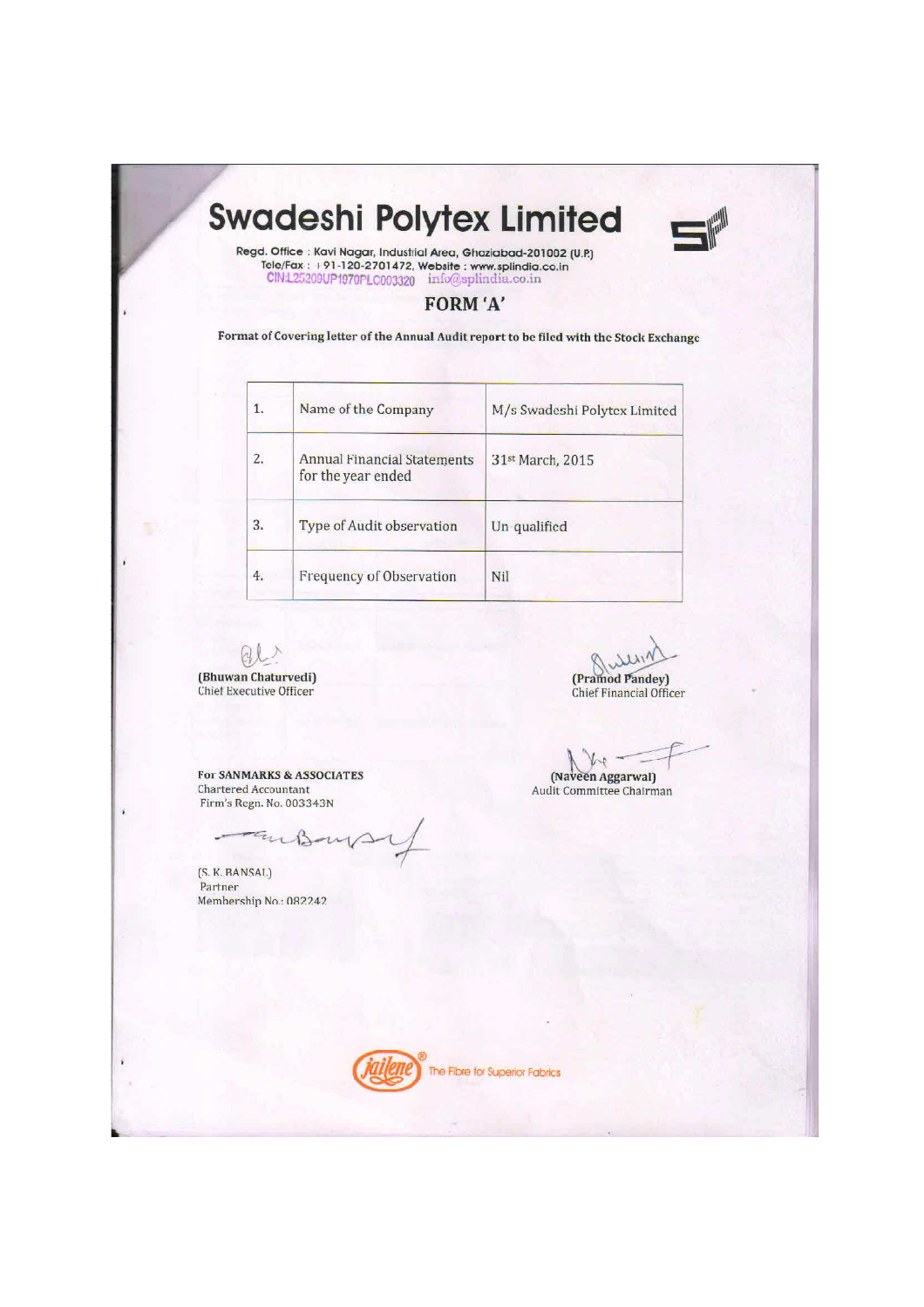# Swadeshi Polytex Limited

Regd. Office : Kavi Nagar, Industrial Area, Ghaziabad-201002 (U.P.)
Tele/Fax : +91-120-2701472, Website : www.splindia.co.in
CIN:L25209UP1970PLC003320 info@splindia.co.in

## FORM 'A'

**Format of Covering letter of the Annual Audit report to be filed with the Stock Exchange**

| | | |
|---|---|---|
| 1. | Name of the Company | M/s Swadeshi Polytex Limited |
| 2. | Annual Financial Statements for the year ended | 31st March, 2015 |
| 3. | Type of Audit observation | Un-qualified |
| 4. | Frequency of Observation | Nil |

**(Bhuwan Chaturvedi)**
Chief Executive Officer

**(Pramod Pandey)**
Chief Financial Officer

**For SANMARKS & ASSOCIATES**
Chartered Accountant
Firm's Regn. No. 003343N

(S. K. BANSAL)
Partner
Membership No.: 082242

**(Naveen Aggarwal)**
Audit Committee Chairman

Jailene® The Fibre for Superior Fabrics